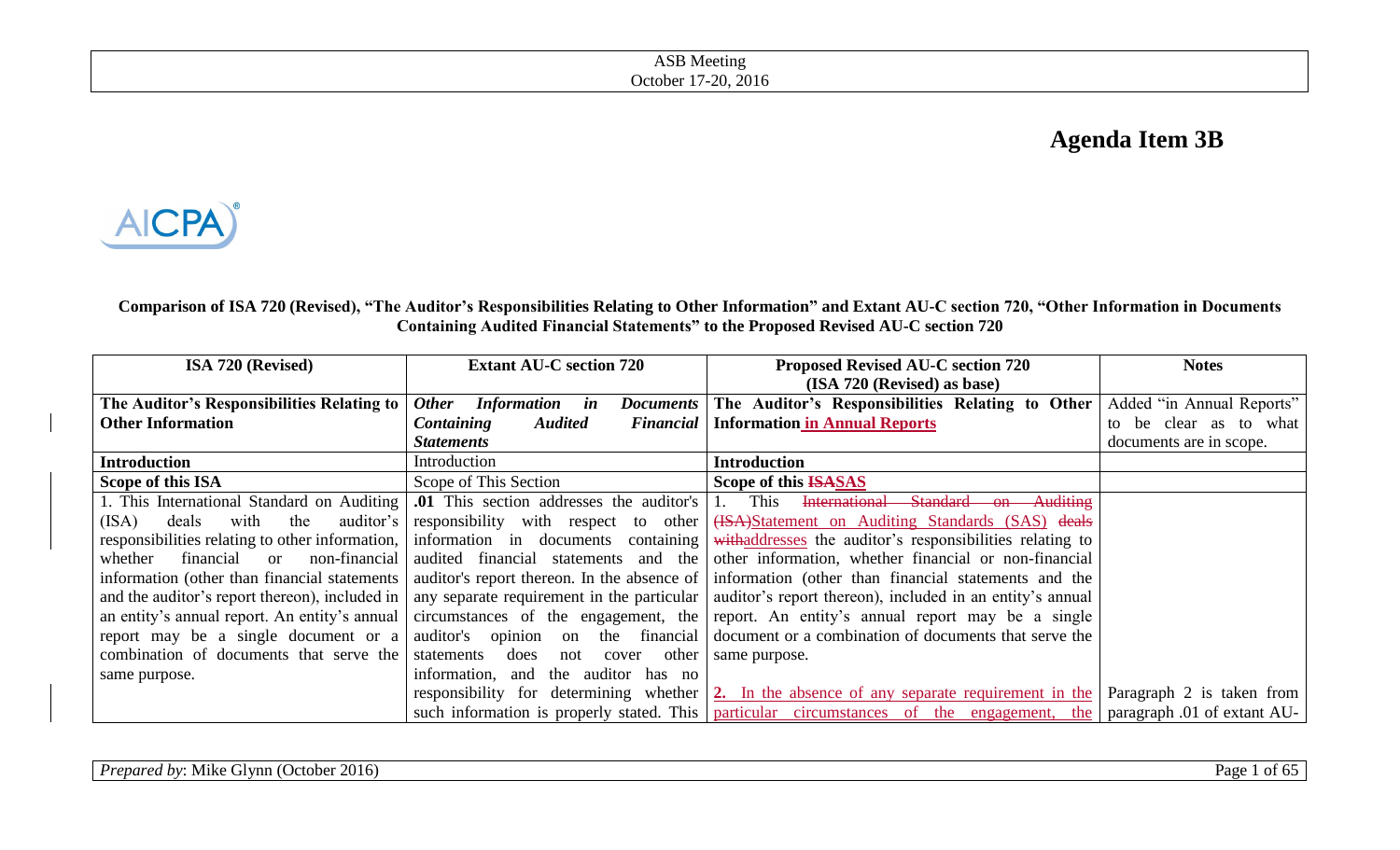ASB Meeting
October 17-20, 2016

# Agenda Item 3B

AICPA®

**Comparison of ISA 720 (Revised), "The Auditor's Responsibilities Relating to Other Information" and Extant AU-C section 720, "Other Information in Documents Containing Audited Financial Statements" to the Proposed Revised AU-C section 720**

| ISA 720 (Revised) | Extant AU-C section 720 | Proposed Revised AU-C section 720 (ISA 720 (Revised) as base) | Notes |
|---|---|---|---|
| **The Auditor's Responsibilities Relating to Other Information** | ***Other Information in Documents Containing Audited Financial Statements*** | **The Auditor's Responsibilities Relating to Other Information in Annual Reports** | Added "in Annual Reports" to be clear as to what documents are in scope. |
| **Introduction** | Introduction | **Introduction** | |
| **Scope of this ISA** | Scope of This Section | **Scope of this ~~ISA~~SAS** | |
| 1. This International Standard on Auditing (ISA) deals with the auditor's responsibilities relating to other information, whether financial or non-financial information (other than financial statements and the auditor's report thereon), included in an entity's annual report. An entity's annual report may be a single document or a combination of documents that serve the same purpose. | **.01** This section addresses the auditor's responsibility with respect to other information in documents containing audited financial statements and the auditor's report thereon. In the absence of any separate requirement in the particular circumstances of the engagement, the auditor's opinion on the financial statements does not cover other information, and the auditor has no responsibility for determining whether such information is properly stated. This | 1. This ~~International Standard on Auditing (ISA)~~Statement on Auditing Standards (SAS) ~~deals with~~addresses the auditor's responsibilities relating to other information, whether financial or non-financial information (other than financial statements and the auditor's report thereon), included in an entity's annual report. An entity's annual report may be a single document or a combination of documents that serve the same purpose.<br><br>**2.** In the absence of any separate requirement in the particular circumstances of the engagement, the | Paragraph 2 is taken from paragraph .01 of extant AU- |

*Prepared by*: Mike Glynn (October 2016)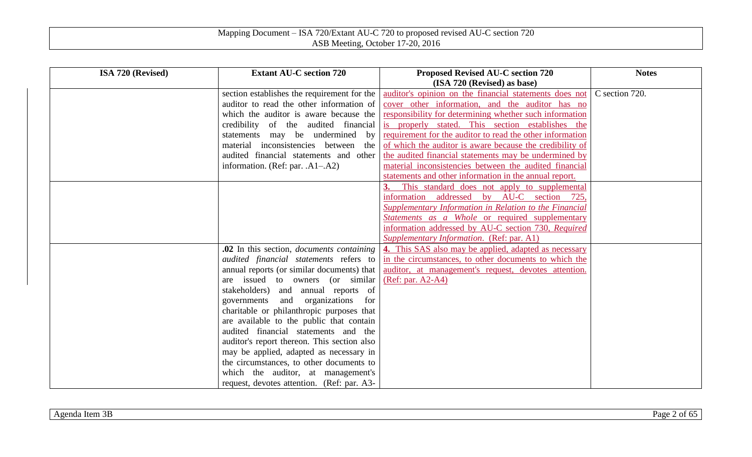| ISA 720 (Revised) | Extant AU-C section 720 | Proposed Revised AU-C section 720 (ISA 720 (Revised) as base) | Notes |
|---|---|---|---|
| | section establishes the requirement for the auditor to read the other information of which the auditor is aware because the credibility of the audited financial statements may be undermined by material inconsistencies between the audited financial statements and other information. (Ref: par. .A1–.A2) | auditor's opinion on the financial statements does not cover other information, and the auditor has no responsibility for determining whether such information is properly stated. This section establishes the requirement for the auditor to read the other information of which the auditor is aware because the credibility of the audited financial statements may be undermined by material inconsistencies between the audited financial statements and other information in the annual report. | C section 720. |
| | | **3.** This standard does not apply to supplemental information addressed by AU-C section 725, *Supplementary Information in Relation to the Financial Statements as a Whole* or required supplementary information addressed by AU-C section 730, *Required Supplementary Information*. (Ref: par. A1) | |
| | **.02** In this section, *documents containing audited financial statements* refers to annual reports (or similar documents) that are issued to owners (or similar stakeholders) and annual reports of governments and organizations for charitable or philanthropic purposes that are available to the public that contain audited financial statements and the auditor's report thereon. This section also may be applied, adapted as necessary in the circumstances, to other documents to which the auditor, at management's request, devotes attention. (Ref: par. A3- | **4.** This SAS also may be applied, adapted as necessary in the circumstances, to other documents to which the auditor, at management's request, devotes attention. (Ref: par. A2-A4) | |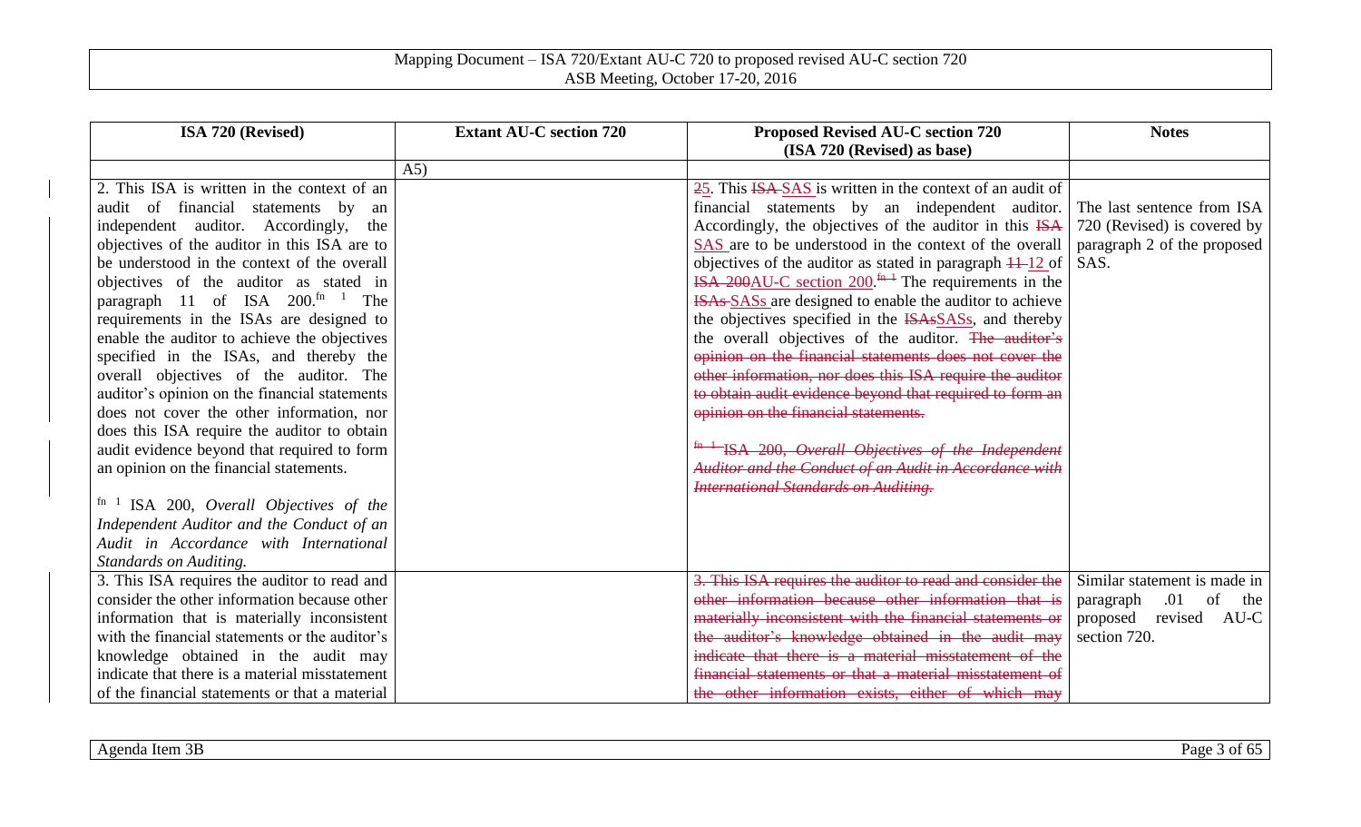| ISA 720 (Revised) | Extant AU-C section 720 | Proposed Revised AU-C section 720 (ISA 720 (Revised) as base) | Notes |
|---|---|---|---|
| | A5) | | |
| 2. This ISA is written in the context of an audit of financial statements by an independent auditor. Accordingly, the objectives of the auditor in this ISA are to be understood in the context of the overall objectives of the auditor as stated in paragraph 11 of ISA 200.[fn 1] The requirements in the ISAs are designed to enable the auditor to achieve the objectives specified in the ISAs, and thereby the overall objectives of the auditor. The auditor's opinion on the financial statements does not cover the other information, nor does this ISA require the auditor to obtain audit evidence beyond that required to form an opinion on the financial statements.<br><br>fn 1 ISA 200, *Overall Objectives of the Independent Auditor and the Conduct of an Audit in Accordance with International Standards on Auditing.* | | ~~2~~5. This ~~ISA~~ SAS is written in the context of an audit of financial statements by an independent auditor. Accordingly, the objectives of the auditor in this ~~ISA~~ SAS are to be understood in the context of the overall objectives of the auditor as stated in paragraph ~~11~~ 12 of ~~ISA 200~~AU-C section 200.~~[fn 1]~~ The requirements in the ~~ISAs~~ SASs are designed to enable the auditor to achieve the objectives specified in the ~~ISAs~~SASs, and thereby the overall objectives of the auditor. ~~The auditor's opinion on the financial statements does not cover the other information, nor does this ISA require the auditor to obtain audit evidence beyond that required to form an opinion on the financial statements.~~<br><br>~~fn 1 ISA 200, *Overall Objectives of the Independent Auditor and the Conduct of an Audit in Accordance with International Standards on Auditing.*~~ | The last sentence from ISA 720 (Revised) is covered by paragraph 2 of the proposed SAS. |
| 3. This ISA requires the auditor to read and consider the other information because other information that is materially inconsistent with the financial statements or the auditor's knowledge obtained in the audit may indicate that there is a material misstatement of the financial statements or that a material | | ~~3. This ISA requires the auditor to read and consider the other information because other information that is materially inconsistent with the financial statements or the auditor's knowledge obtained in the audit may indicate that there is a material misstatement of the financial statements or that a material misstatement of the other information exists, either of which may~~ | Similar statement is made in paragraph .01 of the proposed revised AU-C section 720. |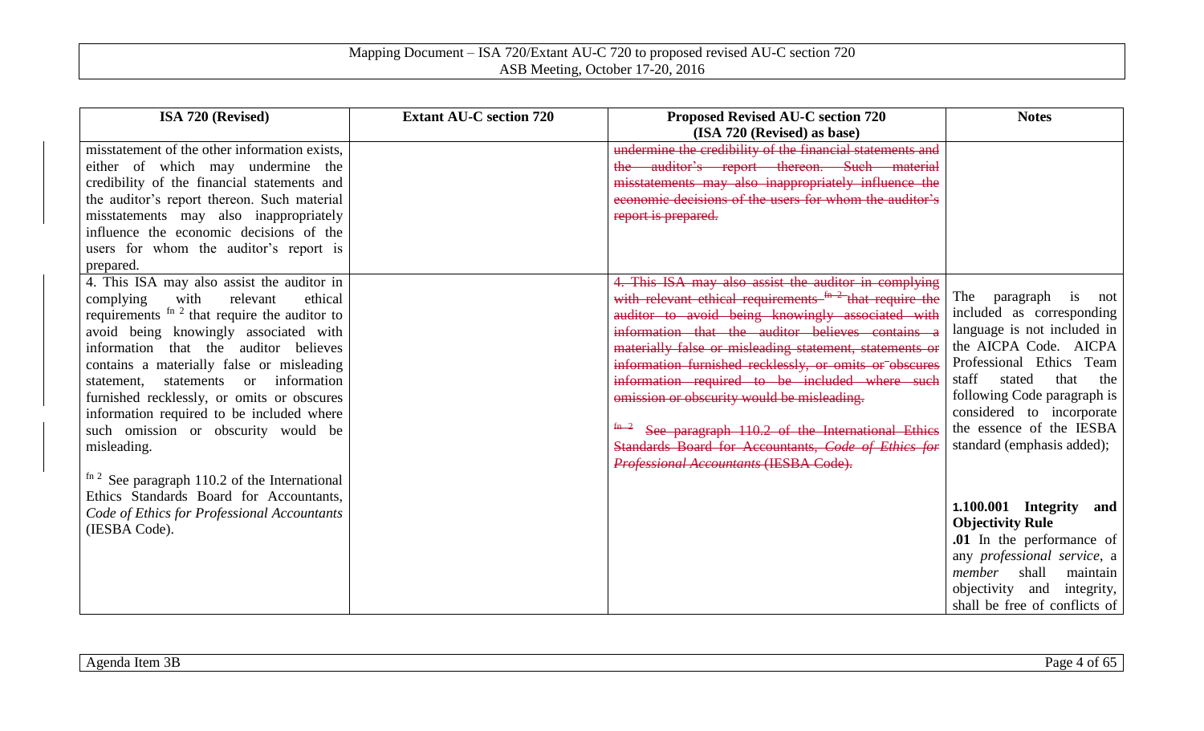| ISA 720 (Revised) | Extant AU-C section 720 | Proposed Revised AU-C section 720 (ISA 720 (Revised) as base) | Notes |
|---|---|---|---|
| misstatement of the other information exists, either of which may undermine the credibility of the financial statements and the auditor's report thereon. Such material misstatements may also inappropriately influence the economic decisions of the users for whom the auditor's report is prepared. | | ~~undermine the credibility of the financial statements and the auditor's report thereon. Such material misstatements may also inappropriately influence the economic decisions of the users for whom the auditor's report is prepared.~~ | |
| 4. This ISA may also assist the auditor in complying with relevant ethical requirements [fn 2] that require the auditor to avoid being knowingly associated with information that the auditor believes contains a materially false or misleading statement, statements or information furnished recklessly, or omits or obscures information required to be included where such omission or obscurity would be misleading.<br><br>[fn 2] See paragraph 110.2 of the International Ethics Standards Board for Accountants, *Code of Ethics for Professional Accountants* (IESBA Code). | | ~~4. This ISA may also assist the auditor in complying with relevant ethical requirements [fn 2] that require the auditor to avoid being knowingly associated with information that the auditor believes contains a materially false or misleading statement, statements or information furnished recklessly, or omits or obscures information required to be included where such omission or obscurity would be misleading.~~<br><br>~~[fn 2] See paragraph 110.2 of the International Ethics Standards Board for Accountants, *Code of Ethics for Professional Accountants* (IESBA Code).~~ | The paragraph is not included as corresponding language is not included in the AICPA Code. AICPA Professional Ethics Team staff stated that the following Code paragraph is considered to incorporate the essence of the IESBA standard (emphasis added);<br><br>**1.100.001 Integrity and Objectivity Rule**<br>**.01** In the performance of any *professional service*, a *member* shall maintain objectivity and integrity, shall be free of conflicts of |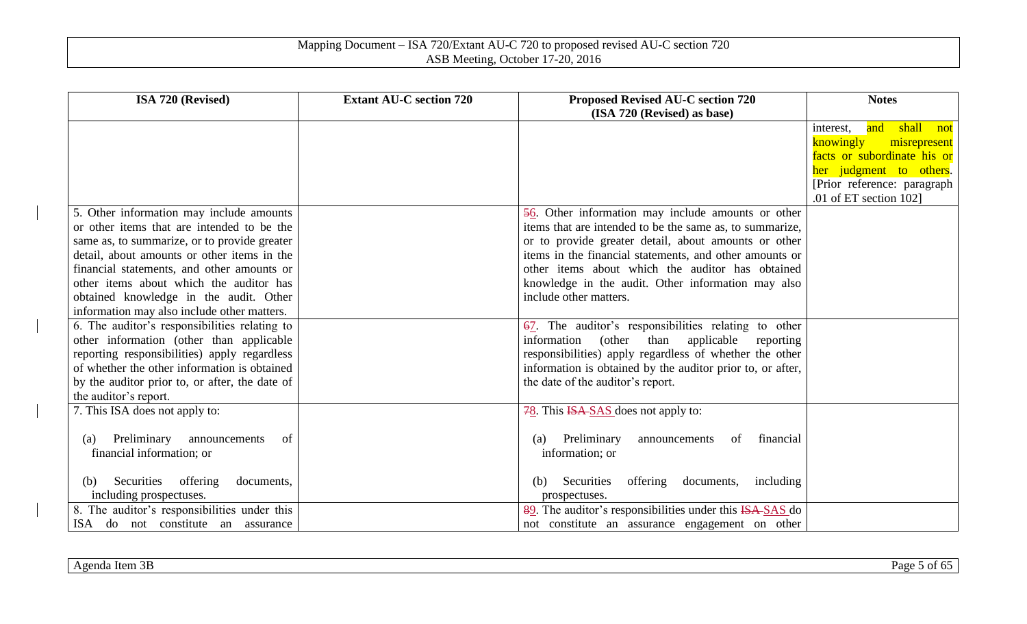| ISA 720 (Revised) | Extant AU-C section 720 | Proposed Revised AU-C section 720 (ISA 720 (Revised) as base) | Notes |
|---|---|---|---|
| | | | interest, and shall not knowingly misrepresent facts or subordinate his or her judgment to others. [Prior reference: paragraph .01 of ET section 102] |
| 5. Other information may include amounts or other items that are intended to be the same as, to summarize, or to provide greater detail, about amounts or other items in the financial statements, and other amounts or other items about which the auditor has obtained knowledge in the audit. Other information may also include other matters. | | ~~5~~6. Other information may include amounts or other items that are intended to be the same as, to summarize, or to provide greater detail, about amounts or other items in the financial statements, and other amounts or other items about which the auditor has obtained knowledge in the audit. Other information may also include other matters. | |
| 6. The auditor's responsibilities relating to other information (other than applicable reporting responsibilities) apply regardless of whether the other information is obtained by the auditor prior to, or after, the date of the auditor's report. | | ~~6~~7. The auditor's responsibilities relating to other information (other than applicable reporting responsibilities) apply regardless of whether the other information is obtained by the auditor prior to, or after, the date of the auditor's report. | |
| 7. This ISA does not apply to:<br><br>(a) Preliminary announcements of financial information; or<br><br>(b) Securities offering documents, including prospectuses. | | ~~7~~8. This ~~ISA~~ SAS does not apply to:<br><br>(a) Preliminary announcements of financial information; or<br><br>(b) Securities offering documents, including prospectuses. | |
| 8. The auditor's responsibilities under this ISA do not constitute an assurance | | ~~8~~9. The auditor's responsibilities under this ~~ISA~~ SAS do not constitute an assurance engagement on other | |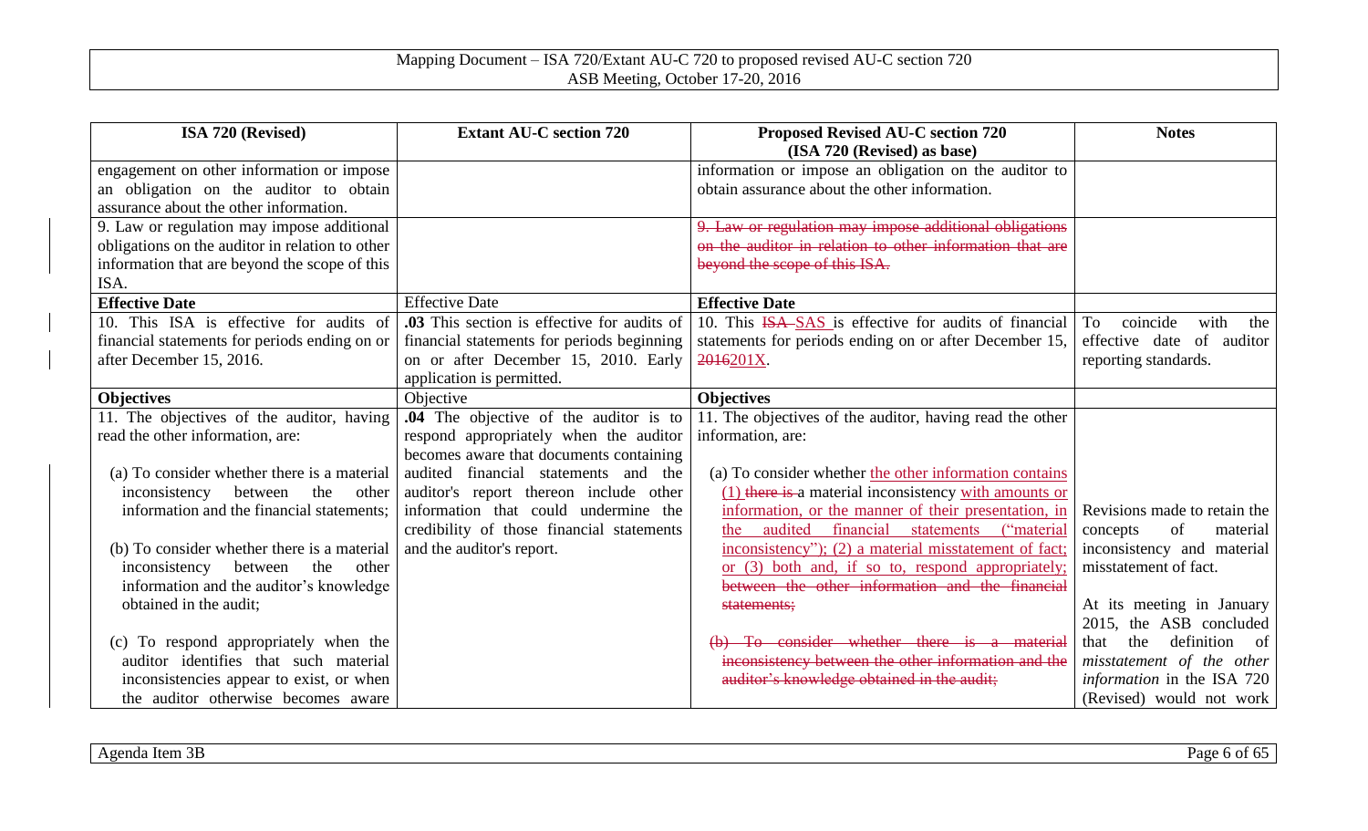| ISA 720 (Revised) | Extant AU-C section 720 | Proposed Revised AU-C section 720 (ISA 720 (Revised) as base) | Notes |
|---|---|---|---|
| engagement on other information or impose an obligation on the auditor to obtain assurance about the other information. | | information or impose an obligation on the auditor to obtain assurance about the other information. | |
| 9. Law or regulation may impose additional obligations on the auditor in relation to other information that are beyond the scope of this ISA. | | ~~9. Law or regulation may impose additional obligations on the auditor in relation to other information that are beyond the scope of this ISA.~~ | |
| **Effective Date** | Effective Date | **Effective Date** | |
| 10. This ISA is effective for audits of financial statements for periods ending on or after December 15, 2016. | **.03** This section is effective for audits of financial statements for periods beginning on or after December 15, 2010. Early application is permitted. | 10. This ~~ISA~~ SAS is effective for audits of financial statements for periods ending on or after December 15, ~~2016~~201X. | To coincide with the effective date of auditor reporting standards. |
| **Objectives** | Objective | **Objectives** | |
| 11. The objectives of the auditor, having read the other information, are:<br><br>(a) To consider whether there is a material inconsistency between the other information and the financial statements;<br><br>(b) To consider whether there is a material inconsistency between the other information and the auditor's knowledge obtained in the audit;<br><br>(c) To respond appropriately when the auditor identifies that such material inconsistencies appear to exist, or when the auditor otherwise becomes aware | **.04** The objective of the auditor is to respond appropriately when the auditor becomes aware that documents containing audited financial statements and the auditor's report thereon include other information that could undermine the credibility of those financial statements and the auditor's report. | 11. The objectives of the auditor, having read the other information, are:<br><br>(a) To consider whether the other information contains (1) ~~there is~~ ~~a~~ material inconsistency with amounts or information, or the manner of their presentation, in the audited financial statements ("material inconsistency"); (2) a material misstatement of fact; or (3) both and, if so to, respond appropriately; ~~between the other information and the financial statements;~~<br><br>~~(b) To consider whether there is a material inconsistency between the other information and the auditor's knowledge obtained in the audit;~~ | Revisions made to retain the concepts of material inconsistency and material misstatement of fact.<br><br>At its meeting in January 2015, the ASB concluded that the definition of *misstatement of the other information* in the ISA 720 (Revised) would not work |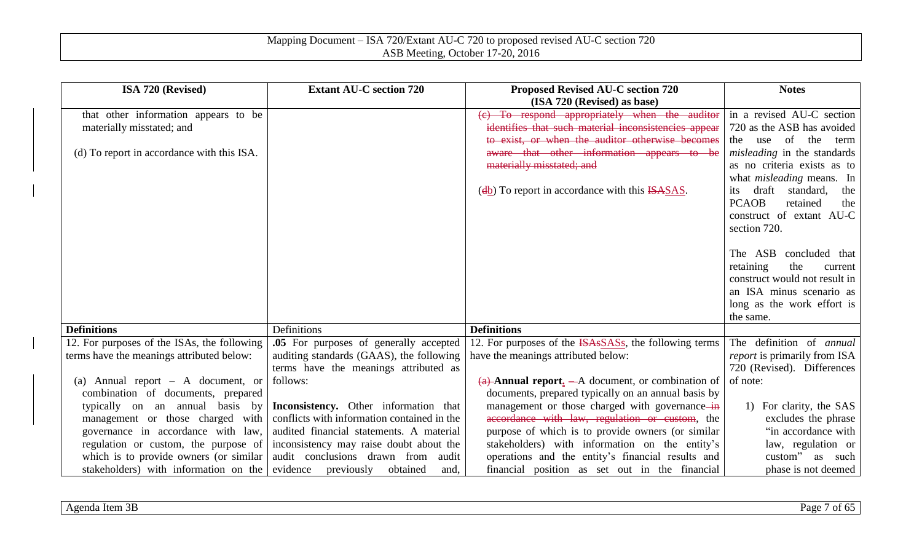| ISA 720 (Revised) | Extant AU-C section 720 | Proposed Revised AU-C section 720 (ISA 720 (Revised) as base) | Notes |
|---|---|---|---|
| that other information appears to be materially misstated; and<br><br>(d) To report in accordance with this ISA. | | ~~(c) To respond appropriately when the auditor identifies that such material inconsistencies appear to exist, or when the auditor otherwise becomes aware that other information appears to be materially misstated; and~~<br><br>(~~d~~b) To report in accordance with this ~~ISA~~SAS. | in a revised AU-C section 720 as the ASB has avoided the use of the term *misleading* in the standards as no criteria exists as to what *misleading* means. In its draft standard, the PCAOB retained the construct of extant AU-C section 720.<br><br>The ASB concluded that retaining the current construct would not result in an ISA minus scenario as long as the work effort is the same. |
| **Definitions** | Definitions | **Definitions** | |
| 12. For purposes of the ISAs, the following terms have the meanings attributed below:<br><br>(a) Annual report – A document, or combination of documents, prepared typically on an annual basis by management or those charged with governance in accordance with law, regulation or custom, the purpose of which is to provide owners (or similar stakeholders) with information on the | **.05** For purposes of generally accepted auditing standards (GAAS), the following terms have the meanings attributed as follows:<br><br>**Inconsistency.** Other information that conflicts with information contained in the audited financial statements. A material inconsistency may raise doubt about the audit conclusions drawn from audit evidence previously obtained and, | 12. For purposes of the ~~ISAs~~SASs, the following terms have the meanings attributed below:<br><br>~~(a)~~ **Annual report**. ~~–~~A document, or combination of documents, prepared typically on an annual basis by management or those charged with governance ~~in accordance with law, regulation or custom~~, the purpose of which is to provide owners (or similar stakeholders) with information on the entity's operations and the entity's financial results and financial position as set out in the financial | The definition of *annual report* is primarily from ISA 720 (Revised). Differences of note:<br><br>1) For clarity, the SAS excludes the phrase "in accordance with law, regulation or custom" as such phase is not deemed |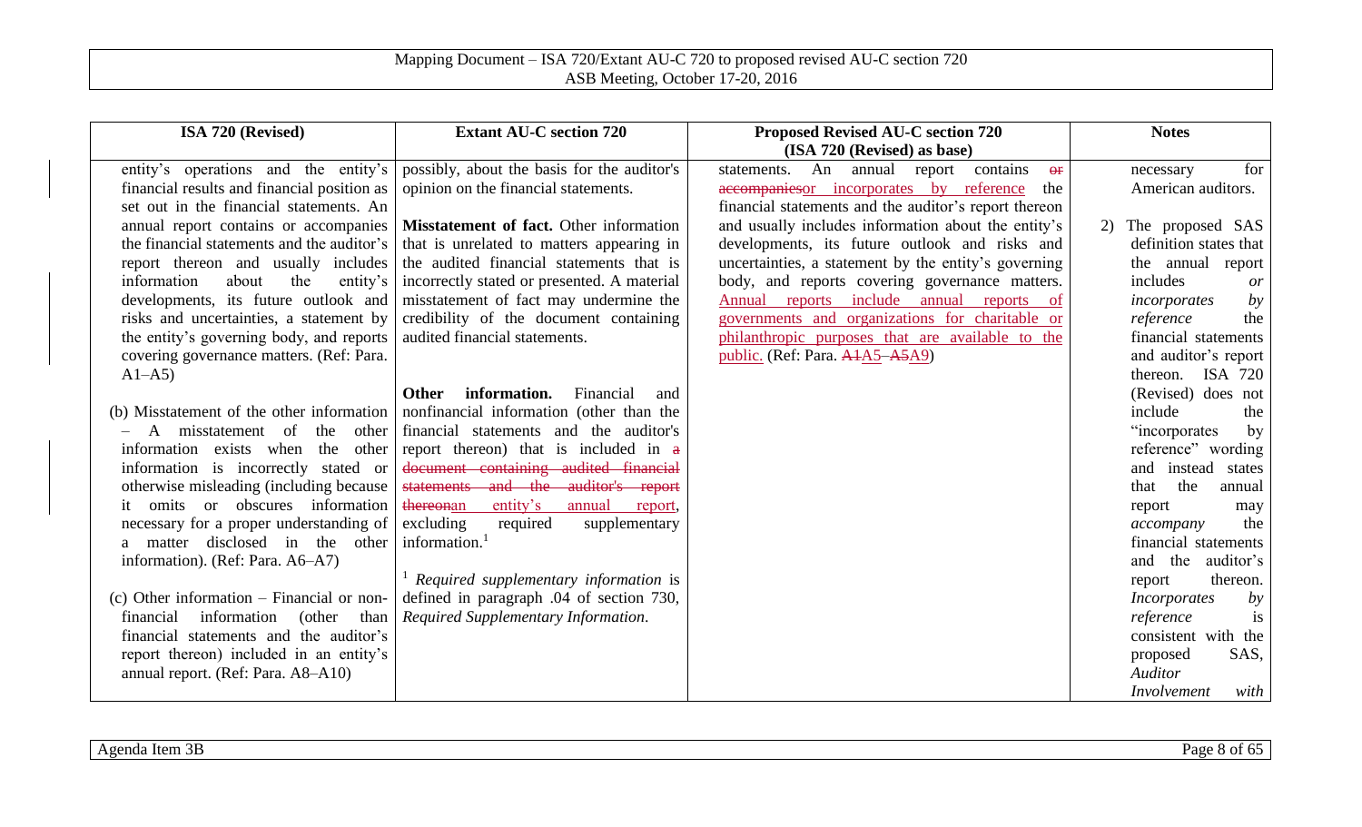| ISA 720 (Revised) | Extant AU-C section 720 | Proposed Revised AU-C section 720 (ISA 720 (Revised) as base) | Notes |
|---|---|---|---|
| entity's operations and the entity's financial results and financial position as set out in the financial statements. An annual report contains or accompanies the financial statements and the auditor's report thereon and usually includes information about the entity's developments, its future outlook and risks and uncertainties, a statement by the entity's governing body, and reports covering governance matters. (Ref: Para. A1–A5)<br><br>(b) Misstatement of the other information – A misstatement of the other information exists when the other information is incorrectly stated or otherwise misleading (including because it omits or obscures information necessary for a proper understanding of a matter disclosed in the other information). (Ref: Para. A6–A7)<br><br>(c) Other information – Financial or non-financial information (other than financial statements and the auditor's report thereon) included in an entity's annual report. (Ref: Para. A8–A10) | possibly, about the basis for the auditor's opinion on the financial statements.<br><br>**Misstatement of fact.** Other information that is unrelated to matters appearing in the audited financial statements that is incorrectly stated or presented. A material misstatement of fact may undermine the credibility of the document containing audited financial statements.<br><br>**Other information.** Financial and nonfinancial information (other than the financial statements and the auditor's report thereon) that is included in ~~a document containing audited financial statements and the auditor's report thereon~~an entity's annual report, excluding required supplementary information.[1]<br><br>[1] *Required supplementary information* is defined in paragraph .04 of section 730, *Required Supplementary Information*. | statements. An annual report contains ~~or accompanies~~or incorporates by reference the financial statements and the auditor's report thereon and usually includes information about the entity's developments, its future outlook and risks and uncertainties, a statement by the entity's governing body, and reports covering governance matters. Annual reports include annual reports of governments and organizations for charitable or philanthropic purposes that are available to the public. (Ref: Para. ~~A1~~A5–~~A5~~A9) | necessary for American auditors.<br><br>2) The proposed SAS definition states that the annual report includes *or incorporates by reference* the financial statements and auditor's report thereon. ISA 720 (Revised) does not include the "incorporates by reference" wording and instead states that the annual report may *accompany* the financial statements and the auditor's report thereon. *Incorporates by reference* is consistent with the proposed SAS, *Auditor Involvement with* |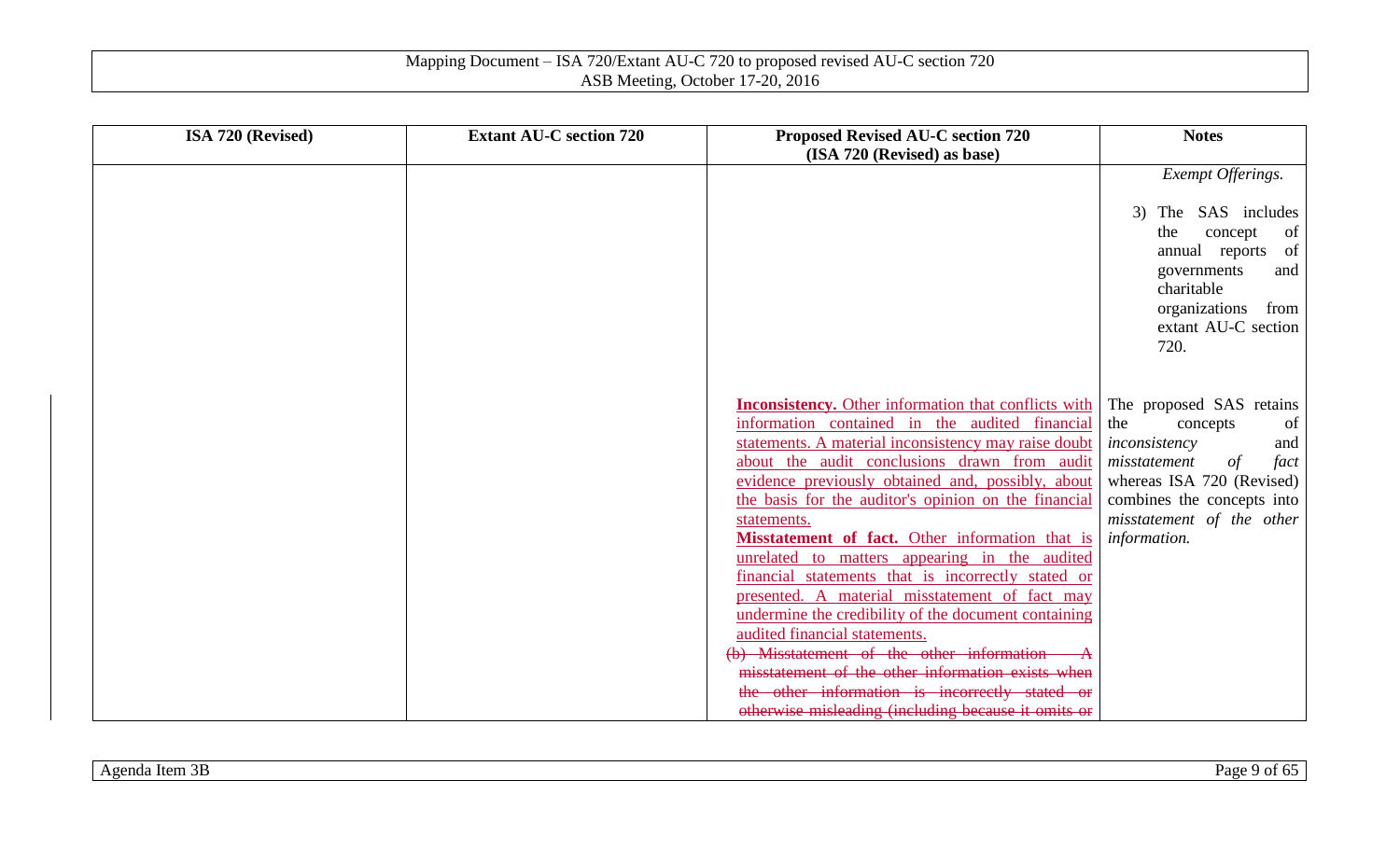| ISA 720 (Revised) | Extant AU-C section 720 | Proposed Revised AU-C section 720 (ISA 720 (Revised) as base) | Notes |
|---|---|---|---|
| | | | *Exempt Offerings.*<br><br>3) The SAS includes the concept of annual reports of governments and charitable organizations from extant AU-C section 720. |
| | | <u>**Inconsistency.** Other information that conflicts with information contained in the audited financial statements. A material inconsistency may raise doubt about the audit conclusions drawn from audit evidence previously obtained and, possibly, about the basis for the auditor's opinion on the financial statements.</u><br><u>**Misstatement of fact.** Other information that is unrelated to matters appearing in the audited financial statements that is incorrectly stated or presented. A material misstatement of fact may undermine the credibility of the document containing audited financial statements.</u><br>~~(b) Misstatement of the other information — A misstatement of the other information exists when the other information is incorrectly stated or otherwise misleading (including because it omits or~~ | The proposed SAS retains the concepts of *inconsistency* and *misstatement of fact* whereas ISA 720 (Revised) combines the concepts into *misstatement of the other information.* |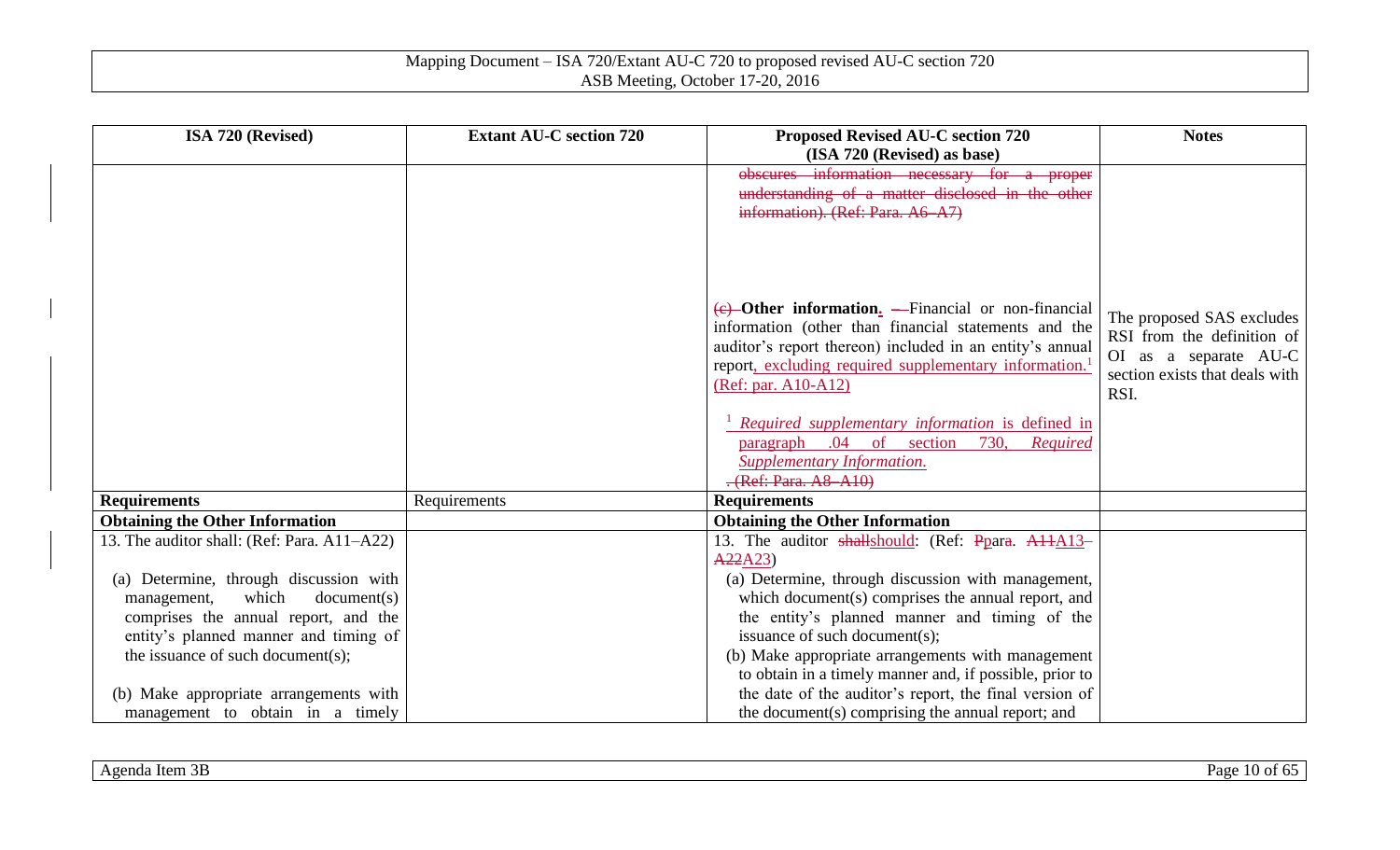| ISA 720 (Revised) | Extant AU-C section 720 | Proposed Revised AU-C section 720 (ISA 720 (Revised) as base) | Notes |
|---|---|---|---|
| | | ~~obscures information necessary for a proper understanding of a matter disclosed in the other information). (Ref: Para. A6–A7)~~ | |
| | | ~~(c)~~ **Other information.** ~~—~~Financial or non-financial information (other than financial statements and the auditor's report thereon) included in an entity's annual report, excluding required supplementary information.[1] (Ref: par. A10-A12)<br><br>[1] *Required supplementary information* is defined in paragraph .04 of section 730, *Required Supplementary Information*.<br>~~. (Ref: Para. A8–A10)~~ | The proposed SAS excludes RSI from the definition of OI as a separate AU-C section exists that deals with RSI. |
| **Requirements** | Requirements | **Requirements** | |
| **Obtaining the Other Information** | | **Obtaining the Other Information** | |
| 13. The auditor shall: (Ref: Para. A11–A22)<br><br>(a) Determine, through discussion with management, which document(s) comprises the annual report, and the entity's planned manner and timing of the issuance of such document(s);<br><br>(b) Make appropriate arrangements with management to obtain in a timely | | 13. The auditor ~~shall~~should: (Ref: ~~P~~para. ~~A11~~A13–~~A22~~A23)<br>(a) Determine, through discussion with management, which document(s) comprises the annual report, and the entity's planned manner and timing of the issuance of such document(s);<br>(b) Make appropriate arrangements with management to obtain in a timely manner and, if possible, prior to the date of the auditor's report, the final version of the document(s) comprising the annual report; and | |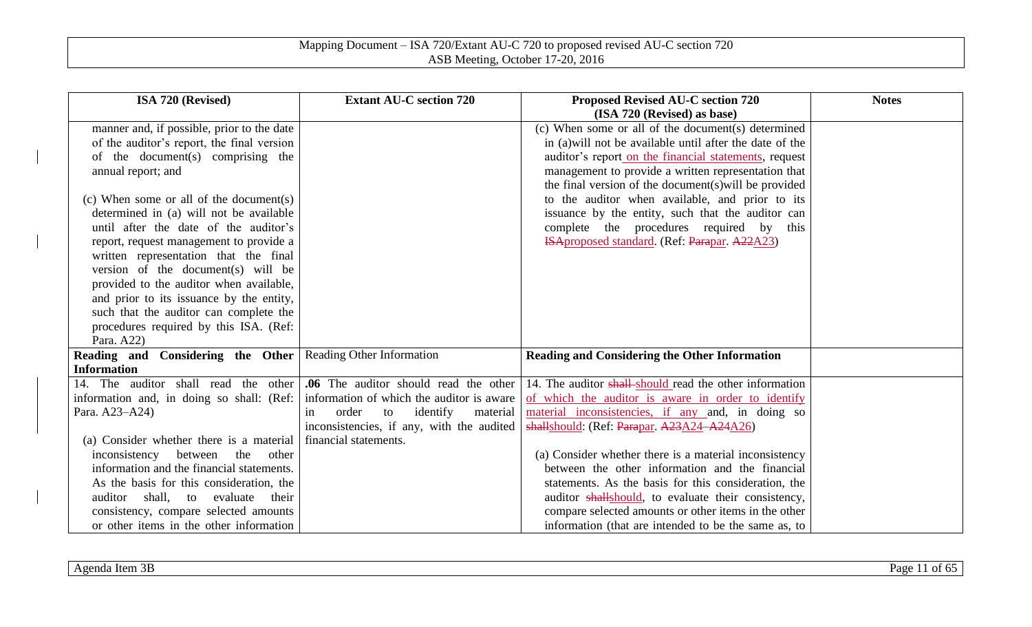| ISA 720 (Revised) | Extant AU-C section 720 | Proposed Revised AU-C section 720 (ISA 720 (Revised) as base) | Notes |
|---|---|---|---|
| manner and, if possible, prior to the date of the auditor's report, the final version of the document(s) comprising the annual report; and<br><br>(c) When some or all of the document(s) determined in (a) will not be available until after the date of the auditor's report, request management to provide a written representation that the final version of the document(s) will be provided to the auditor when available, and prior to its issuance by the entity, such that the auditor can complete the procedures required by this ISA. (Ref: Para. A22) | | (c) When some or all of the document(s) determined in (a)will not be available until after the date of the auditor's report on the financial statements, request management to provide a written representation that the final version of the document(s)will be provided to the auditor when available, and prior to its issuance by the entity, such that the auditor can complete the procedures required by this ~~ISA~~proposed standard. (Ref: ~~Para~~par. ~~A22~~A23) | |
| **Reading and Considering the Other Information** | Reading Other Information | **Reading and Considering the Other Information** | |
| 14. The auditor shall read the other information and, in doing so shall: (Ref: Para. A23–A24)<br><br>(a) Consider whether there is a material inconsistency between the other information and the financial statements. As the basis for this consideration, the auditor shall, to evaluate their consistency, compare selected amounts or other items in the other information | **.06** The auditor should read the other information of which the auditor is aware in order to identify material inconsistencies, if any, with the audited financial statements. | 14. The auditor ~~shall~~ should read the other information of which the auditor is aware in order to identify material inconsistencies, if any and, in doing so ~~shall~~should: (Ref: ~~Para~~par. ~~A23~~A24–~~A24~~A26)<br><br>(a) Consider whether there is a material inconsistency between the other information and the financial statements. As the basis for this consideration, the auditor ~~shall~~should, to evaluate their consistency, compare selected amounts or other items in the other information (that are intended to be the same as, to | |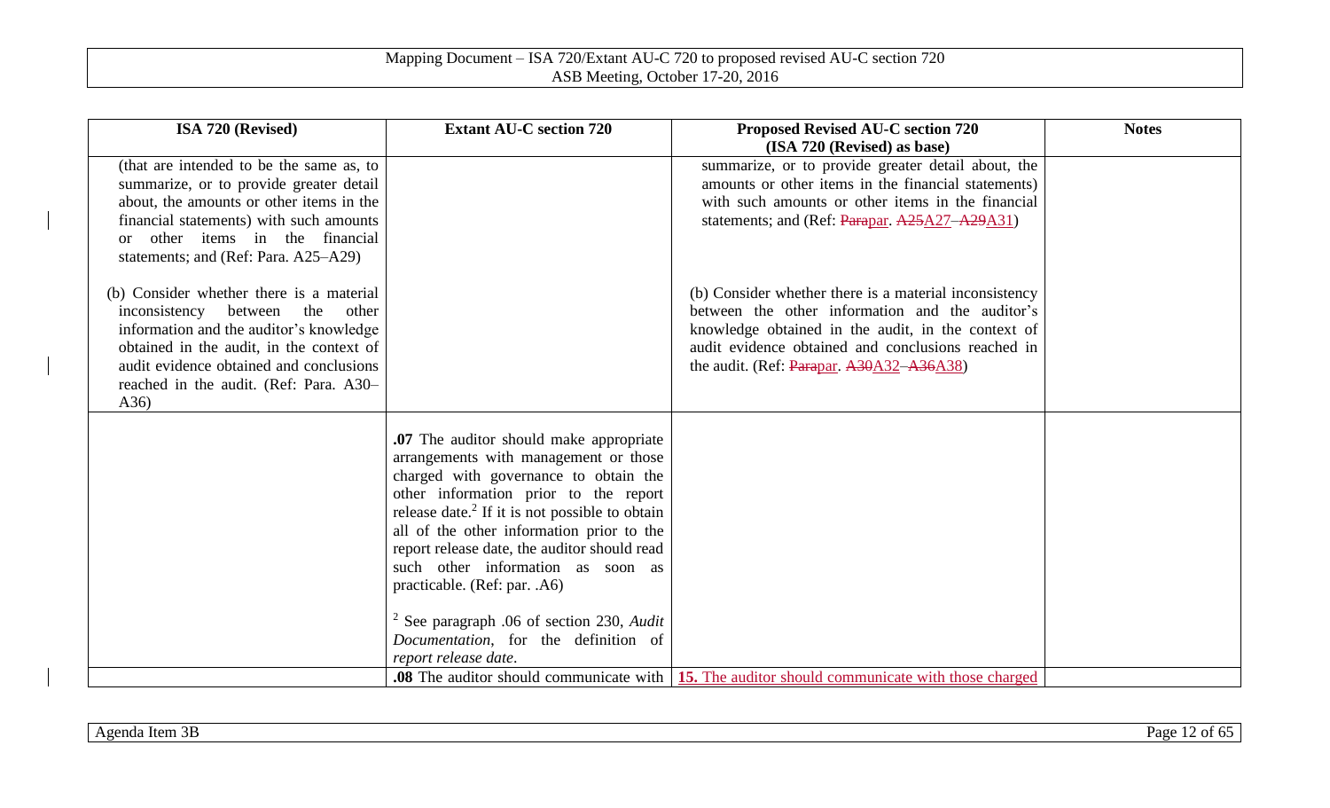| ISA 720 (Revised) | Extant AU-C section 720 | Proposed Revised AU-C section 720 (ISA 720 (Revised) as base) | Notes |
|---|---|---|---|
| (that are intended to be the same as, to summarize, or to provide greater detail about, the amounts or other items in the financial statements) with such amounts or other items in the financial statements; and (Ref: Para. A25–A29)<br><br>(b) Consider whether there is a material inconsistency between the other information and the auditor's knowledge obtained in the audit, in the context of audit evidence obtained and conclusions reached in the audit. (Ref: Para. A30–A36) | | summarize, or to provide greater detail about, the amounts or other items in the financial statements) with such amounts or other items in the financial statements; and (Ref: ~~Para~~par. ~~A25~~A27–~~A29~~A31)<br><br>(b) Consider whether there is a material inconsistency between the other information and the auditor's knowledge obtained in the audit, in the context of audit evidence obtained and conclusions reached in the audit. (Ref: ~~Para~~par. ~~A30~~A32–~~A36~~A38) | |
| | **.07** The auditor should make appropriate arrangements with management or those charged with governance to obtain the other information prior to the report release date.[2] If it is not possible to obtain all of the other information prior to the report release date, the auditor should read such other information as soon as practicable. (Ref: par. .A6)<br><br>[2] See paragraph .06 of section 230, *Audit Documentation*, for the definition of *report release date*. | | |
| | **.08** The auditor should communicate with | **15.** The auditor should communicate with those charged | |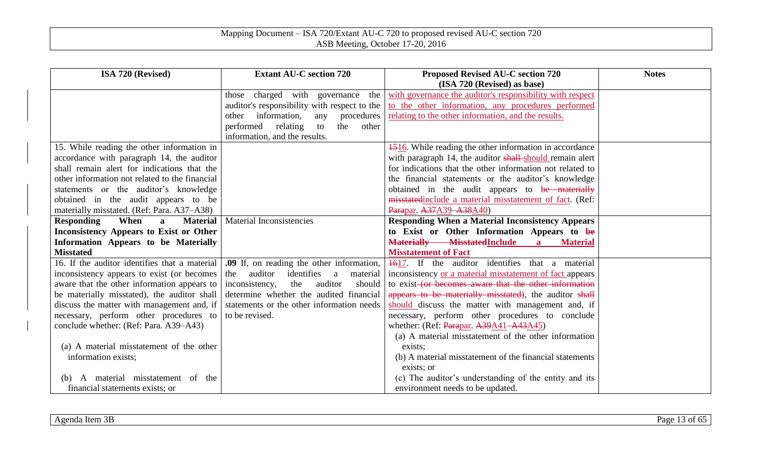| ISA 720 (Revised) | Extant AU-C section 720 | Proposed Revised AU-C section 720 (ISA 720 (Revised) as base) | Notes |
|---|---|---|---|
| | those charged with governance the auditor's responsibility with respect to the other information, any procedures performed relating to the other information, and the results. | with governance the auditor's responsibility with respect to the other information, any procedures performed relating to the other information, and the results. | |
| 15. While reading the other information in accordance with paragraph 14, the auditor shall remain alert for indications that the other information not related to the financial statements or the auditor's knowledge obtained in the audit appears to be materially misstated. (Ref: Para. A37–A38) | | ~~15~~16. While reading the other information in accordance with paragraph 14, the auditor ~~shall~~ should remain alert for indications that the other information not related to the financial statements or the auditor's knowledge obtained in the audit appears to ~~be materially misstated~~include a material misstatement of fact. (Ref: ~~Para~~par. ~~A37~~A39–~~A38~~A40) | |
| **Responding When a Material Inconsistency Appears to Exist or Other Information Appears to be Materially Misstated** | Material Inconsistencies | **Responding When a Material Inconsistency Appears to Exist or Other Information Appears to ~~be Materially Misstated~~Include a Material Misstatement of Fact** | |
| 16. If the auditor identifies that a material inconsistency appears to exist (or becomes aware that the other information appears to be materially misstated), the auditor shall discuss the matter with management and, if necessary, perform other procedures to conclude whether: (Ref: Para. A39–A43)<br><br>(a) A material misstatement of the other information exists;<br><br>(b) A material misstatement of the financial statements exists; or | **.09** If, on reading the other information, the auditor identifies a material inconsistency, the auditor should determine whether the audited financial statements or the other information needs to be revised. | ~~16~~17. If the auditor identifies that a material inconsistency or a material misstatement of fact appears to exist ~~(or becomes aware that the other information appears to be materially misstated)~~, the auditor ~~shall~~ should discuss the matter with management and, if necessary, perform other procedures to conclude whether: (Ref: ~~Para~~par. ~~A39~~A41–~~A43~~A45)<br>(a) A material misstatement of the other information exists;<br>(b) A material misstatement of the financial statements exists; or<br>(c) The auditor's understanding of the entity and its environment needs to be updated. | |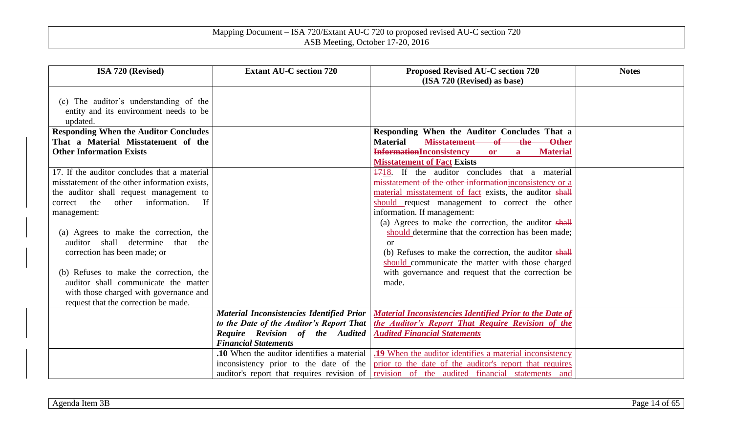| ISA 720 (Revised) | Extant AU-C section 720 | Proposed Revised AU-C section 720 (ISA 720 (Revised) as base) | Notes |
|---|---|---|---|
| (c) The auditor's understanding of the entity and its environment needs to be updated. | | | |
| **Responding When the Auditor Concludes That a Material Misstatement of the Other Information Exists** | | **Responding When the Auditor Concludes That a Material ~~Misstatement of the Other Information~~Inconsistency or a Material Misstatement of Fact Exists** | |
| 17. If the auditor concludes that a material misstatement of the other information exists, the auditor shall request management to correct the other information. If management:<br><br>(a) Agrees to make the correction, the auditor shall determine that the correction has been made; or<br><br>(b) Refuses to make the correction, the auditor shall communicate the matter with those charged with governance and request that the correction be made. | | ~~17~~18. If the auditor concludes that a material ~~misstatement of the other information~~inconsistency or a material misstatement of fact exists, the auditor ~~shall~~ should request management to correct the other information. If management:<br>(a) Agrees to make the correction, the auditor ~~shall~~ should determine that the correction has been made; or<br>(b) Refuses to make the correction, the auditor ~~shall~~ should communicate the matter with those charged with governance and request that the correction be made. | |
| | ***Material Inconsistencies Identified Prior to the Date of the Auditor's Report That Require Revision of the Audited Financial Statements*** | ***Material Inconsistencies Identified Prior to the Date of the Auditor's Report That Require Revision of the Audited Financial Statements*** | |
| | **.10** When the auditor identifies a material inconsistency prior to the date of the auditor's report that requires revision of | **.19** When the auditor identifies a material inconsistency prior to the date of the auditor's report that requires revision of the audited financial statements and | |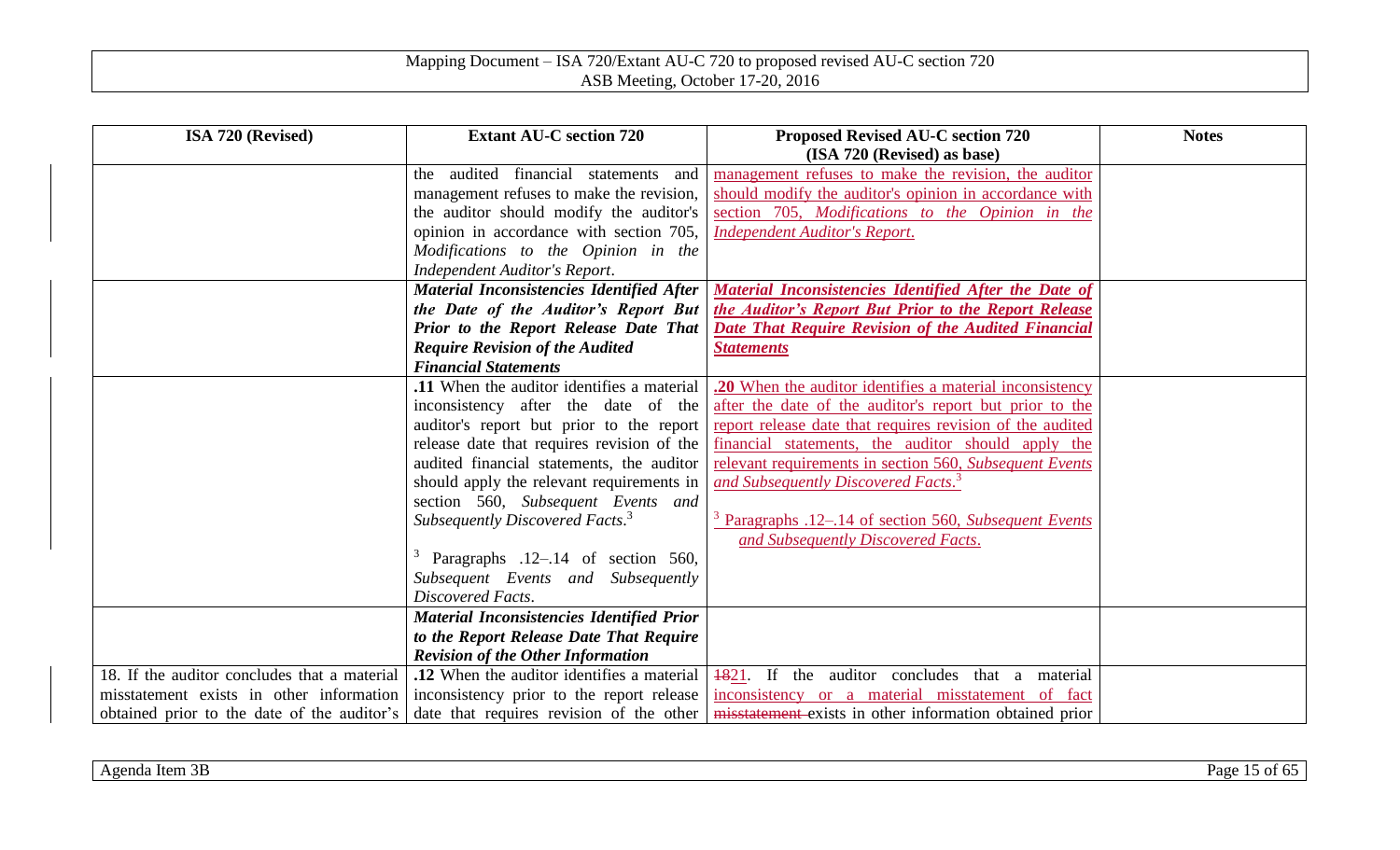| ISA 720 (Revised) | Extant AU-C section 720 | Proposed Revised AU-C section 720 (ISA 720 (Revised) as base) | Notes |
|---|---|---|---|
| | the audited financial statements and management refuses to make the revision, the auditor should modify the auditor's opinion in accordance with section 705, *Modifications to the Opinion in the Independent Auditor's Report*. | management refuses to make the revision, the auditor should modify the auditor's opinion in accordance with section 705, *Modifications to the Opinion in the Independent Auditor's Report*. | |
| | ***Material Inconsistencies Identified After the Date of the Auditor's Report But Prior to the Report Release Date That Require Revision of the Audited Financial Statements*** | ***Material Inconsistencies Identified After the Date of the Auditor's Report But Prior to the Report Release Date That Require Revision of the Audited Financial Statements*** | |
| | **.11** When the auditor identifies a material inconsistency after the date of the auditor's report but prior to the report release date that requires revision of the audited financial statements, the auditor should apply the relevant requirements in section 560, *Subsequent Events and Subsequently Discovered Facts*.[3]<br><br>[3] Paragraphs .12–.14 of section 560, *Subsequent Events and Subsequently Discovered Facts*. | **.20** When the auditor identifies a material inconsistency after the date of the auditor's report but prior to the report release date that requires revision of the audited financial statements, the auditor should apply the relevant requirements in section 560, *Subsequent Events and Subsequently Discovered Facts*.[3]<br><br>[3] Paragraphs .12–.14 of section 560, *Subsequent Events and Subsequently Discovered Facts*. | |
| | ***Material Inconsistencies Identified Prior to the Report Release Date That Require Revision of the Other Information*** | | |
| 18. If the auditor concludes that a material misstatement exists in other information obtained prior to the date of the auditor's | **.12** When the auditor identifies a material inconsistency prior to the report release date that requires revision of the other | ~~18~~21. If the auditor concludes that a material inconsistency or a material misstatement of fact ~~misstatement~~ exists in other information obtained prior | |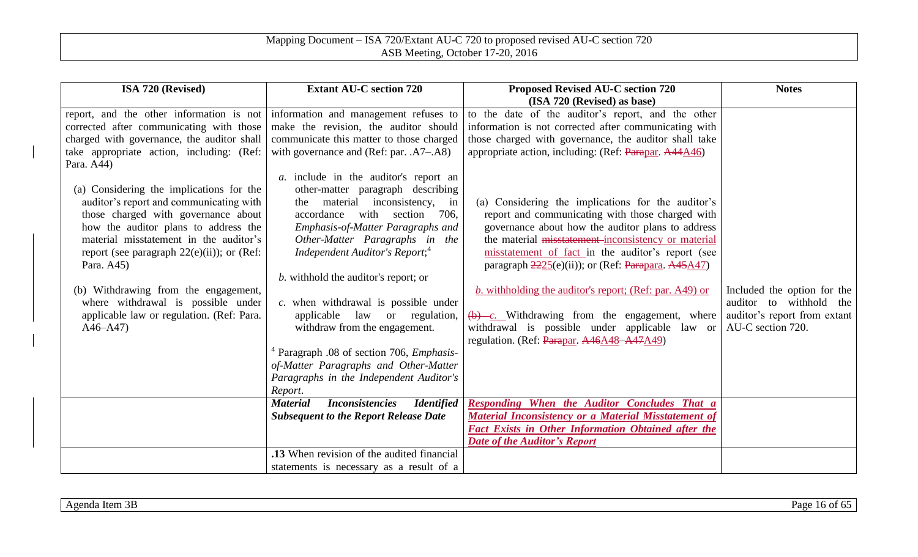| ISA 720 (Revised) | Extant AU-C section 720 | Proposed Revised AU-C section 720 (ISA 720 (Revised) as base) | Notes |
|---|---|---|---|
| report, and the other information is not corrected after communicating with those charged with governance, the auditor shall take appropriate action, including: (Ref: Para. A44)<br><br>(a) Considering the implications for the auditor's report and communicating with those charged with governance about how the auditor plans to address the material misstatement in the auditor's report (see paragraph 22(e)(ii)); or (Ref: Para. A45)<br><br>(b) Withdrawing from the engagement, where withdrawal is possible under applicable law or regulation. (Ref: Para. A46–A47) | information and management refuses to make the revision, the auditor should communicate this matter to those charged with governance and (Ref: par. .A7–.A8)<br><br>*a.* include in the auditor's report an other-matter paragraph describing the material inconsistency, in accordance with section 706, *Emphasis-of-Matter Paragraphs and Other-Matter Paragraphs in the Independent Auditor's Report*;[4]<br><br>*b.* withhold the auditor's report; or<br><br>*c.* when withdrawal is possible under applicable law or regulation, withdraw from the engagement.<br><br>[4] Paragraph .08 of section 706, *Emphasis-of-Matter Paragraphs and Other-Matter Paragraphs in the Independent Auditor's Report*. | to the date of the auditor's report, and the other information is not corrected after communicating with those charged with governance, the auditor shall take appropriate action, including: (Ref: ~~Para~~par. ~~A44~~A46)<br><br>(a) Considering the implications for the auditor's report and communicating with those charged with governance about how the auditor plans to address the material ~~misstatement~~ inconsistency or material misstatement of fact in the auditor's report (see paragraph ~~22~~25(e)(ii)); or (Ref: ~~Para~~para. ~~A45~~A47)<br><br>*b.* withholding the auditor's report; (Ref: par. A49) or<br><br>~~(b)~~ *c.* Withdrawing from the engagement, where withdrawal is possible under applicable law or regulation. (Ref: ~~Para~~par. ~~A46~~A48–~~A47~~A49) | Included the option for the auditor to withhold the auditor's report from extant AU-C section 720. |
| | ***Material Inconsistencies Identified Subsequent to the Report Release Date*** | ***Responding When the Auditor Concludes That a Material Inconsistency or a Material Misstatement of Fact Exists in Other Information Obtained after the Date of the Auditor's Report*** | |
| | **.13** When revision of the audited financial statements is necessary as a result of a | | |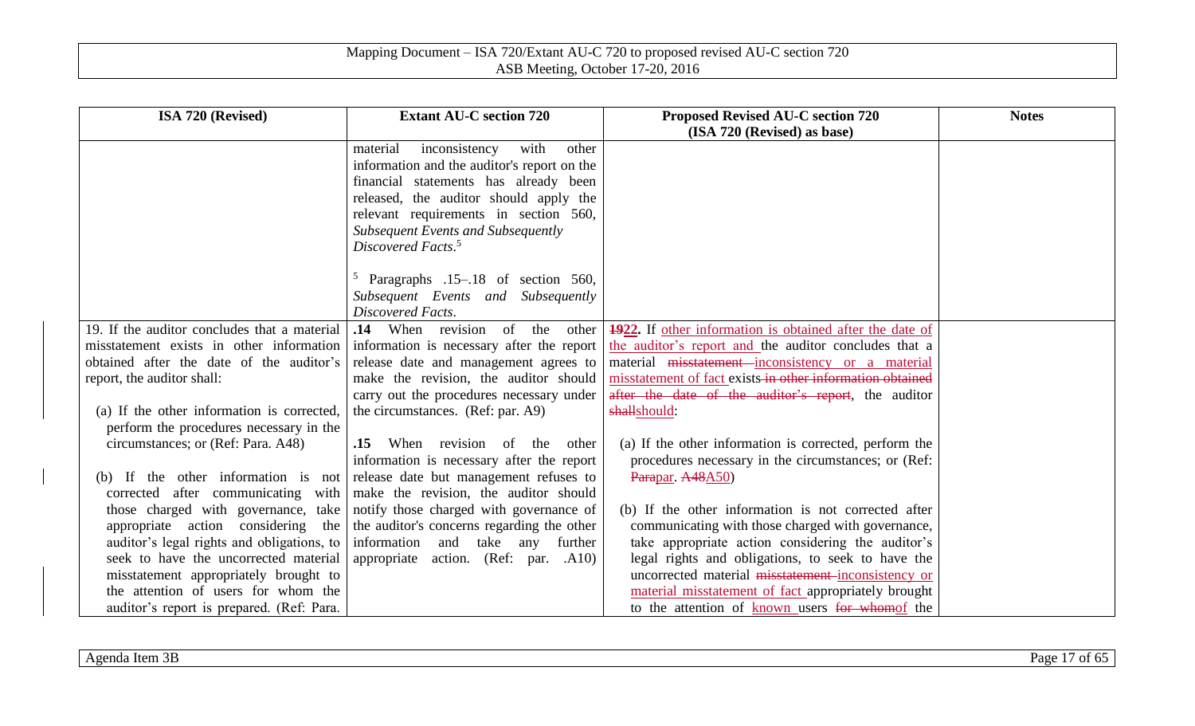| ISA 720 (Revised) | Extant AU-C section 720 | Proposed Revised AU-C section 720 (ISA 720 (Revised) as base) | Notes |
|---|---|---|---|
| | material inconsistency with other information and the auditor's report on the financial statements has already been released, the auditor should apply the relevant requirements in section 560, *Subsequent Events and Subsequently Discovered Facts*.[5]<br><br>[5] Paragraphs .15–.18 of section 560, *Subsequent Events and Subsequently Discovered Facts*. | | |
| 19. If the auditor concludes that a material misstatement exists in other information obtained after the date of the auditor's report, the auditor shall:<br><br>(a) If the other information is corrected, perform the procedures necessary in the circumstances; or (Ref: Para. A48)<br><br>(b) If the other information is not corrected after communicating with those charged with governance, take appropriate action considering the auditor's legal rights and obligations, to seek to have the uncorrected material misstatement appropriately brought to the attention of users for whom the auditor's report is prepared. (Ref: Para. | **.14** When revision of the other information is necessary after the report release date and management agrees to make the revision, the auditor should carry out the procedures necessary under the circumstances. (Ref: par. A9)<br><br>**.15** When revision of the other information is necessary after the report release date but management refuses to make the revision, the auditor should notify those charged with governance of the auditor's concerns regarding the other information and take any further appropriate action. (Ref: par. .A10) | ~~**19**~~**22.** If other information is obtained after the date of the auditor's report and the auditor concludes that a material ~~misstatement~~ inconsistency or a material misstatement of fact exists ~~in other information obtained after the date of the auditor's report~~, the auditor ~~shall~~should:<br><br>(a) If the other information is corrected, perform the procedures necessary in the circumstances; or (Ref: ~~Para~~par. ~~A48~~A50)<br><br>(b) If the other information is not corrected after communicating with those charged with governance, take appropriate action considering the auditor's legal rights and obligations, to seek to have the uncorrected material ~~misstatement~~ inconsistency or material misstatement of fact appropriately brought to the attention of known users ~~for whom~~of the | |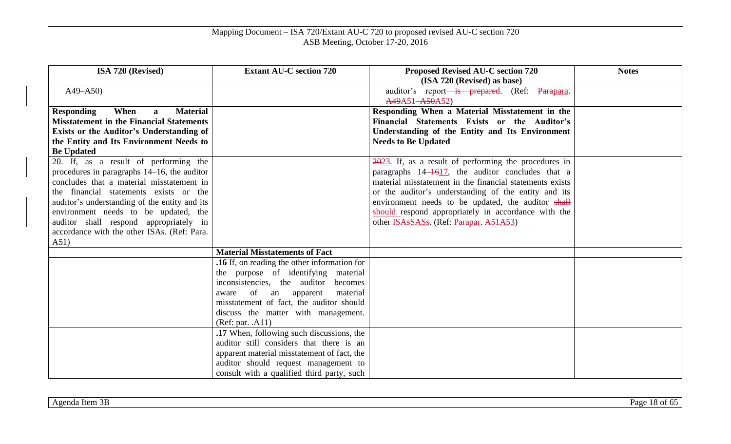| ISA 720 (Revised) | Extant AU-C section 720 | Proposed Revised AU-C section 720 (ISA 720 (Revised) as base) | Notes |
|---|---|---|---|
| A49–A50) | | auditor's report ~~is prepared~~. (Ref: ~~Para~~para. ~~A49~~A51–~~A50~~A52) | |
| **Responding When a Material Misstatement in the Financial Statements Exists or the Auditor's Understanding of the Entity and Its Environment Needs to Be Updated** | | **Responding When a Material Misstatement in the Financial Statements Exists or the Auditor's Understanding of the Entity and Its Environment Needs to Be Updated** | |
| 20. If, as a result of performing the procedures in paragraphs 14–16, the auditor concludes that a material misstatement in the financial statements exists or the auditor's understanding of the entity and its environment needs to be updated, the auditor shall respond appropriately in accordance with the other ISAs. (Ref: Para. A51) | | ~~20~~23. If, as a result of performing the procedures in paragraphs 14–~~16~~17, the auditor concludes that a material misstatement in the financial statements exists or the auditor's understanding of the entity and its environment needs to be updated, the auditor ~~shall~~ should respond appropriately in accordance with the other ~~ISAs~~SASs. (Ref: ~~Para~~par. ~~A51~~A53) | |
| | **Material Misstatements of Fact** | | |
| | **.16** If, on reading the other information for the purpose of identifying material inconsistencies, the auditor becomes aware of an apparent material misstatement of fact, the auditor should discuss the matter with management. (Ref: par. .A11) | | |
| | **.17** When, following such discussions, the auditor still considers that there is an apparent material misstatement of fact, the auditor should request management to consult with a qualified third party, such | | |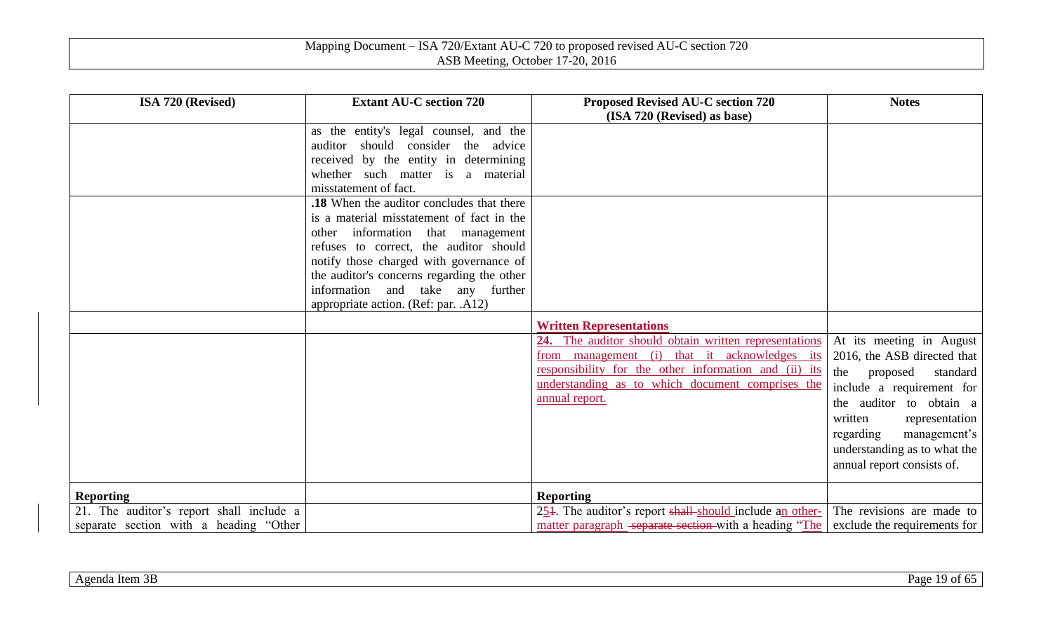| ISA 720 (Revised) | Extant AU-C section 720 | Proposed Revised AU-C section 720 (ISA 720 (Revised) as base) | Notes |
|---|---|---|---|
| | as the entity's legal counsel, and the auditor should consider the advice received by the entity in determining whether such matter is a material misstatement of fact. | | |
| | **.18** When the auditor concludes that there is a material misstatement of fact in the other information that management refuses to correct, the auditor should notify those charged with governance of the auditor's concerns regarding the other information and take any further appropriate action. (Ref: par. .A12) | | |
| | | **Written Representations** | |
| | | **24.** The auditor should obtain written representations from management (i) that it acknowledges its responsibility for the other information and (ii) its understanding as to which document comprises the annual report. | At its meeting in August 2016, the ASB directed that the proposed standard include a requirement for the auditor to obtain a written representation regarding management's understanding as to what the annual report consists of. |
| **Reporting** | | **Reporting** | |
| 21. The auditor's report shall include a separate section with a heading "Other | | 2~~1~~5. The auditor's report ~~shall~~ should include a~~n~~ other-matter paragraph ~~separate section~~ with a heading "The | The revisions are made to exclude the requirements for |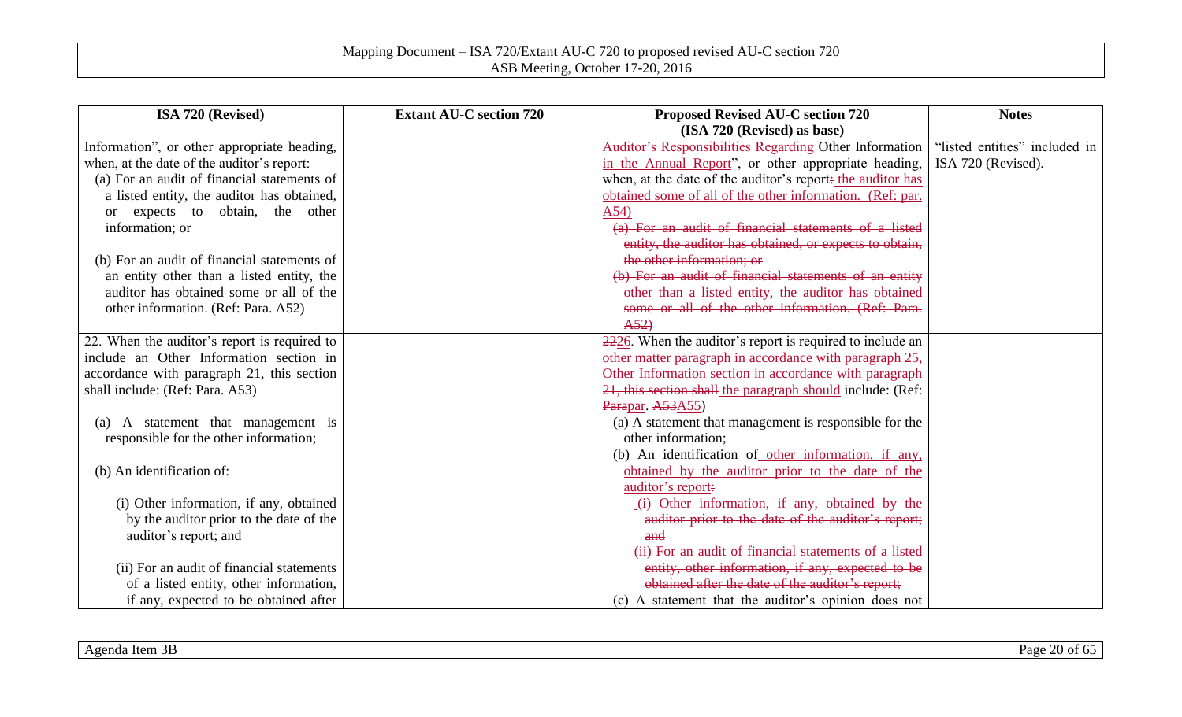| ISA 720 (Revised) | Extant AU-C section 720 | Proposed Revised AU-C section 720 (ISA 720 (Revised) as base) | Notes |
|---|---|---|---|
| Information", or other appropriate heading, when, at the date of the auditor's report:<br>(a) For an audit of financial statements of a listed entity, the auditor has obtained, or expects to obtain, the other information; or<br>(b) For an audit of financial statements of an entity other than a listed entity, the auditor has obtained some or all of the other information. (Ref: Para. A52) | | Auditor's Responsibilities Regarding Other Information in the Annual Report", or other appropriate heading, when, at the date of the auditor's report: the auditor has obtained some of all of the other information. (Ref: par. A54)<br>~~(a) For an audit of financial statements of a listed entity, the auditor has obtained, or expects to obtain, the other information; or~~<br>~~(b) For an audit of financial statements of an entity other than a listed entity, the auditor has obtained some or all of the other information. (Ref: Para. A52)~~ | "listed entities" included in ISA 720 (Revised). |
| 22. When the auditor's report is required to include an Other Information section in accordance with paragraph 21, this section shall include: (Ref: Para. A53)<br>(a) A statement that management is responsible for the other information;<br>(b) An identification of:<br>(i) Other information, if any, obtained by the auditor prior to the date of the auditor's report; and<br>(ii) For an audit of financial statements of a listed entity, other information, if any, expected to be obtained after | | ~~22~~26. When the auditor's report is required to include an other matter paragraph in accordance with paragraph 25, ~~Other Information section in accordance with paragraph 21, this section shall~~ the paragraph should include: (Ref: ~~Para~~par. ~~A53~~A55)<br>(a) A statement that management is responsible for the other information;<br>(b) An identification of other information, if any, obtained by the auditor prior to the date of the auditor's report~~:~~<br>~~(i) Other information, if any, obtained by the auditor prior to the date of the auditor's report; and~~<br>~~(ii) For an audit of financial statements of a listed entity, other information, if any, expected to be obtained after the date of the auditor's report;~~<br>(c) A statement that the auditor's opinion does not | |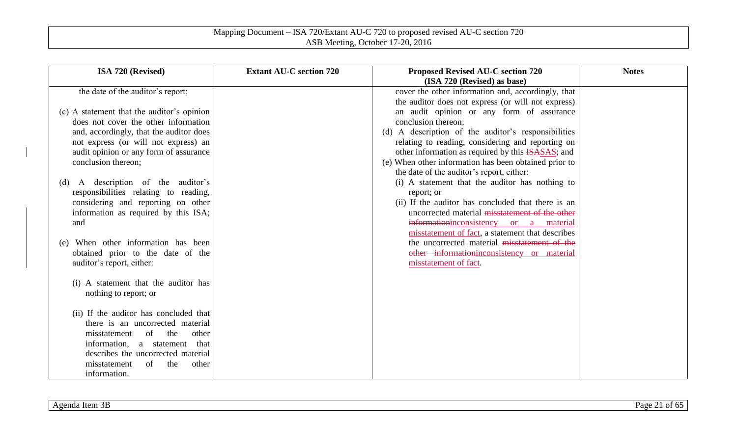| ISA 720 (Revised) | Extant AU-C section 720 | Proposed Revised AU-C section 720 (ISA 720 (Revised) as base) | Notes |
|---|---|---|---|
| the date of the auditor's report;<br><br>(c) A statement that the auditor's opinion does not cover the other information and, accordingly, that the auditor does not express (or will not express) an audit opinion or any form of assurance conclusion thereon;<br><br>(d) A description of the auditor's responsibilities relating to reading, considering and reporting on other information as required by this ISA; and<br><br>(e) When other information has been obtained prior to the date of the auditor's report, either:<br><br>(i) A statement that the auditor has nothing to report; or<br><br>(ii) If the auditor has concluded that there is an uncorrected material misstatement of the other information, a statement that describes the uncorrected material misstatement of the other information. | | cover the other information and, accordingly, that the auditor does not express (or will not express) an audit opinion or any form of assurance conclusion thereon;<br>(d) A description of the auditor's responsibilities relating to reading, considering and reporting on other information as required by this ~~ISA~~SAS; and<br>(e) When other information has been obtained prior to the date of the auditor's report, either:<br>(i) A statement that the auditor has nothing to report; or<br>(ii) If the auditor has concluded that there is an uncorrected material ~~misstatement of the other information~~inconsistency or a material misstatement of fact, a statement that describes the uncorrected material ~~misstatement of the other information~~inconsistency or material misstatement of fact. | |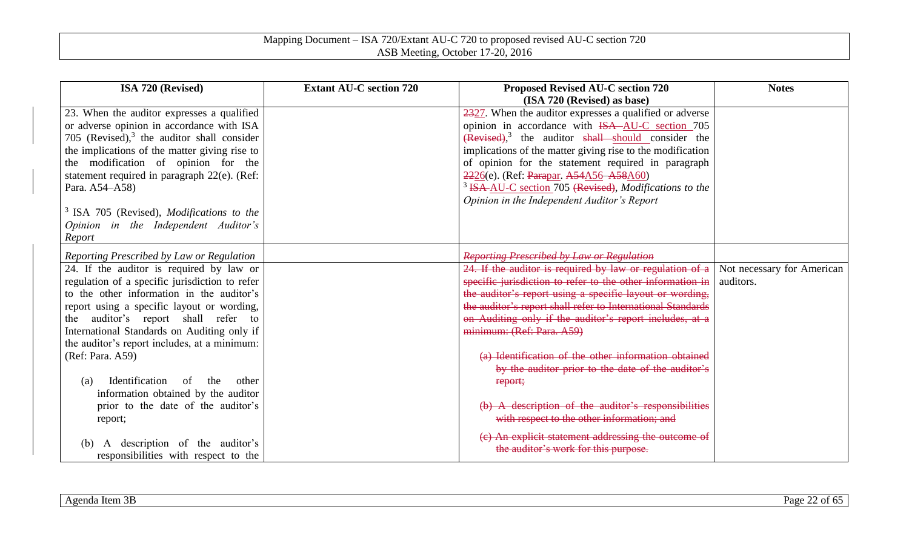| ISA 720 (Revised) | Extant AU-C section 720 | Proposed Revised AU-C section 720 (ISA 720 (Revised) as base) | Notes |
|---|---|---|---|
| 23. When the auditor expresses a qualified or adverse opinion in accordance with ISA 705 (Revised),[3] the auditor shall consider the implications of the matter giving rise to the modification of opinion for the statement required in paragraph 22(e). (Ref: Para. A54–A58)<br><br>[3] ISA 705 (Revised), *Modifications to the Opinion in the Independent Auditor's Report* | | ~~23~~27. When the auditor expresses a qualified or adverse opinion in accordance with ~~ISA~~ AU-C section 705 ~~(Revised)~~,[3] the auditor ~~shall~~ should consider the implications of the matter giving rise to the modification of opinion for the statement required in paragraph ~~22~~26(e). (Ref: ~~Para~~par. ~~A54~~A56–~~A58~~A60)<br>[3] ~~ISA~~ AU-C section 705 ~~(Revised)~~, *Modifications to the Opinion in the Independent Auditor's Report* | |
| *Reporting Prescribed by Law or Regulation* | | ~~*Reporting Prescribed by Law or Regulation*~~ | |
| 24. If the auditor is required by law or regulation of a specific jurisdiction to refer to the other information in the auditor's report using a specific layout or wording, the auditor's report shall refer to International Standards on Auditing only if the auditor's report includes, at a minimum: (Ref: Para. A59)<br><br>(a) Identification of the other information obtained by the auditor prior to the date of the auditor's report;<br><br>(b) A description of the auditor's responsibilities with respect to the | | ~~24. If the auditor is required by law or regulation of a specific jurisdiction to refer to the other information in the auditor's report using a specific layout or wording, the auditor's report shall refer to International Standards on Auditing only if the auditor's report includes, at a minimum: (Ref: Para. A59)~~<br><br>~~(a) Identification of the other information obtained by the auditor prior to the date of the auditor's report;~~<br><br>~~(b) A description of the auditor's responsibilities with respect to the other information; and~~<br><br>~~(c) An explicit statement addressing the outcome of the auditor's work for this purpose.~~ | Not necessary for American auditors. |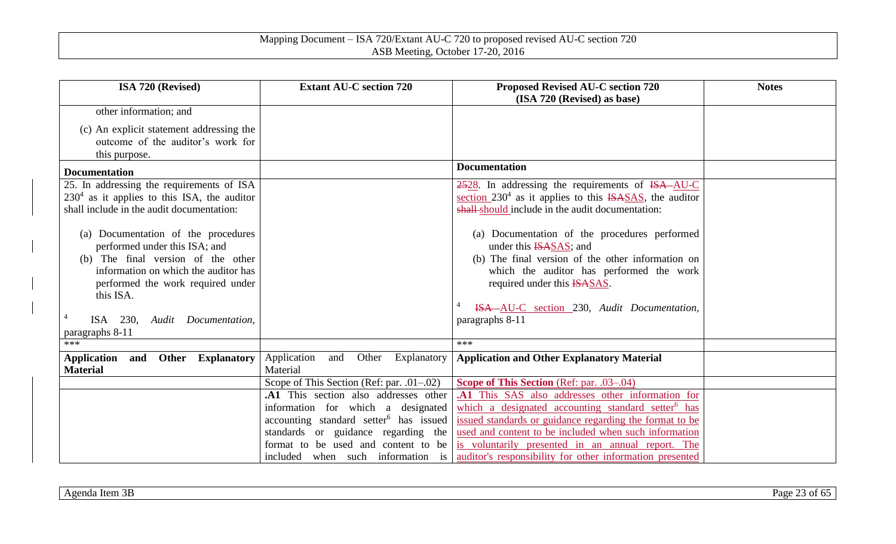| ISA 720 (Revised) | Extant AU-C section 720 | Proposed Revised AU-C section 720 (ISA 720 (Revised) as base) | Notes |
|---|---|---|---|
| other information; and<br><br>(c) An explicit statement addressing the outcome of the auditor's work for this purpose. | | | |
| **Documentation** | | **Documentation** | |
| 25. In addressing the requirements of ISA 230[4] as it applies to this ISA, the auditor shall include in the audit documentation:<br><br>(a) Documentation of the procedures performed under this ISA; and<br>(b) The final version of the other information on which the auditor has performed the work required under this ISA.<br><br>[4] ISA 230, *Audit Documentation*, paragraphs 8-11 | | ~~25~~28. In addressing the requirements of ~~ISA~~ AU-C section 230[4] as it applies to this ~~ISA~~SAS, the auditor ~~shall~~ should include in the audit documentation:<br><br>(a) Documentation of the procedures performed under this ~~ISA~~SAS; and<br>(b) The final version of the other information on which the auditor has performed the work required under this ~~ISA~~SAS.<br><br>[4] ~~ISA~~ AU-C section 230, *Audit Documentation*, paragraphs 8-11 | |
| *** | | *** | |
| **Application and Other Explanatory Material** | Application and Other Explanatory Material | **Application and Other Explanatory Material** | |
| | Scope of This Section (Ref: par. .01–.02) | **Scope of This Section** (Ref: par. .03–.04) | |
| | **.A1** This section also addresses other information for which a designated accounting standard setter[6] has issued standards or guidance regarding the format to be used and content to be included when such information is | **.A1** This SAS also addresses other information for which a designated accounting standard setter[6] has issued standards or guidance regarding the format to be used and content to be included when such information is voluntarily presented in an annual report. The auditor's responsibility for other information presented | |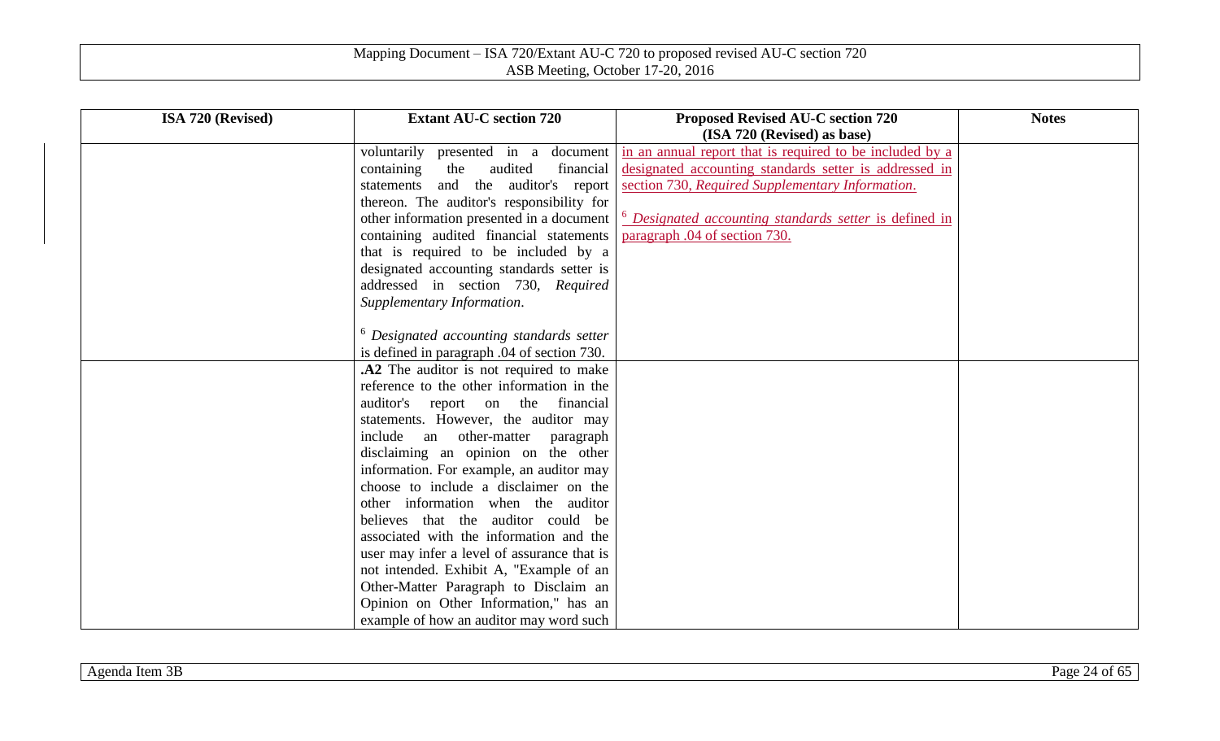| ISA 720 (Revised) | Extant AU-C section 720 | Proposed Revised AU-C section 720 (ISA 720 (Revised) as base) | Notes |
|---|---|---|---|
| | voluntarily presented in a document containing the audited financial statements and the auditor's report thereon. The auditor's responsibility for other information presented in a document containing audited financial statements that is required to be included by a designated accounting standards setter is addressed in section 730, *Required Supplementary Information*.<br><br>[6] *Designated accounting standards setter* is defined in paragraph .04 of section 730. | in an annual report that is required to be included by a designated accounting standards setter is addressed in section 730, *Required Supplementary Information*.<br><br>[6] *Designated accounting standards setter* is defined in paragraph .04 of section 730. | |
| | **.A2** The auditor is not required to make reference to the other information in the auditor's report on the financial statements. However, the auditor may include an other-matter paragraph disclaiming an opinion on the other information. For example, an auditor may choose to include a disclaimer on the other information when the auditor believes that the auditor could be associated with the information and the user may infer a level of assurance that is not intended. Exhibit A, "Example of an Other-Matter Paragraph to Disclaim an Opinion on Other Information," has an example of how an auditor may word such | | |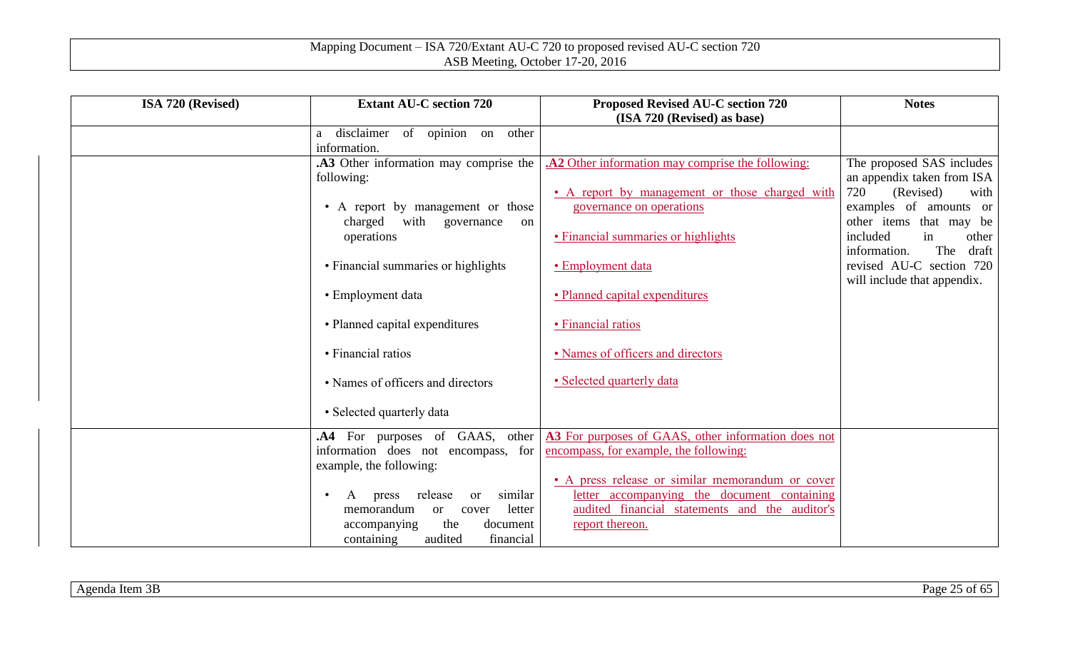| ISA 720 (Revised) | Extant AU-C section 720 | Proposed Revised AU-C section 720 (ISA 720 (Revised) as base) | Notes |
|---|---|---|---|
| | a disclaimer of opinion on other information. | | |
| | **.A3** Other information may comprise the following:<br><br>• A report by management or those charged with governance on operations<br><br>• Financial summaries or highlights<br><br>• Employment data<br><br>• Planned capital expenditures<br><br>• Financial ratios<br><br>• Names of officers and directors<br><br>• Selected quarterly data | **.A2** Other information may comprise the following:<br><br>• A report by management or those charged with governance on operations<br><br>• Financial summaries or highlights<br><br>• Employment data<br><br>• Planned capital expenditures<br><br>• Financial ratios<br><br>• Names of officers and directors<br><br>• Selected quarterly data | The proposed SAS includes an appendix taken from ISA 720 (Revised) with examples of amounts or other items that may be included in other information. The draft revised AU-C section 720 will include that appendix. |
| | **.A4** For purposes of GAAS, other information does not encompass, for example, the following:<br><br>• A press release or similar memorandum or cover letter accompanying the document containing audited financial | **A3** For purposes of GAAS, other information does not encompass, for example, the following:<br><br>• A press release or similar memorandum or cover letter accompanying the document containing audited financial statements and the auditor's report thereon. | |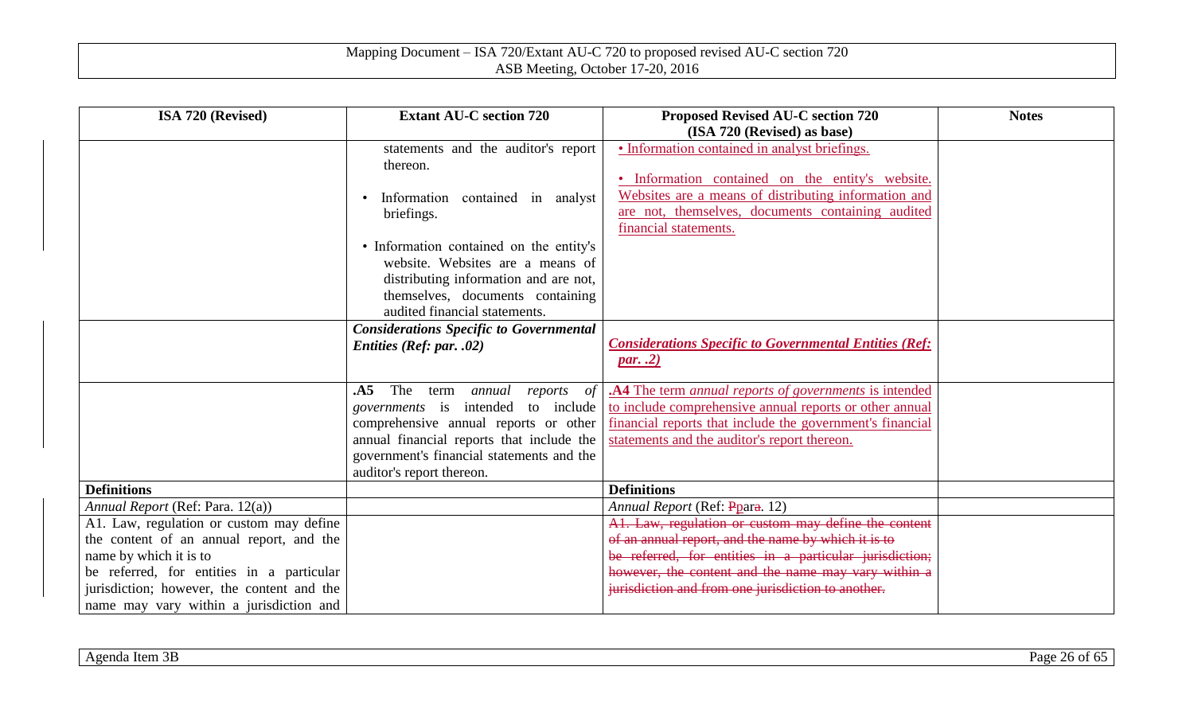| ISA 720 (Revised) | Extant AU-C section 720 | Proposed Revised AU-C section 720 (ISA 720 (Revised) as base) | Notes |
|---|---|---|---|
| | statements and the auditor's report thereon.<br><br>• Information contained in analyst briefings.<br><br>• Information contained on the entity's website. Websites are a means of distributing information and are not, themselves, documents containing audited financial statements. | • Information contained in analyst briefings.<br><br>• Information contained on the entity's website. Websites are a means of distributing information and are not, themselves, documents containing audited financial statements. | |
| | ***Considerations Specific to Governmental Entities (Ref: par. .02)*** | ***Considerations Specific to Governmental Entities (Ref: par. .2)*** | |
| | **.A5** The term *annual reports of governments* is intended to include comprehensive annual reports or other annual financial reports that include the government's financial statements and the auditor's report thereon. | **.A4** The term *annual reports of governments* is intended to include comprehensive annual reports or other annual financial reports that include the government's financial statements and the auditor's report thereon. | |
| **Definitions** | | **Definitions** | |
| *Annual Report* (Ref: Para. 12(a)) | | *Annual Report* (Ref: ~~P~~para~~.~~ 12) | |
| A1. Law, regulation or custom may define the content of an annual report, and the name by which it is to be referred, for entities in a particular jurisdiction; however, the content and the name may vary within a jurisdiction and | | ~~A1. Law, regulation or custom may define the content of an annual report, and the name by which it is to be referred, for entities in a particular jurisdiction; however, the content and the name may vary within a jurisdiction and from one jurisdiction to another.~~ | |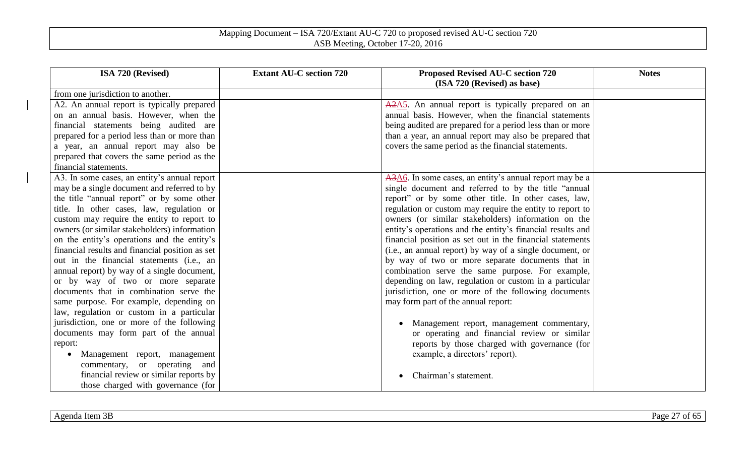| ISA 720 (Revised) | Extant AU-C section 720 | Proposed Revised AU-C section 720 (ISA 720 (Revised) as base) | Notes |
|---|---|---|---|
| from one jurisdiction to another. | | | |
| A2. An annual report is typically prepared on an annual basis. However, when the financial statements being audited are prepared for a period less than or more than a year, an annual report may also be prepared that covers the same period as the financial statements. | | ~~A2~~A5. An annual report is typically prepared on an annual basis. However, when the financial statements being audited are prepared for a period less than or more than a year, an annual report may also be prepared that covers the same period as the financial statements. | |
| A3. In some cases, an entity's annual report may be a single document and referred to by the title "annual report" or by some other title. In other cases, law, regulation or custom may require the entity to report to owners (or similar stakeholders) information on the entity's operations and the entity's financial results and financial position as set out in the financial statements (i.e., an annual report) by way of a single document, or by way of two or more separate documents that in combination serve the same purpose. For example, depending on law, regulation or custom in a particular jurisdiction, one or more of the following documents may form part of the annual report:<br>• Management report, management commentary, or operating and financial review or similar reports by those charged with governance (for | | ~~A3~~A6. In some cases, an entity's annual report may be a single document and referred to by the title "annual report" or by some other title. In other cases, law, regulation or custom may require the entity to report to owners (or similar stakeholders) information on the entity's operations and the entity's financial results and financial position as set out in the financial statements (i.e., an annual report) by way of a single document, or by way of two or more separate documents that in combination serve the same purpose. For example, depending on law, regulation or custom in a particular jurisdiction, one or more of the following documents may form part of the annual report:<br>• Management report, management commentary, or operating and financial review or similar reports by those charged with governance (for example, a directors' report).<br>• Chairman's statement. | |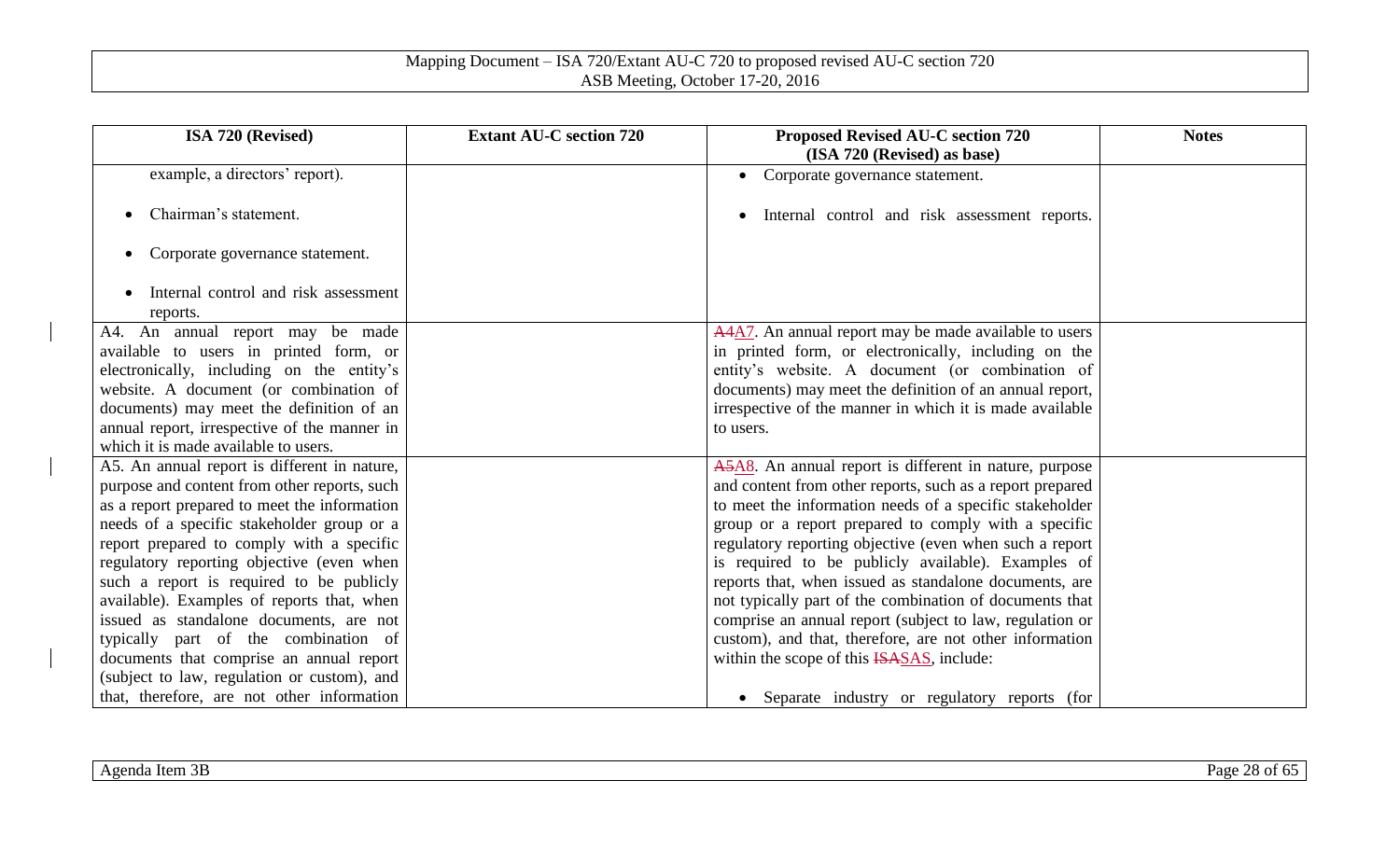| ISA 720 (Revised) | Extant AU-C section 720 | Proposed Revised AU-C section 720 (ISA 720 (Revised) as base) | Notes |
|---|---|---|---|
| example, a directors' report).<br><br>• Chairman's statement.<br><br>• Corporate governance statement.<br><br>• Internal control and risk assessment reports. | | • Corporate governance statement.<br><br>• Internal control and risk assessment reports. | |
| A4. An annual report may be made available to users in printed form, or electronically, including on the entity's website. A document (or combination of documents) may meet the definition of an annual report, irrespective of the manner in which it is made available to users. | | ~~A4~~A7. An annual report may be made available to users in printed form, or electronically, including on the entity's website. A document (or combination of documents) may meet the definition of an annual report, irrespective of the manner in which it is made available to users. | |
| A5. An annual report is different in nature, purpose and content from other reports, such as a report prepared to meet the information needs of a specific stakeholder group or a report prepared to comply with a specific regulatory reporting objective (even when such a report is required to be publicly available). Examples of reports that, when issued as standalone documents, are not typically part of the combination of documents that comprise an annual report (subject to law, regulation or custom), and that, therefore, are not other information | | ~~A5~~A8. An annual report is different in nature, purpose and content from other reports, such as a report prepared to meet the information needs of a specific stakeholder group or a report prepared to comply with a specific regulatory reporting objective (even when such a report is required to be publicly available). Examples of reports that, when issued as standalone documents, are not typically part of the combination of documents that comprise an annual report (subject to law, regulation or custom), and that, therefore, are not other information within the scope of this ~~ISA~~SAS, include:<br><br>• Separate industry or regulatory reports (for | |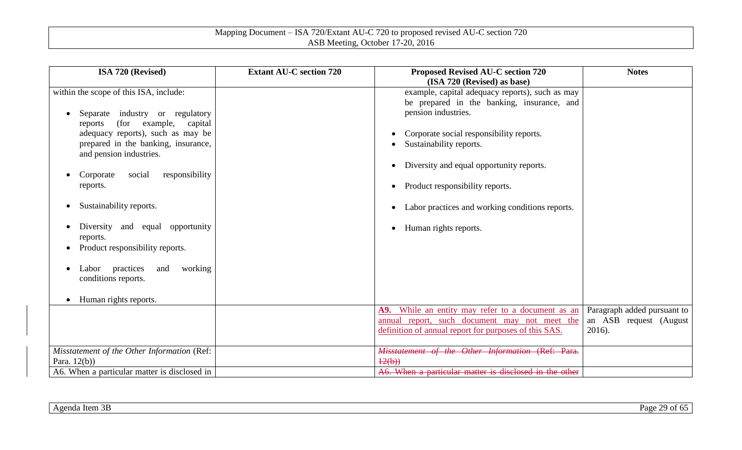| ISA 720 (Revised) | Extant AU-C section 720 | Proposed Revised AU-C section 720 (ISA 720 (Revised) as base) | Notes |
|---|---|---|---|
| within the scope of this ISA, include:<br><br>• Separate industry or regulatory reports (for example, capital adequacy reports), such as may be prepared in the banking, insurance, and pension industries.<br><br>• Corporate social responsibility reports.<br><br>• Sustainability reports.<br><br>• Diversity and equal opportunity reports.<br>• Product responsibility reports.<br><br>• Labor practices and working conditions reports.<br><br>• Human rights reports. | | example, capital adequacy reports), such as may be prepared in the banking, insurance, and pension industries.<br><br>• Corporate social responsibility reports.<br>• Sustainability reports.<br><br>• Diversity and equal opportunity reports.<br><br>• Product responsibility reports.<br><br>• Labor practices and working conditions reports.<br><br>• Human rights reports. | |
| | | **A9.** While an entity may refer to a document as an annual report, such document may not meet the definition of annual report for purposes of this SAS. | Paragraph added pursuant to an ASB request (August 2016). |
| *Misstatement of the Other Information* (Ref: Para. 12(b)) | | ~~*Misstatement of the Other Information* (Ref: Para. 12(b))~~ | |
| A6. When a particular matter is disclosed in | | ~~A6. When a particular matter is disclosed in the other~~ | |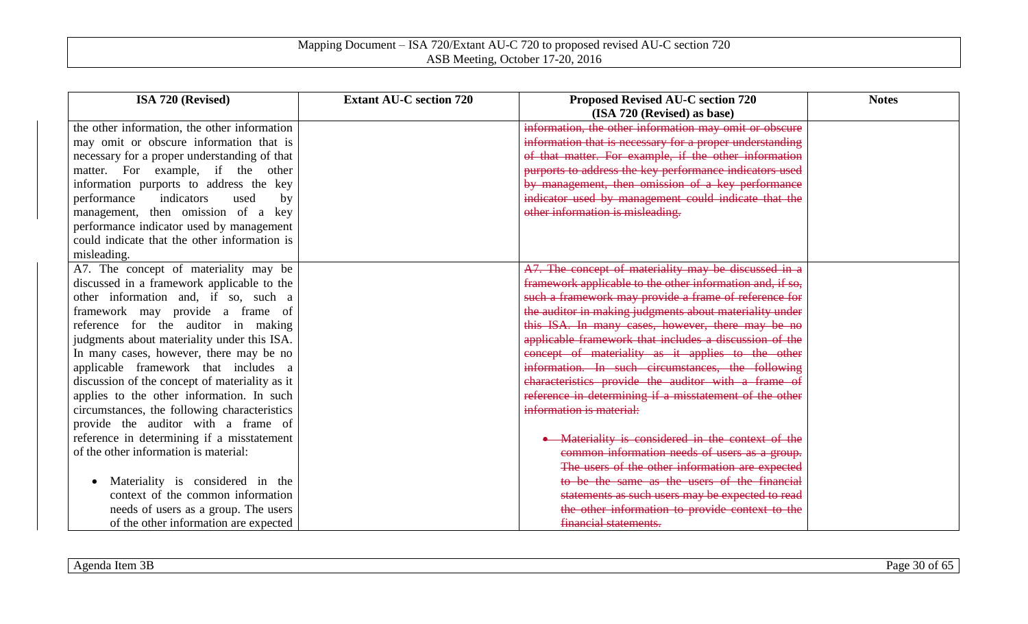| ISA 720 (Revised) | Extant AU-C section 720 | Proposed Revised AU-C section 720 (ISA 720 (Revised) as base) | Notes |
|---|---|---|---|
| the other information, the other information may omit or obscure information that is necessary for a proper understanding of that matter. For example, if the other information purports to address the key performance indicators used by management, then omission of a key performance indicator used by management could indicate that the other information is misleading. | | ~~information, the other information may omit or obscure information that is necessary for a proper understanding of that matter. For example, if the other information purports to address the key performance indicators used by management, then omission of a key performance indicator used by management could indicate that the other information is misleading.~~ | |
| A7. The concept of materiality may be discussed in a framework applicable to the other information and, if so, such a framework may provide a frame of reference for the auditor in making judgments about materiality under this ISA. In many cases, however, there may be no applicable framework that includes a discussion of the concept of materiality as it applies to the other information. In such circumstances, the following characteristics provide the auditor with a frame of reference in determining if a misstatement of the other information is material:<br><br>• Materiality is considered in the context of the common information needs of users as a group. The users of the other information are expected | | ~~A7. The concept of materiality may be discussed in a framework applicable to the other information and, if so, such a framework may provide a frame of reference for the auditor in making judgments about materiality under this ISA. In many cases, however, there may be no applicable framework that includes a discussion of the concept of materiality as it applies to the other information. In such circumstances, the following characteristics provide the auditor with a frame of reference in determining if a misstatement of the other information is material:~~<br><br>~~• Materiality is considered in the context of the common information needs of users as a group. The users of the other information are expected to be the same as the users of the financial statements as such users may be expected to read the other information to provide context to the financial statements.~~ | |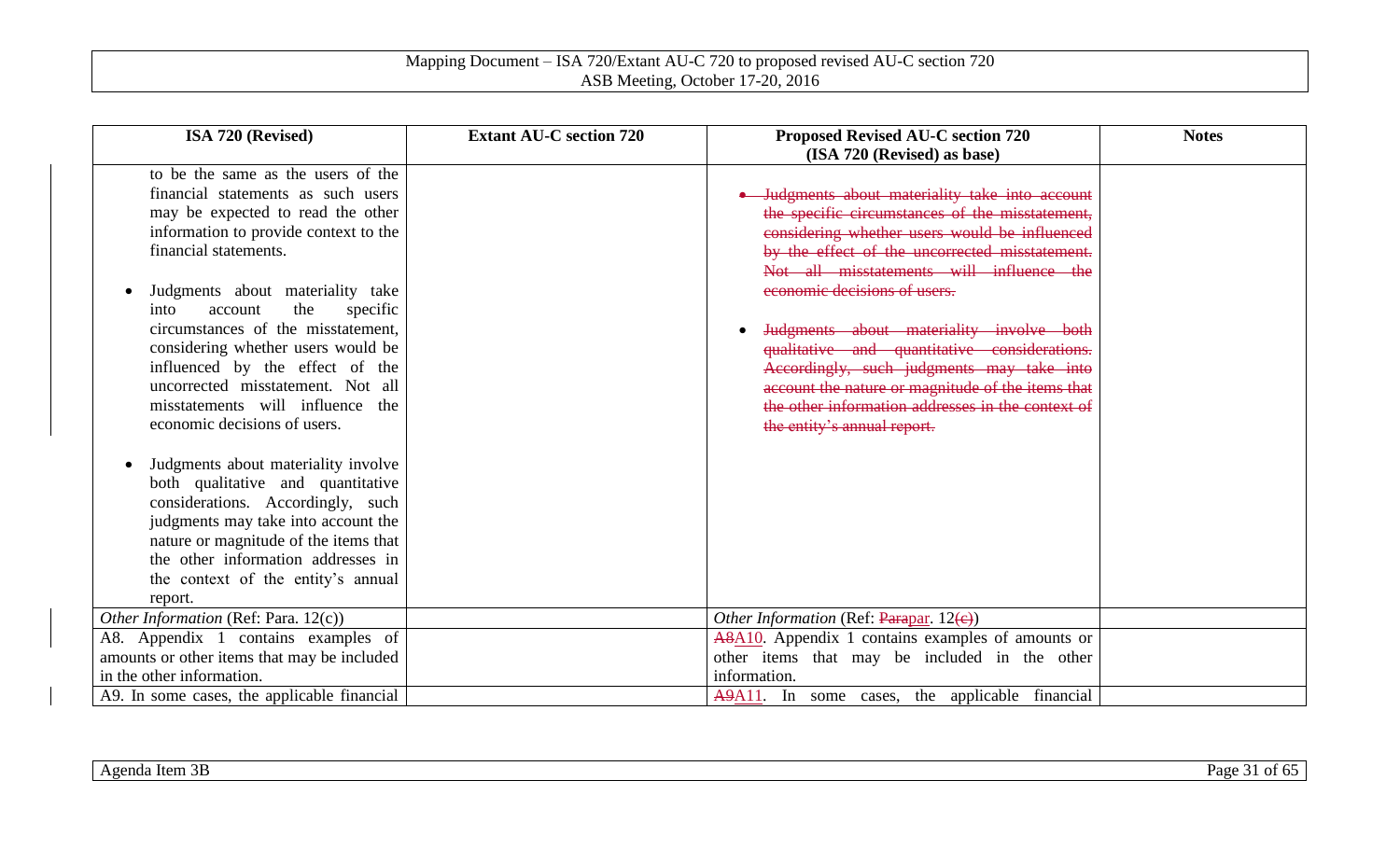| ISA 720 (Revised) | Extant AU-C section 720 | Proposed Revised AU-C section 720 (ISA 720 (Revised) as base) | Notes |
| --- | --- | --- | --- |
| to be the same as the users of the financial statements as such users may be expected to read the other information to provide context to the financial statements.<br><br>• Judgments about materiality take into account the specific circumstances of the misstatement, considering whether users would be influenced by the effect of the uncorrected misstatement. Not all misstatements will influence the economic decisions of users.<br><br>• Judgments about materiality involve both qualitative and quantitative considerations. Accordingly, such judgments may take into account the nature or magnitude of the items that the other information addresses in the context of the entity's annual report. | | • ~~Judgments about materiality take into account the specific circumstances of the misstatement, considering whether users would be influenced by the effect of the uncorrected misstatement. Not all misstatements will influence the economic decisions of users.~~<br><br>• ~~Judgments about materiality involve both qualitative and quantitative considerations. Accordingly, such judgments may take into account the nature or magnitude of the items that the other information addresses in the context of the entity's annual report.~~ | |
| *Other Information* (Ref: Para. 12(c)) | | *Other Information* (Ref: ~~Para~~par. 12~~(c)~~) | |
| A8. Appendix 1 contains examples of amounts or other items that may be included in the other information. | | ~~A8~~A10. Appendix 1 contains examples of amounts or other items that may be included in the other information. | |
| A9. In some cases, the applicable financial | | ~~A9~~A11. In some cases, the applicable financial | |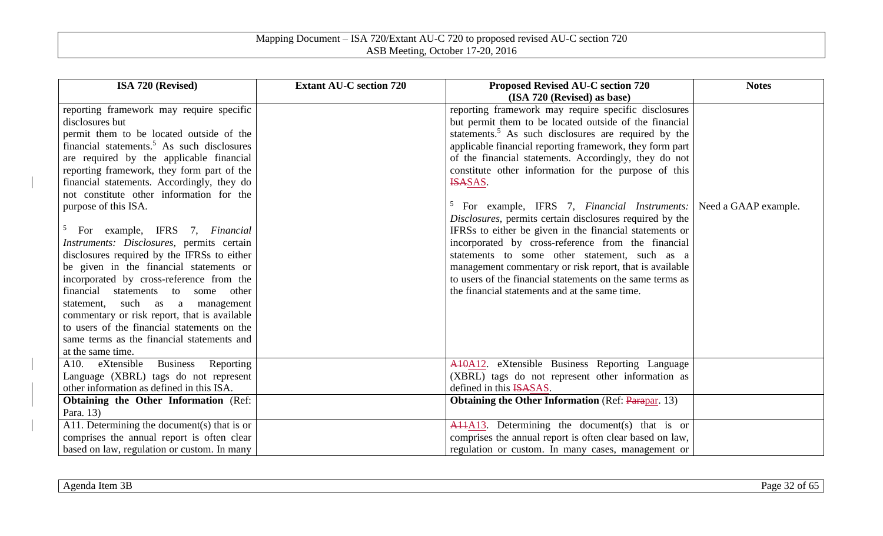| ISA 720 (Revised) | Extant AU-C section 720 | Proposed Revised AU-C section 720 (ISA 720 (Revised) as base) | Notes |
|---|---|---|---|
| reporting framework may require specific disclosures but permit them to be located outside of the financial statements.[5] As such disclosures are required by the applicable financial reporting framework, they form part of the financial statements. Accordingly, they do not constitute other information for the purpose of this ISA.<br><br>[5] For example, IFRS 7, *Financial Instruments: Disclosures*, permits certain disclosures required by the IFRSs to either be given in the financial statements or incorporated by cross-reference from the financial statements to some other statement, such as a management commentary or risk report, that is available to users of the financial statements on the same terms as the financial statements and at the same time. | | reporting framework may require specific disclosures but permit them to be located outside of the financial statements.[5] As such disclosures are required by the applicable financial reporting framework, they form part of the financial statements. Accordingly, they do not constitute other information for the purpose of this ~~ISA~~SAS.<br><br>[5] For example, IFRS 7, *Financial Instruments: Disclosures*, permits certain disclosures required by the IFRSs to either be given in the financial statements or incorporated by cross-reference from the financial statements to some other statement, such as a management commentary or risk report, that is available to users of the financial statements on the same terms as the financial statements and at the same time. | Need a GAAP example. |
| A10. eXtensible Business Reporting Language (XBRL) tags do not represent other information as defined in this ISA. | | ~~A10~~A12. eXtensible Business Reporting Language (XBRL) tags do not represent other information as defined in this ~~ISA~~SAS. | |
| **Obtaining the Other Information** (Ref: Para. 13) | | **Obtaining the Other Information** (Ref: ~~Para~~par. 13) | |
| A11. Determining the document(s) that is or comprises the annual report is often clear based on law, regulation or custom. In many | | ~~A11~~A13. Determining the document(s) that is or comprises the annual report is often clear based on law, regulation or custom. In many cases, management or | |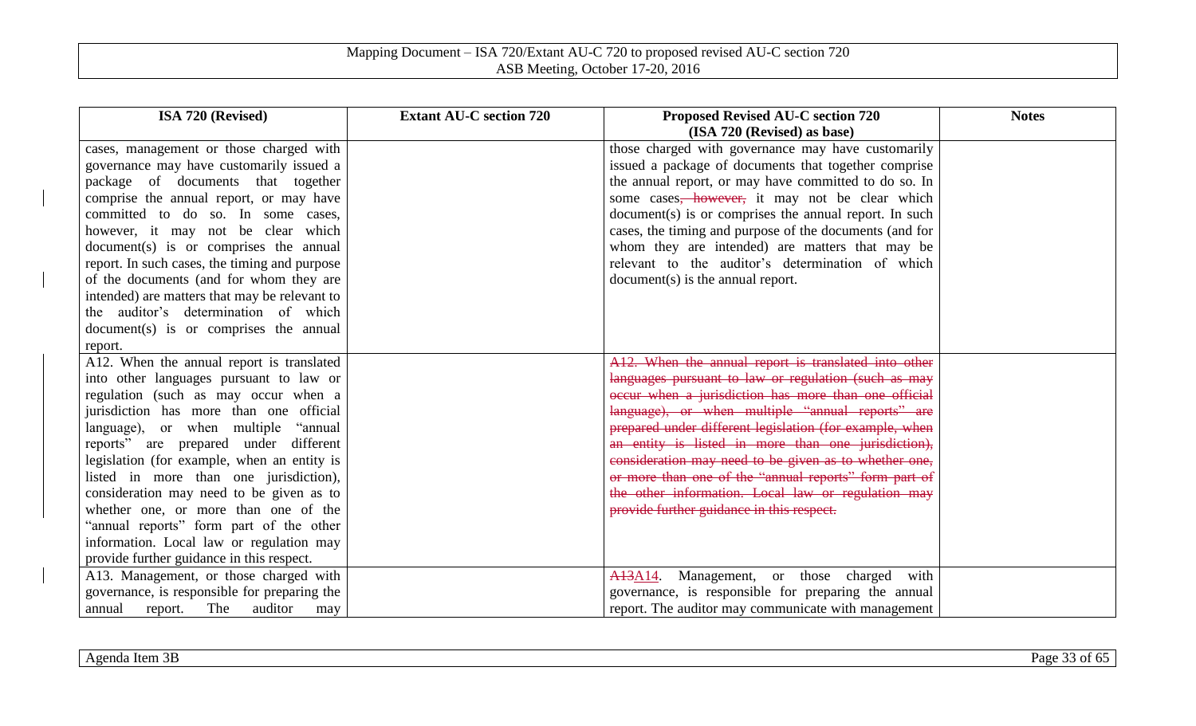| ISA 720 (Revised) | Extant AU-C section 720 | Proposed Revised AU-C section 720 (ISA 720 (Revised) as base) | Notes |
|---|---|---|---|
| cases, management or those charged with governance may have customarily issued a package of documents that together comprise the annual report, or may have committed to do so. In some cases, however, it may not be clear which document(s) is or comprises the annual report. In such cases, the timing and purpose of the documents (and for whom they are intended) are matters that may be relevant to the auditor's determination of which document(s) is or comprises the annual report. | | those charged with governance may have customarily issued a package of documents that together comprise the annual report, or may have committed to do so. In some cases~~, however,~~ it may not be clear which document(s) is or comprises the annual report. In such cases, the timing and purpose of the documents (and for whom they are intended) are matters that may be relevant to the auditor's determination of which document(s) is the annual report. | |
| A12. When the annual report is translated into other languages pursuant to law or regulation (such as may occur when a jurisdiction has more than one official language), or when multiple "annual reports" are prepared under different legislation (for example, when an entity is listed in more than one jurisdiction), consideration may need to be given as to whether one, or more than one of the "annual reports" form part of the other information. Local law or regulation may provide further guidance in this respect. | | ~~A12. When the annual report is translated into other languages pursuant to law or regulation (such as may occur when a jurisdiction has more than one official language), or when multiple "annual reports" are prepared under different legislation (for example, when an entity is listed in more than one jurisdiction), consideration may need to be given as to whether one, or more than one of the "annual reports" form part of the other information. Local law or regulation may provide further guidance in this respect.~~ | |
| A13. Management, or those charged with governance, is responsible for preparing the annual report. The auditor may | | ~~A13~~A14. Management, or those charged with governance, is responsible for preparing the annual report. The auditor may communicate with management | |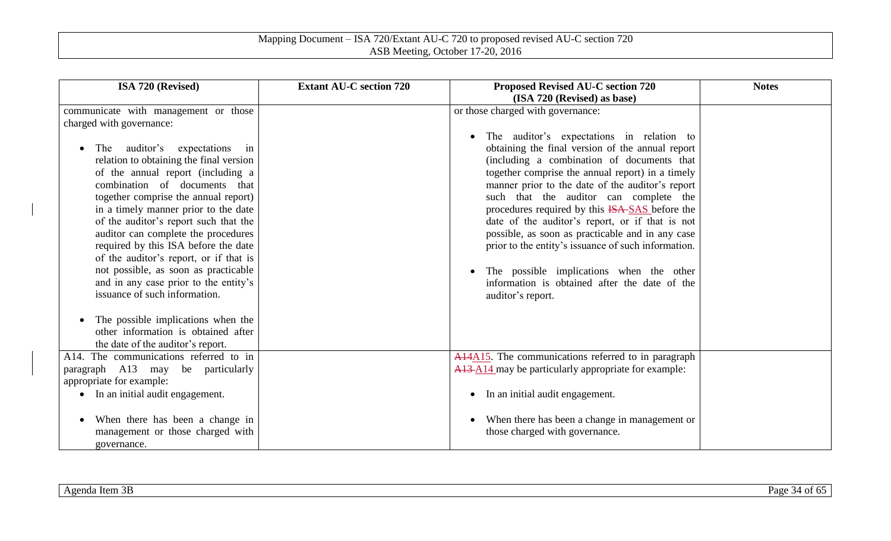| ISA 720 (Revised) | Extant AU-C section 720 | Proposed Revised AU-C section 720 (ISA 720 (Revised) as base) | Notes |
|---|---|---|---|
| communicate with management or those charged with governance:<br><br>• The auditor's expectations in relation to obtaining the final version of the annual report (including a combination of documents that together comprise the annual report) in a timely manner prior to the date of the auditor's report such that the auditor can complete the procedures required by this ISA before the date of the auditor's report, or if that is not possible, as soon as practicable and in any case prior to the entity's issuance of such information.<br><br>• The possible implications when the other information is obtained after the date of the auditor's report. | | or those charged with governance:<br><br>• The auditor's expectations in relation to obtaining the final version of the annual report (including a combination of documents that together comprise the annual report) in a timely manner prior to the date of the auditor's report such that the auditor can complete the procedures required by this ~~ISA~~ SAS before the date of the auditor's report, or if that is not possible, as soon as practicable and in any case prior to the entity's issuance of such information.<br><br>• The possible implications when the other information is obtained after the date of the auditor's report. | |
| A14. The communications referred to in paragraph A13 may be particularly appropriate for example:<br>• In an initial audit engagement.<br><br>• When there has been a change in management or those charged with governance. | | ~~A14~~A15. The communications referred to in paragraph ~~A13~~ A14 may be particularly appropriate for example:<br><br>• In an initial audit engagement.<br><br>• When there has been a change in management or those charged with governance. | |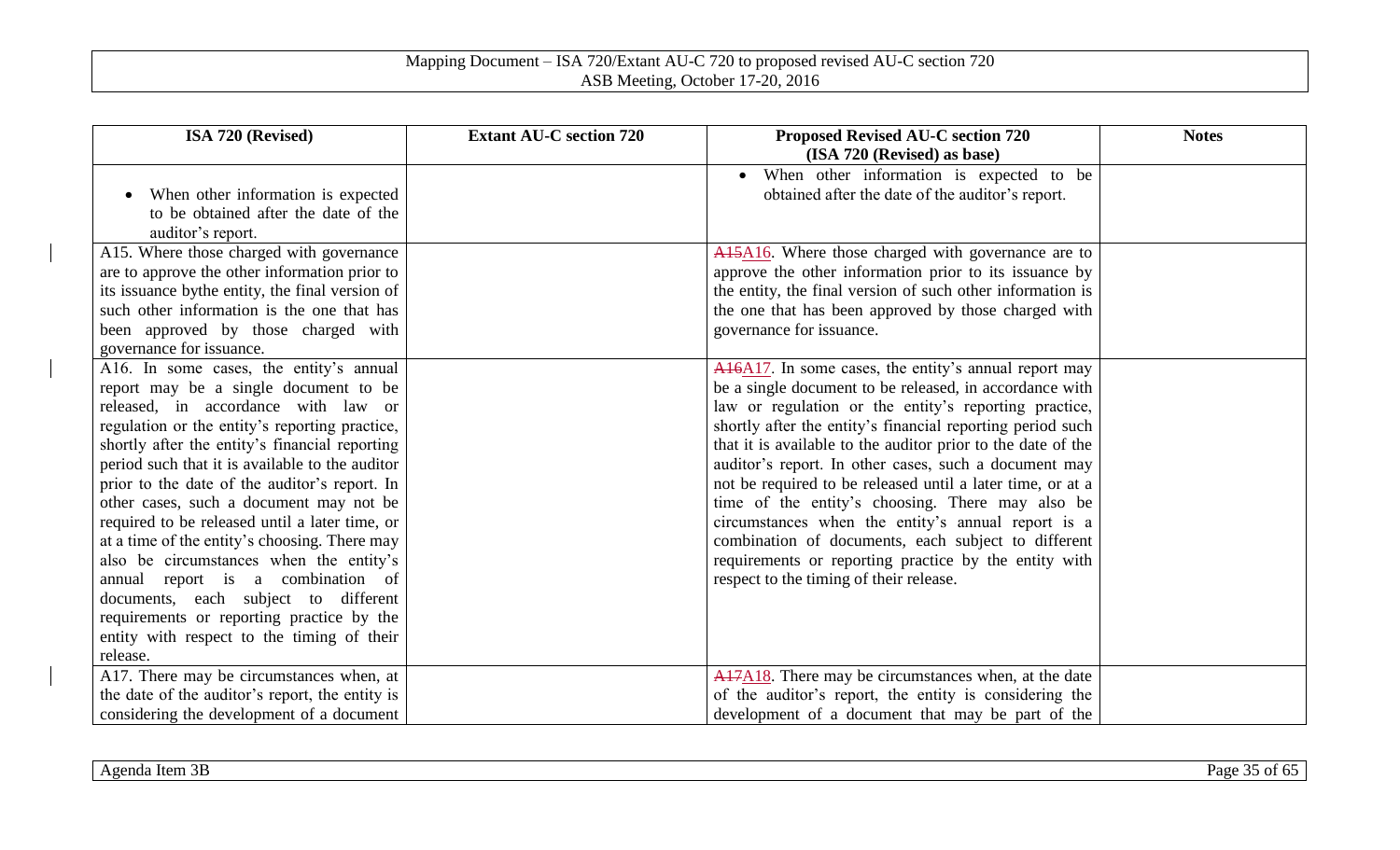| ISA 720 (Revised) | Extant AU-C section 720 | Proposed Revised AU-C section 720 (ISA 720 (Revised) as base) | Notes |
|---|---|---|---|
| • When other information is expected to be obtained after the date of the auditor's report. | | • When other information is expected to be obtained after the date of the auditor's report. | |
| A15. Where those charged with governance are to approve the other information prior to its issuance bythe entity, the final version of such other information is the one that has been approved by those charged with governance for issuance. | | ~~A15~~A16. Where those charged with governance are to approve the other information prior to its issuance by the entity, the final version of such other information is the one that has been approved by those charged with governance for issuance. | |
| A16. In some cases, the entity's annual report may be a single document to be released, in accordance with law or regulation or the entity's reporting practice, shortly after the entity's financial reporting period such that it is available to the auditor prior to the date of the auditor's report. In other cases, such a document may not be required to be released until a later time, or at a time of the entity's choosing. There may also be circumstances when the entity's annual report is a combination of documents, each subject to different requirements or reporting practice by the entity with respect to the timing of their release. | | ~~A16~~A17. In some cases, the entity's annual report may be a single document to be released, in accordance with law or regulation or the entity's reporting practice, shortly after the entity's financial reporting period such that it is available to the auditor prior to the date of the auditor's report. In other cases, such a document may not be required to be released until a later time, or at a time of the entity's choosing. There may also be circumstances when the entity's annual report is a combination of documents, each subject to different requirements or reporting practice by the entity with respect to the timing of their release. | |
| A17. There may be circumstances when, at the date of the auditor's report, the entity is considering the development of a document | | ~~A17~~A18. There may be circumstances when, at the date of the auditor's report, the entity is considering the development of a document that may be part of the | |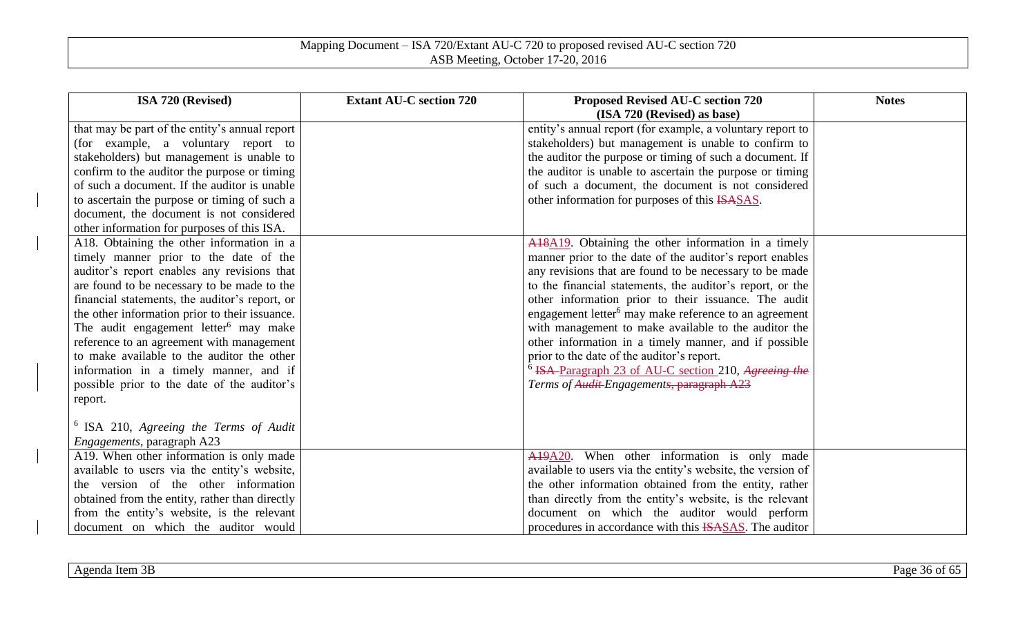| ISA 720 (Revised) | Extant AU-C section 720 | Proposed Revised AU-C section 720 (ISA 720 (Revised) as base) | Notes |
|---|---|---|---|
| that may be part of the entity's annual report (for example, a voluntary report to stakeholders) but management is unable to confirm to the auditor the purpose or timing of such a document. If the auditor is unable to ascertain the purpose or timing of such a document, the document is not considered other information for purposes of this ISA. | | entity's annual report (for example, a voluntary report to stakeholders) but management is unable to confirm to the auditor the purpose or timing of such a document. If the auditor is unable to ascertain the purpose or timing of such a document, the document is not considered other information for purposes of this ~~ISA~~SAS. | |
| A18. Obtaining the other information in a timely manner prior to the date of the auditor's report enables any revisions that are found to be necessary to be made to the financial statements, the auditor's report, or the other information prior to their issuance. The audit engagement letter[6] may make reference to an agreement with management to make available to the auditor the other information in a timely manner, and if possible prior to the date of the auditor's report.<br><br>[6] ISA 210, *Agreeing the Terms of Audit Engagements*, paragraph A23 | | ~~A18~~A19. Obtaining the other information in a timely manner prior to the date of the auditor's report enables any revisions that are found to be necessary to be made to the financial statements, the auditor's report, or the other information prior to their issuance. The audit engagement letter[6] may make reference to an agreement with management to make available to the auditor the other information in a timely manner, and if possible prior to the date of the auditor's report.<br>[6] ~~ISA~~ Paragraph 23 of AU-C section 210, ~~*Agreeing the*~~ *Terms of ~~Audit~~ Engagements*~~, paragraph A23~~ | |
| A19. When other information is only made available to users via the entity's website, the version of the other information obtained from the entity, rather than directly from the entity's website, is the relevant document on which the auditor would | | ~~A19~~A20. When other information is only made available to users via the entity's website, the version of the other information obtained from the entity, rather than directly from the entity's website, is the relevant document on which the auditor would perform procedures in accordance with this ~~ISA~~SAS. The auditor | |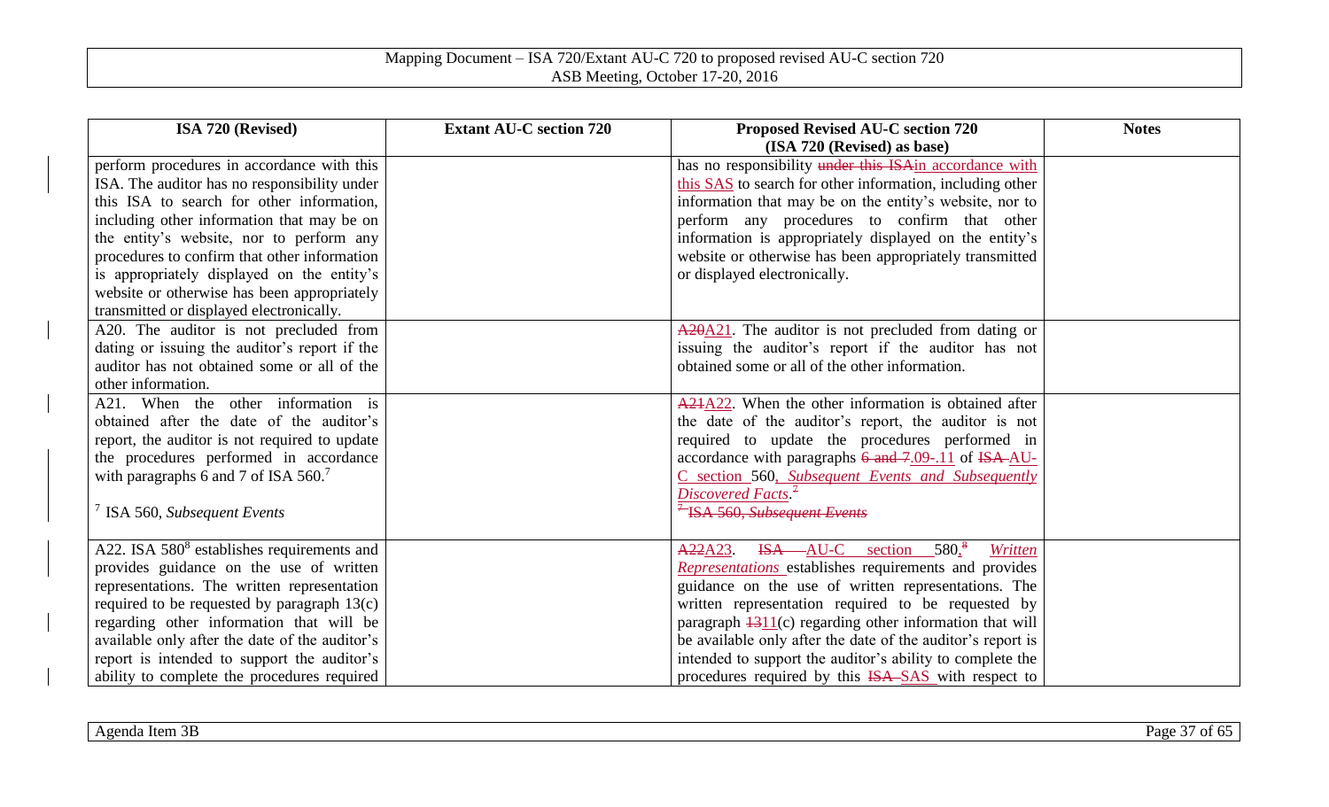| ISA 720 (Revised) | Extant AU-C section 720 | Proposed Revised AU-C section 720 (ISA 720 (Revised) as base) | Notes |
|---|---|---|---|
| perform procedures in accordance with this ISA. The auditor has no responsibility under this ISA to search for other information, including other information that may be on the entity's website, nor to perform any procedures to confirm that other information is appropriately displayed on the entity's website or otherwise has been appropriately transmitted or displayed electronically. | | has no responsibility ~~under this ISA~~in accordance with this SAS to search for other information, including other information that may be on the entity's website, nor to perform any procedures to confirm that other information is appropriately displayed on the entity's website or otherwise has been appropriately transmitted or displayed electronically. | |
| A20. The auditor is not precluded from dating or issuing the auditor's report if the auditor has not obtained some or all of the other information. | | ~~A20~~A21. The auditor is not precluded from dating or issuing the auditor's report if the auditor has not obtained some or all of the other information. | |
| A21. When the other information is obtained after the date of the auditor's report, the auditor is not required to update the procedures performed in accordance with paragraphs 6 and 7 of ISA 560.[7]<br><br>[7] ISA 560, *Subsequent Events* | | ~~A21~~A22. When the other information is obtained after the date of the auditor's report, the auditor is not required to update the procedures performed in accordance with paragraphs ~~6 and 7~~.09-.11 of ~~ISA~~ AU-C section 560, *Subsequent Events and Subsequently Discovered Facts*.[7]<br><br>~~[7] ISA 560, *Subsequent Events*~~ | |
| A22. ISA 580[8] establishes requirements and provides guidance on the use of written representations. The written representation required to be requested by paragraph 13(c) regarding other information that will be available only after the date of the auditor's report is intended to support the auditor's ability to complete the procedures required | | ~~A22~~A23. ~~ISA~~ AU-C section 580,[8] *Written Representations* establishes requirements and provides guidance on the use of written representations. The written representation required to be requested by paragraph ~~13~~11(c) regarding other information that will be available only after the date of the auditor's report is intended to support the auditor's ability to complete the procedures required by this ~~ISA~~ SAS with respect to | |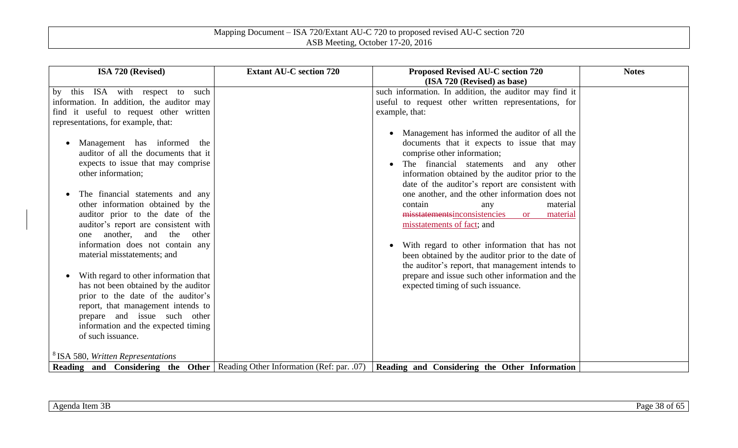| ISA 720 (Revised) | Extant AU-C section 720 | Proposed Revised AU-C section 720 (ISA 720 (Revised) as base) | Notes |
|---|---|---|---|
| by this ISA with respect to such information. In addition, the auditor may find it useful to request other written representations, for example, that:<br><br>• Management has informed the auditor of all the documents that it expects to issue that may comprise other information;<br><br>• The financial statements and any other information obtained by the auditor prior to the date of the auditor's report are consistent with one another, and the other information does not contain any material misstatements; and<br><br>• With regard to other information that has not been obtained by the auditor prior to the date of the auditor's report, that management intends to prepare and issue such other information and the expected timing of such issuance.<br><br>[8] ISA 580, *Written Representations* | | such information. In addition, the auditor may find it useful to request other written representations, for example, that:<br><br>• Management has informed the auditor of all the documents that it expects to issue that may comprise other information;<br>• The financial statements and any other information obtained by the auditor prior to the date of the auditor's report are consistent with one another, and the other information does not contain any material ~~misstatements~~inconsistencies or material misstatements of fact; and<br><br>• With regard to other information that has not been obtained by the auditor prior to the date of the auditor's report, that management intends to prepare and issue such other information and the expected timing of such issuance. | |
| **Reading and Considering the Other** | Reading Other Information (Ref: par. .07) | **Reading and Considering the Other Information** | |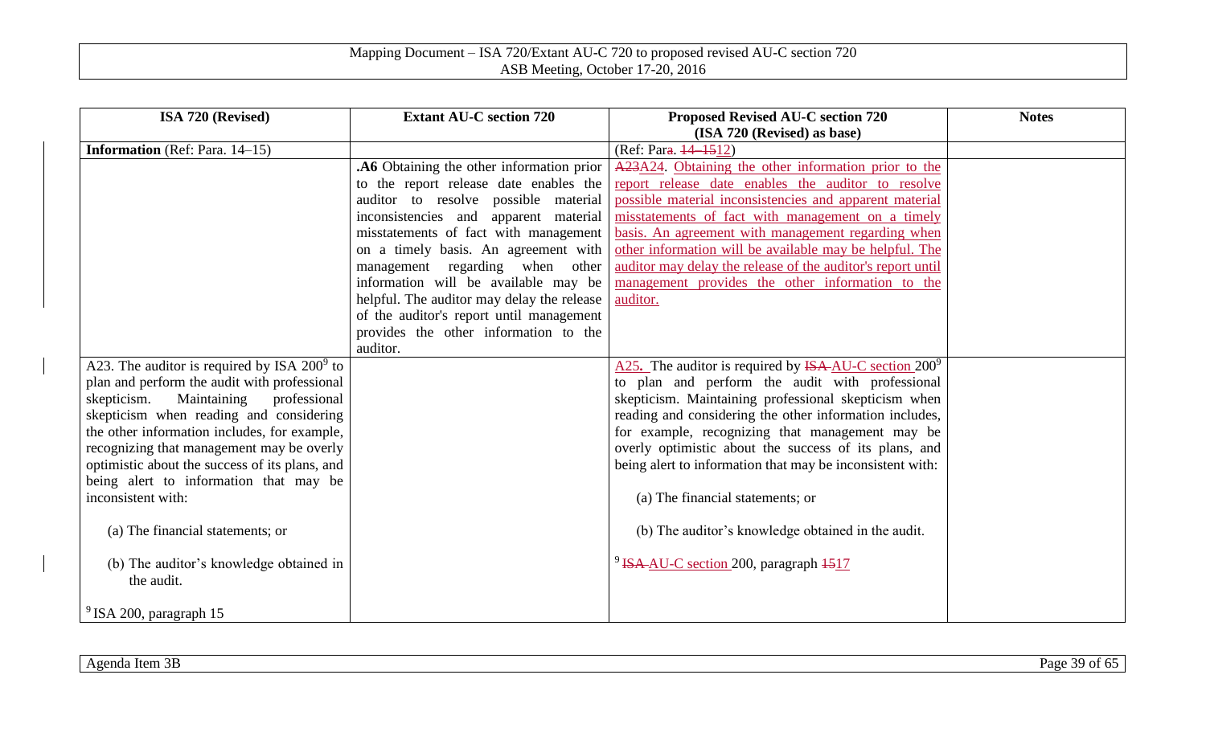| ISA 720 (Revised) | Extant AU-C section 720 | Proposed Revised AU-C section 720 (ISA 720 (Revised) as base) | Notes |
| --- | --- | --- | --- |
| **Information** (Ref: Para. 14–15) | | (Ref: Para. ~~14–15~~12) | |
| | **.A6** Obtaining the other information prior to the report release date enables the auditor to resolve possible material inconsistencies and apparent material misstatements of fact with management on a timely basis. An agreement with management regarding when other information will be available may be helpful. The auditor may delay the release of the auditor's report until management provides the other information to the auditor. | ~~A23~~A24. Obtaining the other information prior to the report release date enables the auditor to resolve possible material inconsistencies and apparent material misstatements of fact with management on a timely basis. An agreement with management regarding when other information will be available may be helpful. The auditor may delay the release of the auditor's report until management provides the other information to the auditor. | |
| A23. The auditor is required by ISA 200[9] to plan and perform the audit with professional skepticism. Maintaining professional skepticism when reading and considering the other information includes, for example, recognizing that management may be overly optimistic about the success of its plans, and being alert to information that may be inconsistent with:<br><br>(a) The financial statements; or<br><br>(b) The auditor's knowledge obtained in the audit.<br><br>[9] ISA 200, paragraph 15 | | A25. The auditor is required by ~~ISA~~ AU-C section 200[9] to plan and perform the audit with professional skepticism. Maintaining professional skepticism when reading and considering the other information includes, for example, recognizing that management may be overly optimistic about the success of its plans, and being alert to information that may be inconsistent with:<br><br>(a) The financial statements; or<br><br>(b) The auditor's knowledge obtained in the audit.<br><br>[9] ~~ISA~~ AU-C section 200, paragraph ~~15~~17 | |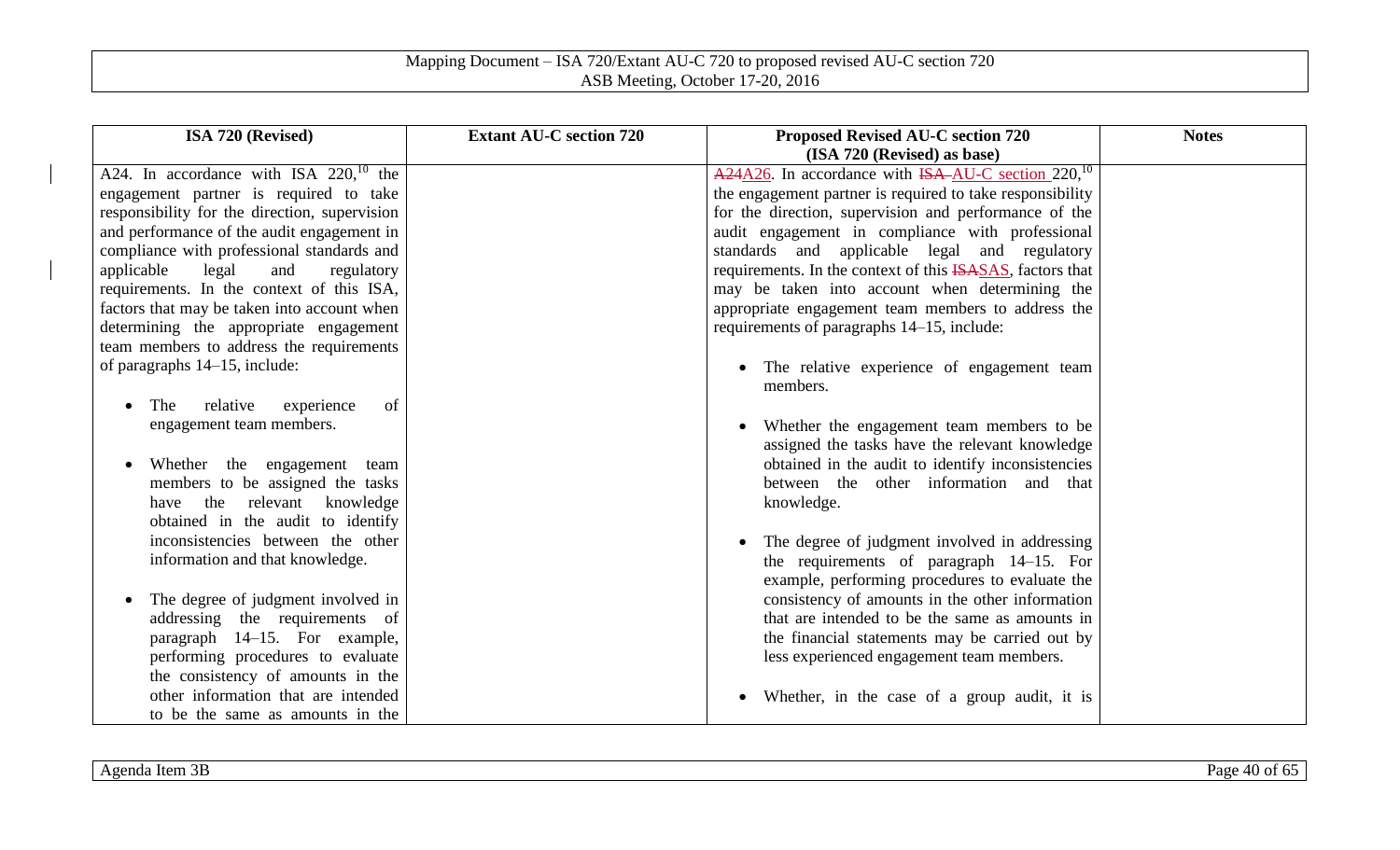| ISA 720 (Revised) | Extant AU-C section 720 | Proposed Revised AU-C section 720 (ISA 720 (Revised) as base) | Notes |
|---|---|---|---|
| A24. In accordance with ISA 220,[10] the engagement partner is required to take responsibility for the direction, supervision and performance of the audit engagement in compliance with professional standards and applicable legal and regulatory requirements. In the context of this ISA, factors that may be taken into account when determining the appropriate engagement team members to address the requirements of paragraphs 14–15, include:<br><br>• The relative experience of engagement team members.<br><br>• Whether the engagement team members to be assigned the tasks have the relevant knowledge obtained in the audit to identify inconsistencies between the other information and that knowledge.<br><br>• The degree of judgment involved in addressing the requirements of paragraph 14–15. For example, performing procedures to evaluate the consistency of amounts in the other information that are intended to be the same as amounts in the | | ~~A24~~A26. In accordance with ~~ISA~~ AU-C section 220,[10] the engagement partner is required to take responsibility for the direction, supervision and performance of the audit engagement in compliance with professional standards and applicable legal and regulatory requirements. In the context of this ~~ISA~~SAS, factors that may be taken into account when determining the appropriate engagement team members to address the requirements of paragraphs 14–15, include:<br><br>• The relative experience of engagement team members.<br><br>• Whether the engagement team members to be assigned the tasks have the relevant knowledge obtained in the audit to identify inconsistencies between the other information and that knowledge.<br><br>• The degree of judgment involved in addressing the requirements of paragraph 14–15. For example, performing procedures to evaluate the consistency of amounts in the other information that are intended to be the same as amounts in the financial statements may be carried out by less experienced engagement team members.<br><br>• Whether, in the case of a group audit, it is | |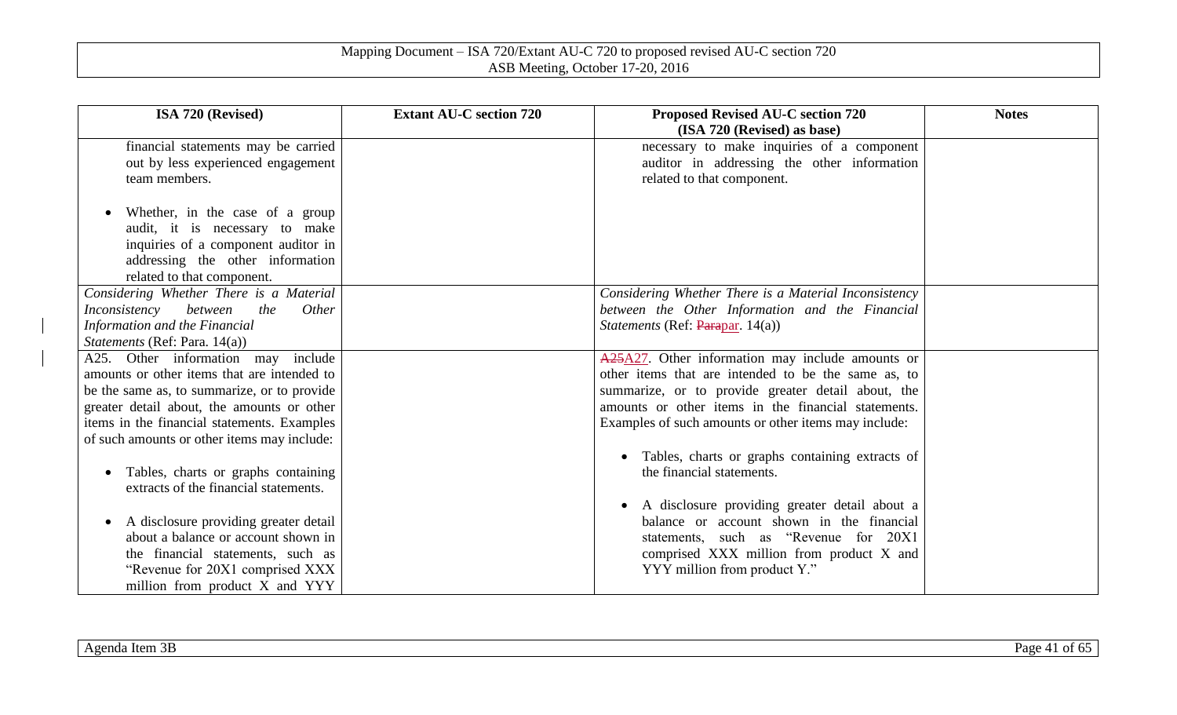| ISA 720 (Revised) | Extant AU-C section 720 | Proposed Revised AU-C section 720 (ISA 720 (Revised) as base) | Notes |
|---|---|---|---|
| financial statements may be carried out by less experienced engagement team members.<br><br>• Whether, in the case of a group audit, it is necessary to make inquiries of a component auditor in addressing the other information related to that component. | | necessary to make inquiries of a component auditor in addressing the other information related to that component. | |
| *Considering Whether There is a Material Inconsistency between the Other Information and the Financial Statements* (Ref: Para. 14(a)) | | *Considering Whether There is a Material Inconsistency between the Other Information and the Financial Statements* (Ref: ~~Para~~par. 14(a)) | |
| A25. Other information may include amounts or other items that are intended to be the same as, to summarize, or to provide greater detail about, the amounts or other items in the financial statements. Examples of such amounts or other items may include:<br><br>• Tables, charts or graphs containing extracts of the financial statements.<br><br>• A disclosure providing greater detail about a balance or account shown in the financial statements, such as "Revenue for 20X1 comprised XXX million from product X and YYY | | ~~A25~~A27. Other information may include amounts or other items that are intended to be the same as, to summarize, or to provide greater detail about, the amounts or other items in the financial statements. Examples of such amounts or other items may include:<br><br>• Tables, charts or graphs containing extracts of the financial statements.<br><br>• A disclosure providing greater detail about a balance or account shown in the financial statements, such as "Revenue for 20X1 comprised XXX million from product X and YYY million from product Y." | |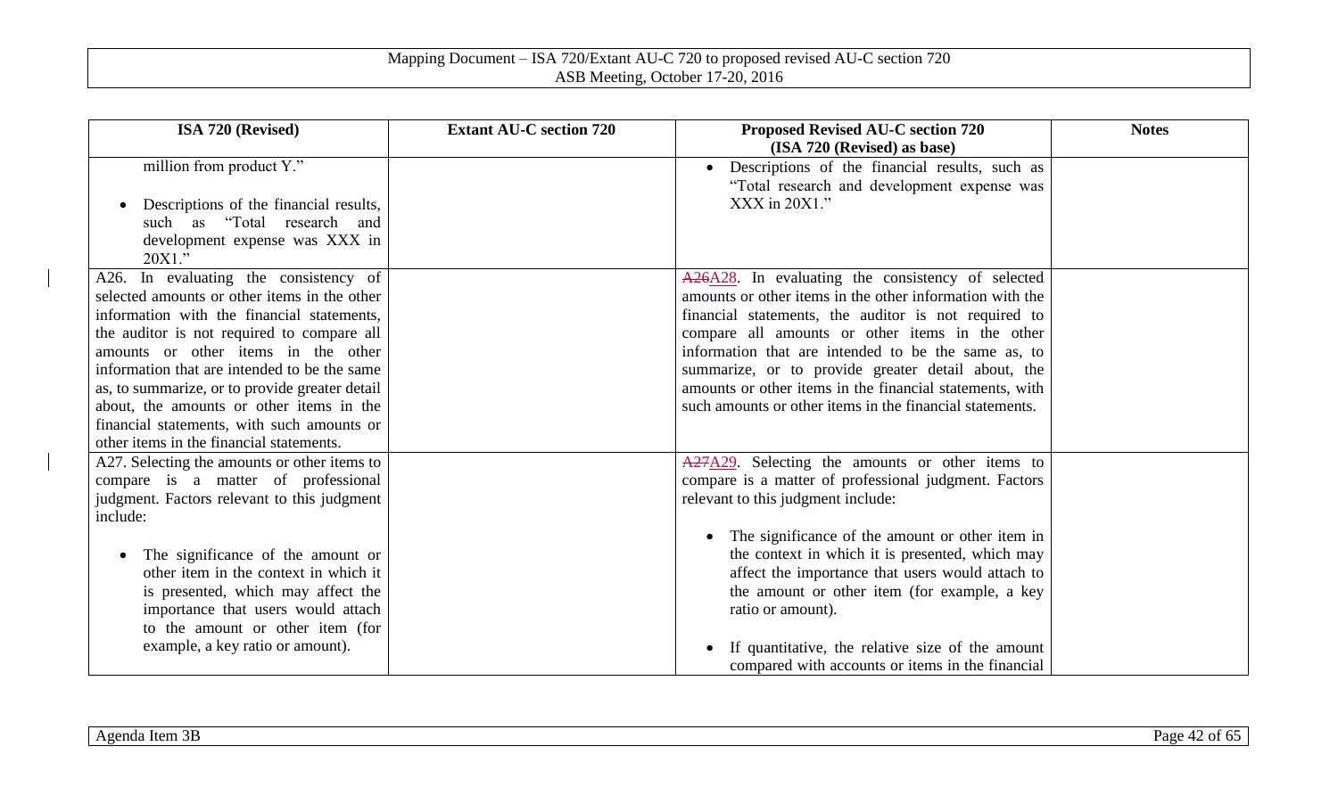| ISA 720 (Revised) | Extant AU-C section 720 | Proposed Revised AU-C section 720 (ISA 720 (Revised) as base) | Notes |
|---|---|---|---|
| million from product Y."<br><br>• Descriptions of the financial results, such as "Total research and development expense was XXX in 20X1." | | • Descriptions of the financial results, such as "Total research and development expense was XXX in 20X1." | |
| A26. In evaluating the consistency of selected amounts or other items in the other information with the financial statements, the auditor is not required to compare all amounts or other items in the other information that are intended to be the same as, to summarize, or to provide greater detail about, the amounts or other items in the financial statements, with such amounts or other items in the financial statements. | | ~~A26~~A28. In evaluating the consistency of selected amounts or other items in the other information with the financial statements, the auditor is not required to compare all amounts or other items in the other information that are intended to be the same as, to summarize, or to provide greater detail about, the amounts or other items in the financial statements, with such amounts or other items in the financial statements. | |
| A27. Selecting the amounts or other items to compare is a matter of professional judgment. Factors relevant to this judgment include:<br><br>• The significance of the amount or other item in the context in which it is presented, which may affect the importance that users would attach to the amount or other item (for example, a key ratio or amount). | | ~~A27~~A29. Selecting the amounts or other items to compare is a matter of professional judgment. Factors relevant to this judgment include:<br><br>• The significance of the amount or other item in the context in which it is presented, which may affect the importance that users would attach to the amount or other item (for example, a key ratio or amount).<br><br>• If quantitative, the relative size of the amount compared with accounts or items in the financial | |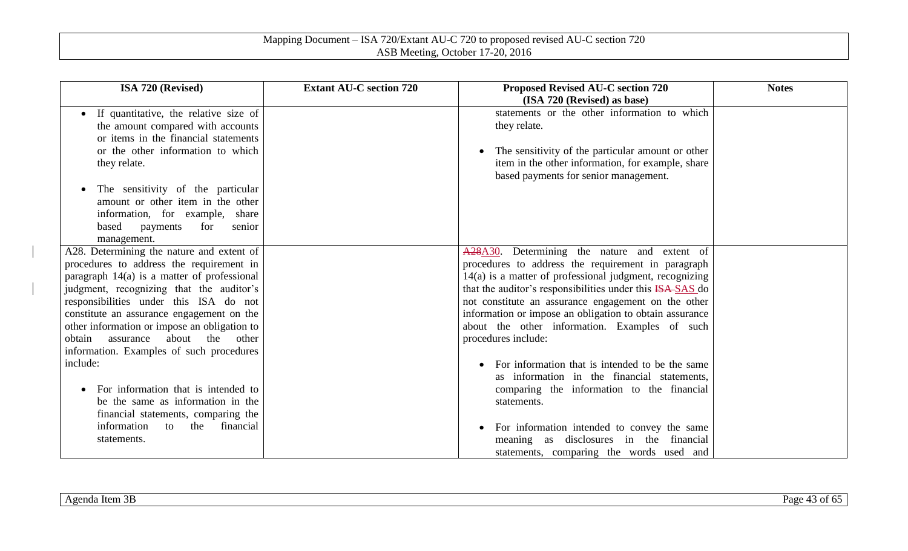| ISA 720 (Revised) | Extant AU-C section 720 | Proposed Revised AU-C section 720 (ISA 720 (Revised) as base) | Notes |
|---|---|---|---|
| • If quantitative, the relative size of the amount compared with accounts or items in the financial statements or the other information to which they relate.<br><br>• The sensitivity of the particular amount or other item in the other information, for example, share based payments for senior management. | | statements or the other information to which they relate.<br><br>• The sensitivity of the particular amount or other item in the other information, for example, share based payments for senior management. | |
| A28. Determining the nature and extent of procedures to address the requirement in paragraph 14(a) is a matter of professional judgment, recognizing that the auditor's responsibilities under this ISA do not constitute an assurance engagement on the other information or impose an obligation to obtain assurance about the other information. Examples of such procedures include:<br><br>• For information that is intended to be the same as information in the financial statements, comparing the information to the financial statements. | | ~~A28~~A30. Determining the nature and extent of procedures to address the requirement in paragraph 14(a) is a matter of professional judgment, recognizing that the auditor's responsibilities under this ~~ISA~~ SAS do not constitute an assurance engagement on the other information or impose an obligation to obtain assurance about the other information. Examples of such procedures include:<br><br>• For information that is intended to be the same as information in the financial statements, comparing the information to the financial statements.<br><br>• For information intended to convey the same meaning as disclosures in the financial statements, comparing the words used and | |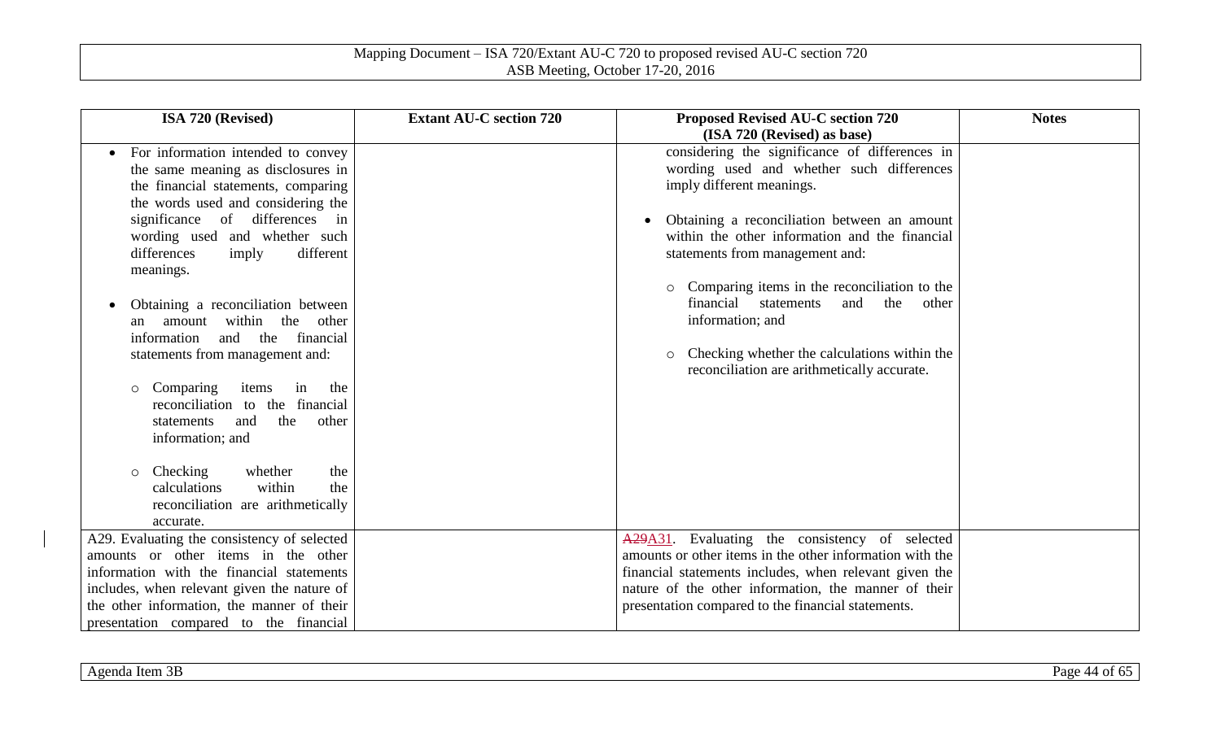| ISA 720 (Revised) | Extant AU-C section 720 | Proposed Revised AU-C section 720 (ISA 720 (Revised) as base) | Notes |
|---|---|---|---|
| • For information intended to convey the same meaning as disclosures in the financial statements, comparing the words used and considering the significance of differences in wording used and whether such differences imply different meanings.<br><br>• Obtaining a reconciliation between an amount within the other information and the financial statements from management and:<br><br>○ Comparing items in the reconciliation to the financial statements and the other information; and<br><br>○ Checking whether the calculations within the reconciliation are arithmetically accurate. | | considering the significance of differences in wording used and whether such differences imply different meanings.<br><br>• Obtaining a reconciliation between an amount within the other information and the financial statements from management and:<br><br>○ Comparing items in the reconciliation to the financial statements and the other information; and<br><br>○ Checking whether the calculations within the reconciliation are arithmetically accurate. | |
| A29. Evaluating the consistency of selected amounts or other items in the other information with the financial statements includes, when relevant given the nature of the other information, the manner of their presentation compared to the financial | | ~~A29~~A31. Evaluating the consistency of selected amounts or other items in the other information with the financial statements includes, when relevant given the nature of the other information, the manner of their presentation compared to the financial statements. | |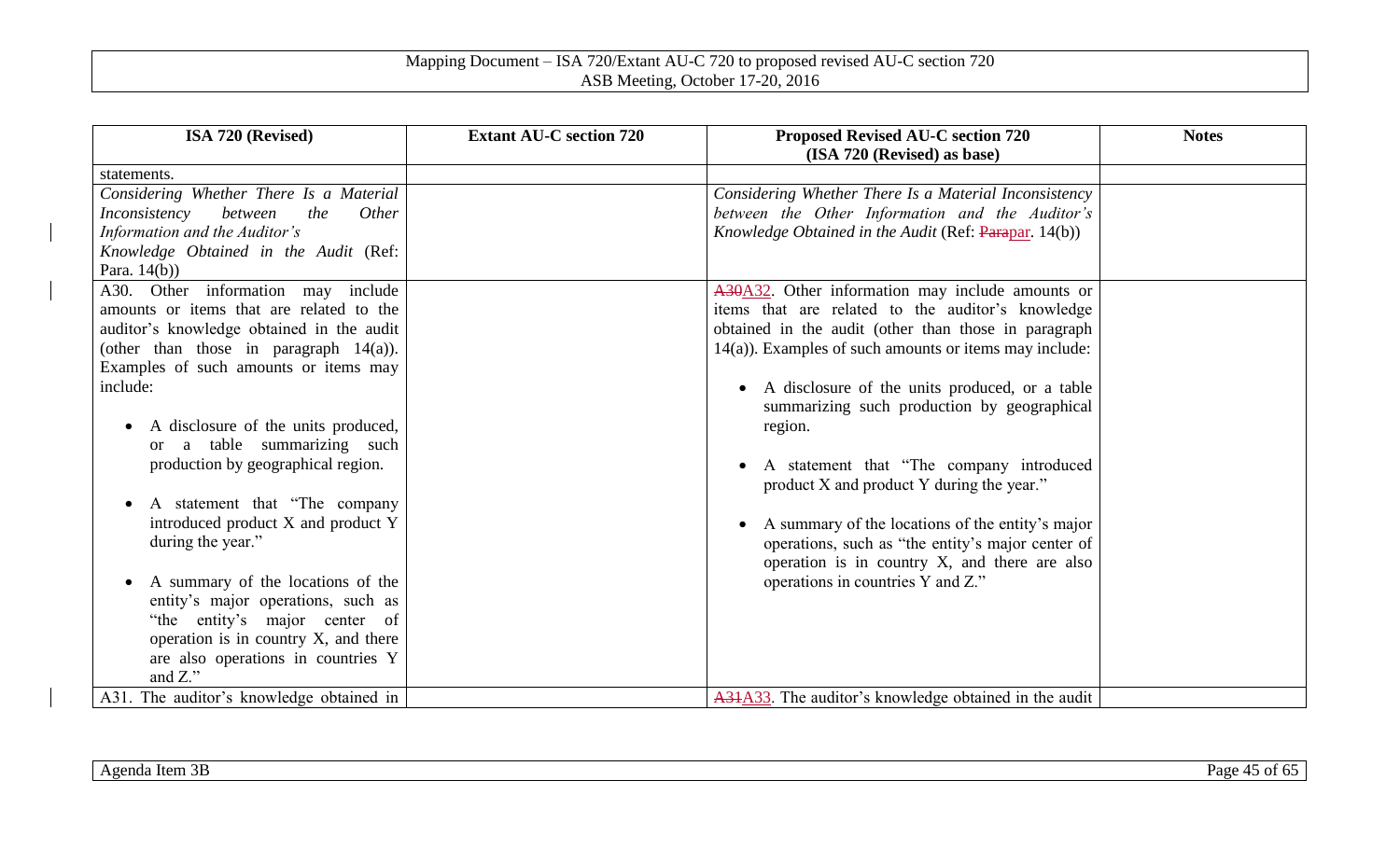| ISA 720 (Revised) | Extant AU-C section 720 | Proposed Revised AU-C section 720 (ISA 720 (Revised) as base) | Notes |
|---|---|---|---|
| statements. | | | |
| *Considering Whether There Is a Material Inconsistency between the Other Information and the Auditor's Knowledge Obtained in the Audit* (Ref: Para. 14(b)) | | *Considering Whether There Is a Material Inconsistency between the Other Information and the Auditor's Knowledge Obtained in the Audit* (Ref: ~~Para~~par. 14(b)) | |
| A30. Other information may include amounts or items that are related to the auditor's knowledge obtained in the audit (other than those in paragraph 14(a)). Examples of such amounts or items may include: <br>• A disclosure of the units produced, or a table summarizing such production by geographical region. <br>• A statement that "The company introduced product X and product Y during the year." <br>• A summary of the locations of the entity's major operations, such as "the entity's major center of operation is in country X, and there are also operations in countries Y and Z." | | ~~A30~~A32. Other information may include amounts or items that are related to the auditor's knowledge obtained in the audit (other than those in paragraph 14(a)). Examples of such amounts or items may include: <br>• A disclosure of the units produced, or a table summarizing such production by geographical region. <br>• A statement that "The company introduced product X and product Y during the year." <br>• A summary of the locations of the entity's major operations, such as "the entity's major center of operation is in country X, and there are also operations in countries Y and Z." | |
| A31. The auditor's knowledge obtained in | | ~~A31~~A33. The auditor's knowledge obtained in the audit | |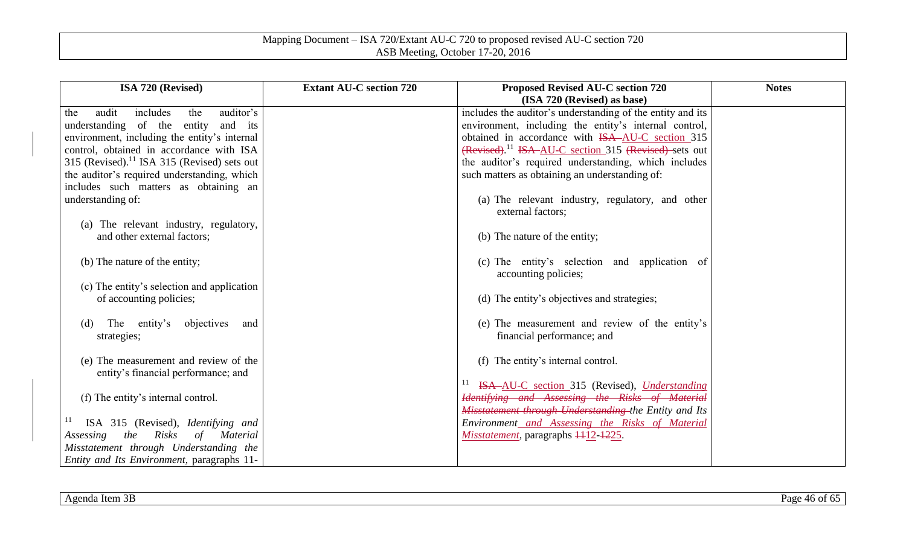| ISA 720 (Revised) | Extant AU-C section 720 | Proposed Revised AU-C section 720 (ISA 720 (Revised) as base) | Notes |
|---|---|---|---|
| the audit includes the auditor's understanding of the entity and its environment, including the entity's internal control, obtained in accordance with ISA 315 (Revised).[11] ISA 315 (Revised) sets out the auditor's required understanding, which includes such matters as obtaining an understanding of:<br><br>(a) The relevant industry, regulatory, and other external factors;<br><br>(b) The nature of the entity;<br><br>(c) The entity's selection and application of accounting policies;<br><br>(d) The entity's objectives and strategies;<br><br>(e) The measurement and review of the entity's financial performance; and<br><br>(f) The entity's internal control.<br><br>[11] ISA 315 (Revised), *Identifying and Assessing the Risks of Material Misstatement through Understanding the Entity and Its Environment*, paragraphs 11- | | includes the auditor's understanding of the entity and its environment, including the entity's internal control, obtained in accordance with ~~ISA~~ AU-C section 315 ~~(Revised)~~.[11] ~~ISA~~ AU-C section 315 ~~(Revised)~~ sets out the auditor's required understanding, which includes such matters as obtaining an understanding of:<br><br>(a) The relevant industry, regulatory, and other external factors;<br><br>(b) The nature of the entity;<br><br>(c) The entity's selection and application of accounting policies;<br><br>(d) The entity's objectives and strategies;<br><br>(e) The measurement and review of the entity's financial performance; and<br><br>(f) The entity's internal control.<br><br>[11] ~~ISA~~ AU-C section 315 (Revised), *Understanding* ~~*Identifying and Assessing the Risks of Material Misstatement through Understanding*~~ *the Entity and Its Environment and Assessing the Risks of Material Misstatement*, paragraphs ~~11~~12-~~12~~25. | |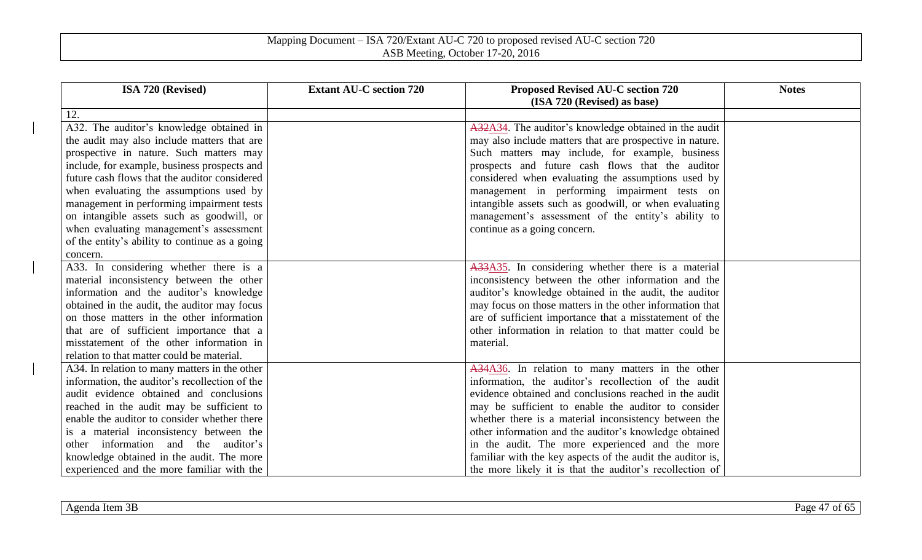| ISA 720 (Revised) | Extant AU-C section 720 | Proposed Revised AU-C section 720 (ISA 720 (Revised) as base) | Notes |
| --- | --- | --- | --- |
| 12. | | | |
| A32. The auditor's knowledge obtained in the audit may also include matters that are prospective in nature. Such matters may include, for example, business prospects and future cash flows that the auditor considered when evaluating the assumptions used by management in performing impairment tests on intangible assets such as goodwill, or when evaluating management's assessment of the entity's ability to continue as a going concern. | | ~~A32~~A34. The auditor's knowledge obtained in the audit may also include matters that are prospective in nature. Such matters may include, for example, business prospects and future cash flows that the auditor considered when evaluating the assumptions used by management in performing impairment tests on intangible assets such as goodwill, or when evaluating management's assessment of the entity's ability to continue as a going concern. | |
| A33. In considering whether there is a material inconsistency between the other information and the auditor's knowledge obtained in the audit, the auditor may focus on those matters in the other information that are of sufficient importance that a misstatement of the other information in relation to that matter could be material. | | ~~A33~~A35. In considering whether there is a material inconsistency between the other information and the auditor's knowledge obtained in the audit, the auditor may focus on those matters in the other information that are of sufficient importance that a misstatement of the other information in relation to that matter could be material. | |
| A34. In relation to many matters in the other information, the auditor's recollection of the audit evidence obtained and conclusions reached in the audit may be sufficient to enable the auditor to consider whether there is a material inconsistency between the other information and the auditor's knowledge obtained in the audit. The more experienced and the more familiar with the | | ~~A34~~A36. In relation to many matters in the other information, the auditor's recollection of the audit evidence obtained and conclusions reached in the audit may be sufficient to enable the auditor to consider whether there is a material inconsistency between the other information and the auditor's knowledge obtained in the audit. The more experienced and the more familiar with the key aspects of the audit the auditor is, the more likely it is that the auditor's recollection of | |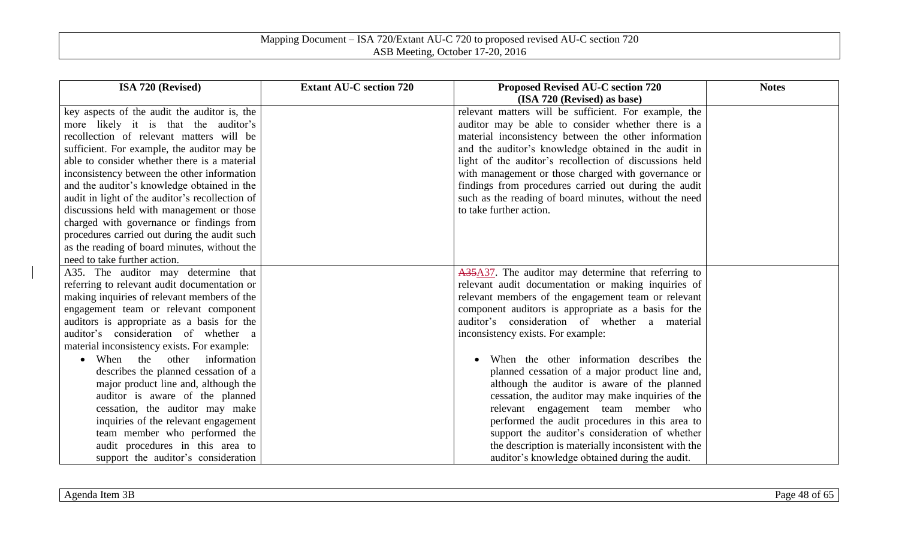| ISA 720 (Revised) | Extant AU-C section 720 | Proposed Revised AU-C section 720 (ISA 720 (Revised) as base) | Notes |
|---|---|---|---|
| key aspects of the audit the auditor is, the more likely it is that the auditor's recollection of relevant matters will be sufficient. For example, the auditor may be able to consider whether there is a material inconsistency between the other information and the auditor's knowledge obtained in the audit in light of the auditor's recollection of discussions held with management or those charged with governance or findings from procedures carried out during the audit such as the reading of board minutes, without the need to take further action. | | relevant matters will be sufficient. For example, the auditor may be able to consider whether there is a material inconsistency between the other information and the auditor's knowledge obtained in the audit in light of the auditor's recollection of discussions held with management or those charged with governance or findings from procedures carried out during the audit such as the reading of board minutes, without the need to take further action. | |
| A35. The auditor may determine that referring to relevant audit documentation or making inquiries of relevant members of the engagement team or relevant component auditors is appropriate as a basis for the auditor's consideration of whether a material inconsistency exists. For example: <br>• When the other information describes the planned cessation of a major product line and, although the auditor is aware of the planned cessation, the auditor may make inquiries of the relevant engagement team member who performed the audit procedures in this area to support the auditor's consideration | | ~~A35~~A37. The auditor may determine that referring to relevant audit documentation or making inquiries of relevant members of the engagement team or relevant component auditors is appropriate as a basis for the auditor's consideration of whether a material inconsistency exists. For example: <br>• When the other information describes the planned cessation of a major product line and, although the auditor is aware of the planned cessation, the auditor may make inquiries of the relevant engagement team member who performed the audit procedures in this area to support the auditor's consideration of whether the description is materially inconsistent with the auditor's knowledge obtained during the audit. | |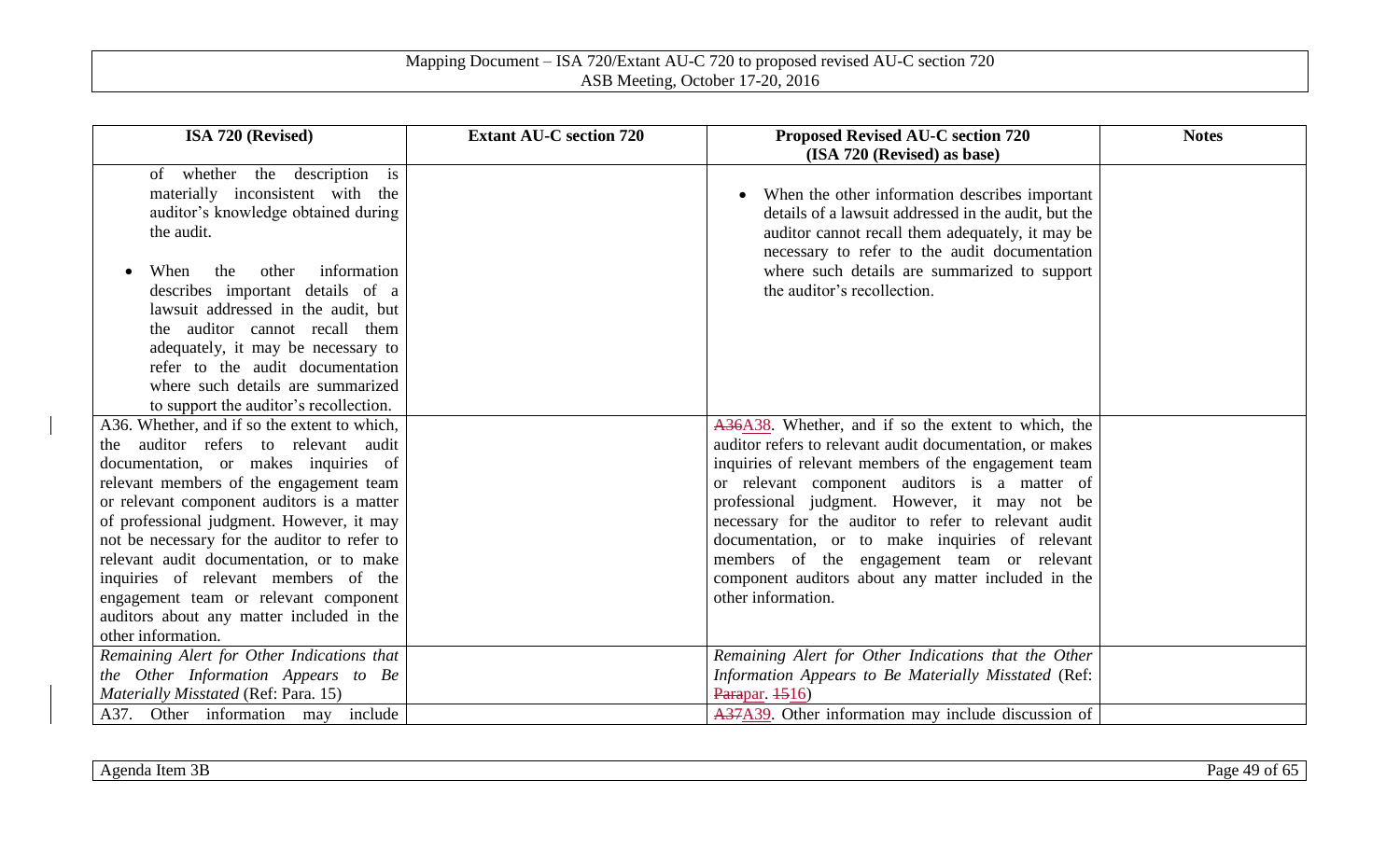| ISA 720 (Revised) | Extant AU-C section 720 | Proposed Revised AU-C section 720 (ISA 720 (Revised) as base) | Notes |
|---|---|---|---|
| of whether the description is materially inconsistent with the auditor's knowledge obtained during the audit.<br><br>• When the other information describes important details of a lawsuit addressed in the audit, but the auditor cannot recall them adequately, it may be necessary to refer to the audit documentation where such details are summarized to support the auditor's recollection. | | • When the other information describes important details of a lawsuit addressed in the audit, but the auditor cannot recall them adequately, it may be necessary to refer to the audit documentation where such details are summarized to support the auditor's recollection. | |
| A36. Whether, and if so the extent to which, the auditor refers to relevant audit documentation, or makes inquiries of relevant members of the engagement team or relevant component auditors is a matter of professional judgment. However, it may not be necessary for the auditor to refer to relevant audit documentation, or to make inquiries of relevant members of the engagement team or relevant component auditors about any matter included in the other information. | | ~~A36~~A38. Whether, and if so the extent to which, the auditor refers to relevant audit documentation, or makes inquiries of relevant members of the engagement team or relevant component auditors is a matter of professional judgment. However, it may not be necessary for the auditor to refer to relevant audit documentation, or to make inquiries of relevant members of the engagement team or relevant component auditors about any matter included in the other information. | |
| *Remaining Alert for Other Indications that the Other Information Appears to Be Materially Misstated* (Ref: Para. 15) | | *Remaining Alert for Other Indications that the Other Information Appears to Be Materially Misstated* (Ref: ~~Para~~par. ~~15~~16) | |
| A37. Other information may include | | ~~A37~~A39. Other information may include discussion of | |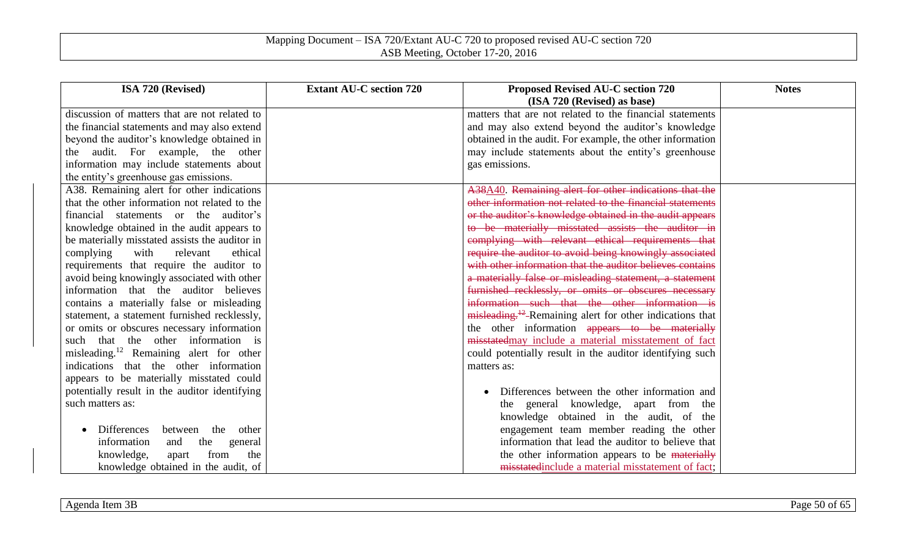| ISA 720 (Revised) | Extant AU-C section 720 | Proposed Revised AU-C section 720 (ISA 720 (Revised) as base) | Notes |
| --- | --- | --- | --- |
| discussion of matters that are not related to the financial statements and may also extend beyond the auditor's knowledge obtained in the audit. For example, the other information may include statements about the entity's greenhouse gas emissions. | | matters that are not related to the financial statements and may also extend beyond the auditor's knowledge obtained in the audit. For example, the other information may include statements about the entity's greenhouse gas emissions. | |
| A38. Remaining alert for other indications that the other information not related to the financial statements or the auditor's knowledge obtained in the audit appears to be materially misstated assists the auditor in complying with relevant ethical requirements that require the auditor to avoid being knowingly associated with other information that the auditor believes contains a materially false or misleading statement, a statement furnished recklessly, or omits or obscures necessary information such that the other information is misleading.[12] Remaining alert for other indications that the other information appears to be materially misstated could potentially result in the auditor identifying such matters as:<br><br>• Differences between the other information and the general knowledge, apart from the knowledge obtained in the audit, of | | ~~A38~~A40. ~~Remaining alert for other indications that the other information not related to the financial statements or the auditor's knowledge obtained in the audit appears to be materially misstated assists the auditor in complying with relevant ethical requirements that require the auditor to avoid being knowingly associated with other information that the auditor believes contains a materially false or misleading statement, a statement furnished recklessly, or omits or obscures necessary information such that the other information is misleading.[12]~~ Remaining alert for other indications that the other information ~~appears to be materially misstated~~may include a material misstatement of fact could potentially result in the auditor identifying such matters as:<br><br>• Differences between the other information and the general knowledge, apart from the knowledge obtained in the audit, of the engagement team member reading the other information that lead the auditor to believe that the other information appears to be ~~materially misstated~~include a material misstatement of fact; | |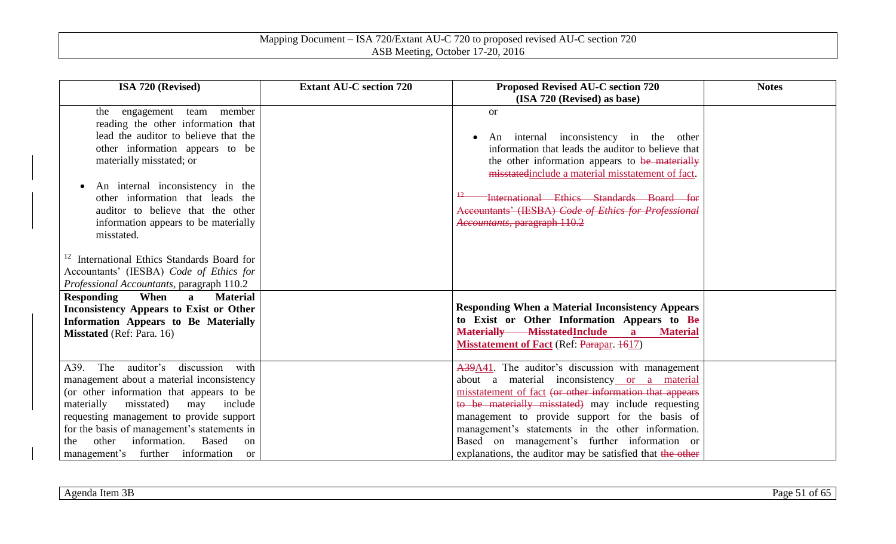| ISA 720 (Revised) | Extant AU-C section 720 | Proposed Revised AU-C section 720 (ISA 720 (Revised) as base) | Notes |
|---|---|---|---|
| the engagement team member reading the other information that lead the auditor to believe that the other information appears to be materially misstated; or<br><br>• An internal inconsistency in the other information that leads the auditor to believe that the other information appears to be materially misstated.<br><br>[12] International Ethics Standards Board for Accountants' (IESBA) *Code of Ethics for Professional Accountants*, paragraph 110.2 | | or<br><br>• An internal inconsistency in the other information that leads the auditor to believe that the other information appears to ~~be materially misstated~~include a material misstatement of fact.<br><br>~~[12] International Ethics Standards Board for Accountants' (IESBA) *Code of Ethics for Professional Accountants*, paragraph 110.2~~ | |
| **Responding When a Material Inconsistency Appears to Exist or Other Information Appears to Be Materially Misstated** (Ref: Para. 16) | | **Responding When a Material Inconsistency Appears to Exist or Other Information Appears to ~~Be Materially Misstated~~Include a Material Misstatement of Fact** (Ref: ~~Para~~par. ~~16~~17) | |
| A39. The auditor's discussion with management about a material inconsistency (or other information that appears to be materially misstated) may include requesting management to provide support for the basis of management's statements in the other information. Based on management's further information or | | ~~A39~~A41. The auditor's discussion with management about a material inconsistency or a material misstatement of fact ~~(or other information that appears to be materially misstated)~~ may include requesting management to provide support for the basis of management's statements in the other information. Based on management's further information or explanations, the auditor may be satisfied that ~~the other~~ | |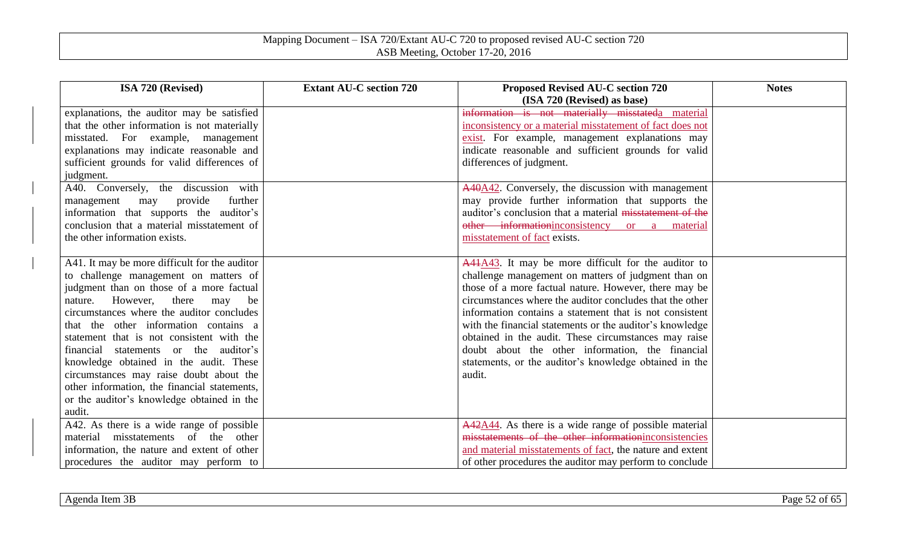| ISA 720 (Revised) | Extant AU-C section 720 | Proposed Revised AU-C section 720 (ISA 720 (Revised) as base) | Notes |
|---|---|---|---|
| explanations, the auditor may be satisfied that the other information is not materially misstated. For example, management explanations may indicate reasonable and sufficient grounds for valid differences of judgment. | | ~~information is not materially misstated~~a material inconsistency or a material misstatement of fact does not exist. For example, management explanations may indicate reasonable and sufficient grounds for valid differences of judgment. | |
| A40. Conversely, the discussion with management may provide further information that supports the auditor's conclusion that a material misstatement of the other information exists. | | ~~A40~~A42. Conversely, the discussion with management may provide further information that supports the auditor's conclusion that a material ~~misstatement of the other information~~inconsistency or a material misstatement of fact exists. | |
| A41. It may be more difficult for the auditor to challenge management on matters of judgment than on those of a more factual nature. However, there may be circumstances where the auditor concludes that the other information contains a statement that is not consistent with the financial statements or the auditor's knowledge obtained in the audit. These circumstances may raise doubt about the other information, the financial statements, or the auditor's knowledge obtained in the audit. | | ~~A41~~A43. It may be more difficult for the auditor to challenge management on matters of judgment than on those of a more factual nature. However, there may be circumstances where the auditor concludes that the other information contains a statement that is not consistent with the financial statements or the auditor's knowledge obtained in the audit. These circumstances may raise doubt about the other information, the financial statements, or the auditor's knowledge obtained in the audit. | |
| A42. As there is a wide range of possible material misstatements of the other information, the nature and extent of other procedures the auditor may perform to | | ~~A42~~A44. As there is a wide range of possible material ~~misstatements of the other information~~inconsistencies and material misstatements of fact, the nature and extent of other procedures the auditor may perform to conclude | |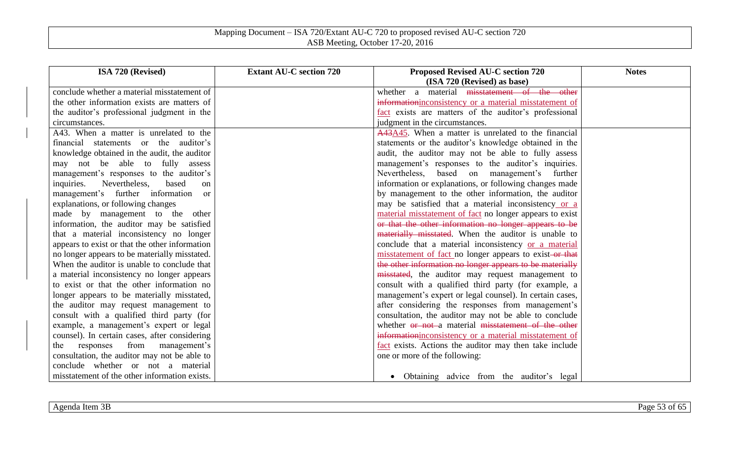| ISA 720 (Revised) | Extant AU-C section 720 | Proposed Revised AU-C section 720 (ISA 720 (Revised) as base) | Notes |
|---|---|---|---|
| conclude whether a material misstatement of the other information exists are matters of the auditor's professional judgment in the circumstances. | | whether a material ~~misstatement of the other information~~inconsistency or a material misstatement of fact exists are matters of the auditor's professional judgment in the circumstances. | |
| A43. When a matter is unrelated to the financial statements or the auditor's knowledge obtained in the audit, the auditor may not be able to fully assess management's responses to the auditor's inquiries. Nevertheless, based on management's further information or explanations, or following changes made by management to the other information, the auditor may be satisfied that a material inconsistency no longer appears to exist or that the other information no longer appears to be materially misstated. When the auditor is unable to conclude that a material inconsistency no longer appears to exist or that the other information no longer appears to be materially misstated, the auditor may request management to consult with a qualified third party (for example, a management's expert or legal counsel). In certain cases, after considering the responses from management's consultation, the auditor may not be able to conclude whether or not a material misstatement of the other information exists. | | ~~A43~~A45. When a matter is unrelated to the financial statements or the auditor's knowledge obtained in the audit, the auditor may not be able to fully assess management's responses to the auditor's inquiries. Nevertheless, based on management's further information or explanations, or following changes made by management to the other information, the auditor may be satisfied that a material inconsistency or a material misstatement of fact no longer appears to exist ~~or that the other information no longer appears to be materially misstated~~. When the auditor is unable to conclude that a material inconsistency or a material misstatement of fact no longer appears to exist ~~or that the other information no longer appears to be materially misstated~~, the auditor may request management to consult with a qualified third party (for example, a management's expert or legal counsel). In certain cases, after considering the responses from management's consultation, the auditor may not be able to conclude whether ~~or not~~ a material ~~misstatement of the other information~~inconsistency or a material misstatement of fact exists. Actions the auditor may then take include one or more of the following:<br><br>• Obtaining advice from the auditor's legal | |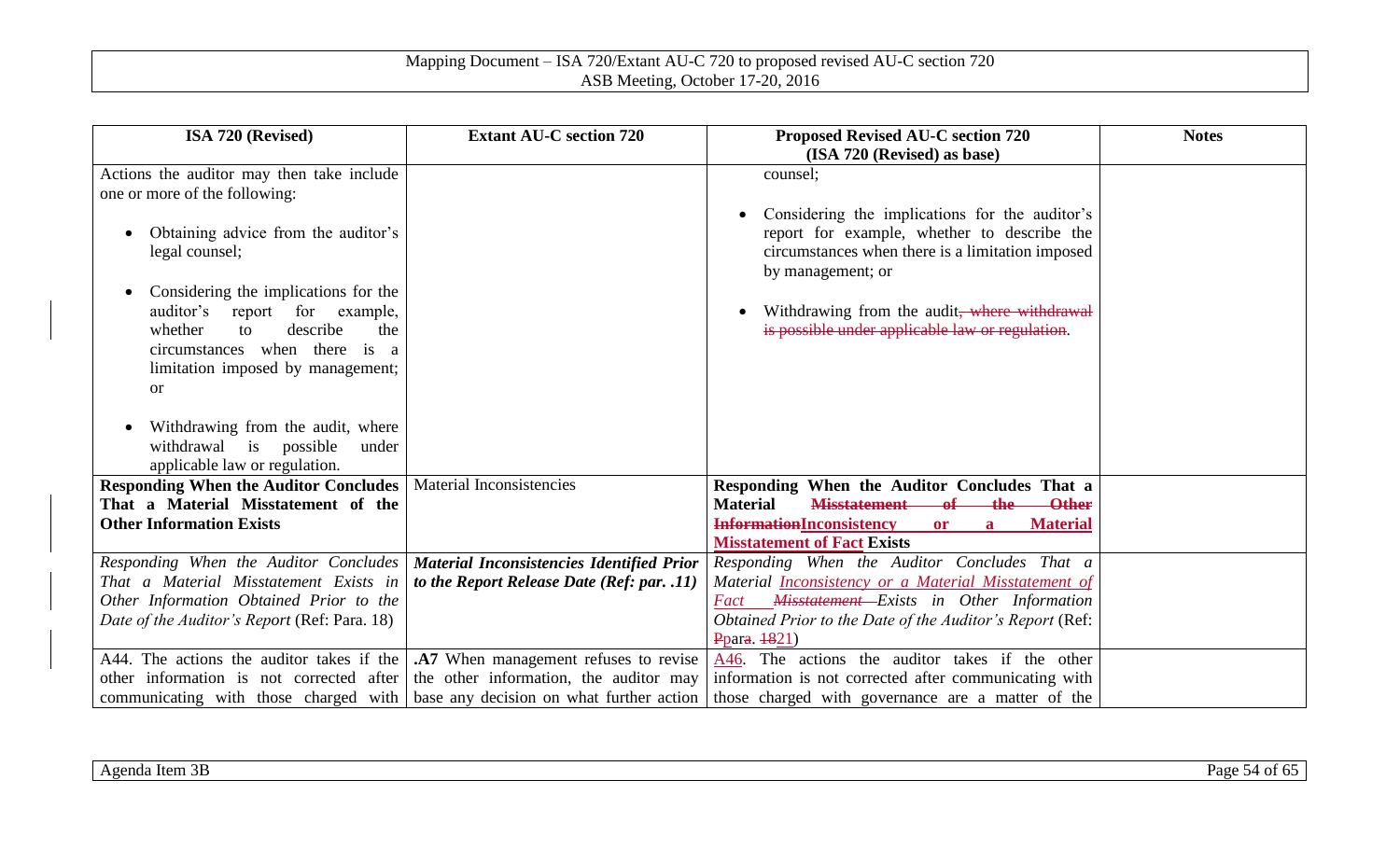| ISA 720 (Revised) | Extant AU-C section 720 | Proposed Revised AU-C section 720 (ISA 720 (Revised) as base) | Notes |
|---|---|---|---|
| Actions the auditor may then take include one or more of the following:<br><br>• Obtaining advice from the auditor's legal counsel;<br><br>• Considering the implications for the auditor's report for example, whether to describe the circumstances when there is a limitation imposed by management; or<br><br>• Withdrawing from the audit, where withdrawal is possible under applicable law or regulation. | | counsel;<br><br>• Considering the implications for the auditor's report for example, whether to describe the circumstances when there is a limitation imposed by management; or<br><br>• Withdrawing from the audit~~, where withdrawal is possible under applicable law or regulation~~. | |
| **Responding When the Auditor Concludes That a Material Misstatement of the Other Information Exists** | Material Inconsistencies | **Responding When the Auditor Concludes That a Material ~~Misstatement of the Other Information~~Inconsistency or a Material Misstatement of Fact Exists** | |
| *Responding When the Auditor Concludes That a Material Misstatement Exists in Other Information Obtained Prior to the Date of the Auditor's Report* (Ref: Para. 18) | ***Material Inconsistencies Identified Prior to the Report Release Date (Ref: par. .11)*** | *Responding When the Auditor Concludes That a Material Inconsistency or a Material Misstatement of Fact ~~Misstatement~~ Exists in Other Information Obtained Prior to the Date of the Auditor's Report* (Ref: ~~P~~para. ~~18~~21) | |
| A44. The actions the auditor takes if the other information is not corrected after communicating with those charged with | **.A7** When management refuses to revise the other information, the auditor may base any decision on what further action | A46. The actions the auditor takes if the other information is not corrected after communicating with those charged with governance are a matter of the | |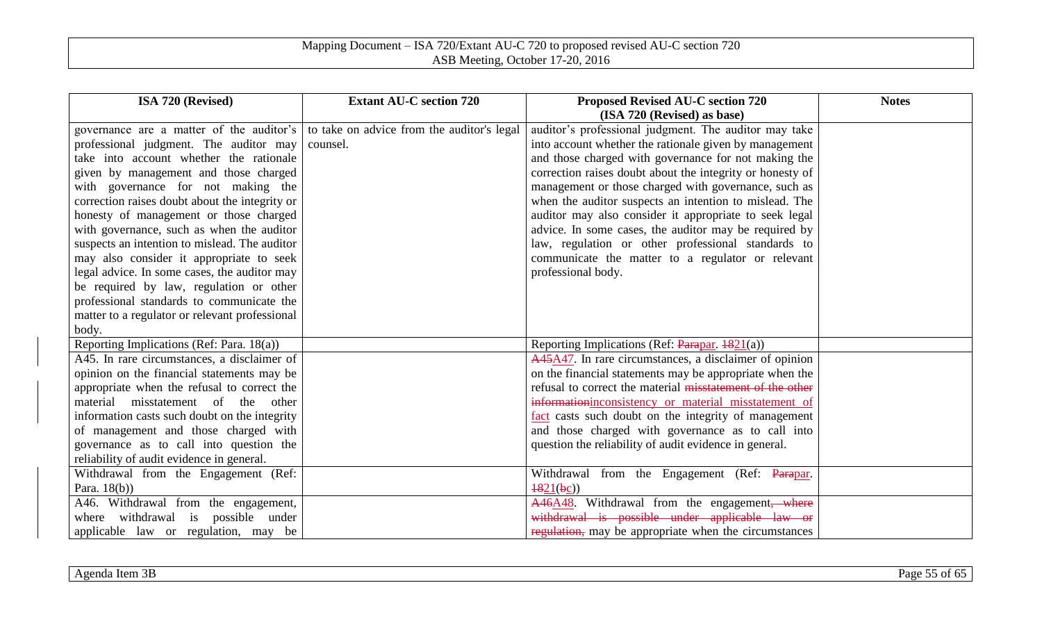| ISA 720 (Revised) | Extant AU-C section 720 | Proposed Revised AU-C section 720 (ISA 720 (Revised) as base) | Notes |
|---|---|---|---|
| governance are a matter of the auditor's professional judgment. The auditor may take into account whether the rationale given by management and those charged with governance for not making the correction raises doubt about the integrity or honesty of management or those charged with governance, such as when the auditor suspects an intention to mislead. The auditor may also consider it appropriate to seek legal advice. In some cases, the auditor may be required by law, regulation or other professional standards to communicate the matter to a regulator or relevant professional body. | to take on advice from the auditor's legal counsel. | auditor's professional judgment. The auditor may take into account whether the rationale given by management and those charged with governance for not making the correction raises doubt about the integrity or honesty of management or those charged with governance, such as when the auditor suspects an intention to mislead. The auditor may also consider it appropriate to seek legal advice. In some cases, the auditor may be required by law, regulation or other professional standards to communicate the matter to a regulator or relevant professional body. | |
| Reporting Implications (Ref: Para. 18(a)) | | Reporting Implications (Ref: ~~Para~~par. ~~18~~21(a)) | |
| A45. In rare circumstances, a disclaimer of opinion on the financial statements may be appropriate when the refusal to correct the material misstatement of the other information casts such doubt on the integrity of management and those charged with governance as to call into question the reliability of audit evidence in general. | | ~~A45~~A47. In rare circumstances, a disclaimer of opinion on the financial statements may be appropriate when the refusal to correct the material ~~misstatement of the other information~~inconsistency or material misstatement of fact casts such doubt on the integrity of management and those charged with governance as to call into question the reliability of audit evidence in general. | |
| Withdrawal from the Engagement (Ref: Para. 18(b)) | | Withdrawal from the Engagement (Ref: ~~Para~~par. ~~18~~21(~~b~~c)) | |
| A46. Withdrawal from the engagement, where withdrawal is possible under applicable law or regulation, may be | | ~~A46~~A48. Withdrawal from the engagement~~, where withdrawal is possible under applicable law or regulation,~~ may be appropriate when the circumstances | |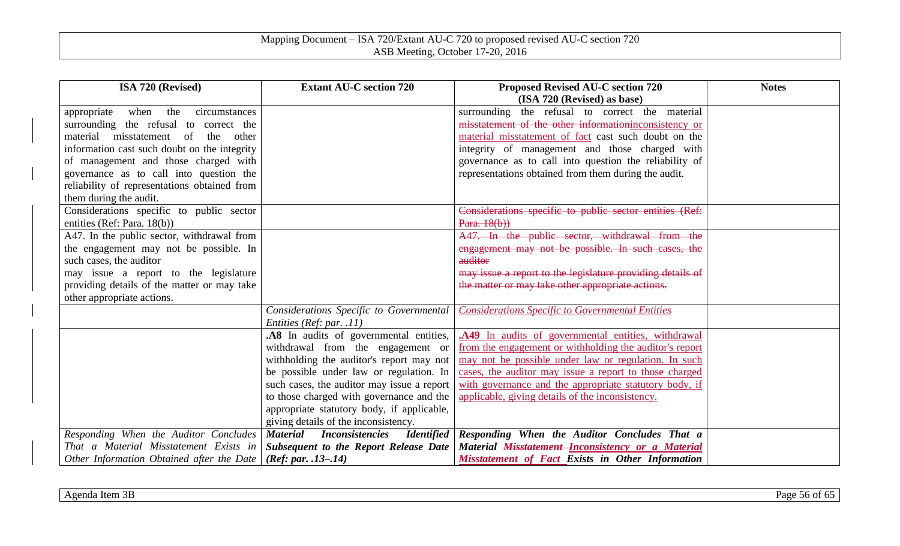| ISA 720 (Revised) | Extant AU-C section 720 | Proposed Revised AU-C section 720 (ISA 720 (Revised) as base) | Notes |
|---|---|---|---|
| appropriate when the circumstances surrounding the refusal to correct the material misstatement of the other information cast such doubt on the integrity of management and those charged with governance as to call into question the reliability of representations obtained from them during the audit. | | surrounding the refusal to correct the material ~~misstatement of the other information~~inconsistency or material misstatement of fact cast such doubt on the integrity of management and those charged with governance as to call into question the reliability of representations obtained from them during the audit. | |
| Considerations specific to public sector entities (Ref: Para. 18(b)) | | ~~Considerations specific to public sector entities (Ref: Para. 18(b))~~ | |
| A47. In the public sector, withdrawal from the engagement may not be possible. In such cases, the auditor may issue a report to the legislature providing details of the matter or may take other appropriate actions. | | ~~A47. In the public sector, withdrawal from the engagement may not be possible. In such cases, the auditor may issue a report to the legislature providing details of the matter or may take other appropriate actions.~~ | |
| | *Considerations Specific to Governmental Entities (Ref: par. .11)* | *Considerations Specific to Governmental Entities* | |
| | **.A8** In audits of governmental entities, withdrawal from the engagement or withholding the auditor's report may not be possible under law or regulation. In such cases, the auditor may issue a report to those charged with governance and the appropriate statutory body, if applicable, giving details of the inconsistency. | **.A49** In audits of governmental entities, withdrawal from the engagement or withholding the auditor's report may not be possible under law or regulation. In such cases, the auditor may issue a report to those charged with governance and the appropriate statutory body, if applicable, giving details of the inconsistency. | |
| *Responding When the Auditor Concludes That a Material Misstatement Exists in Other Information Obtained after the Date* | ***Material Inconsistencies Identified Subsequent to the Report Release Date (Ref: par. .13–.14)*** | ***Responding When the Auditor Concludes That a Material ~~Misstatement~~ Inconsistency or a Material Misstatement of Fact Exists in Other Information*** | |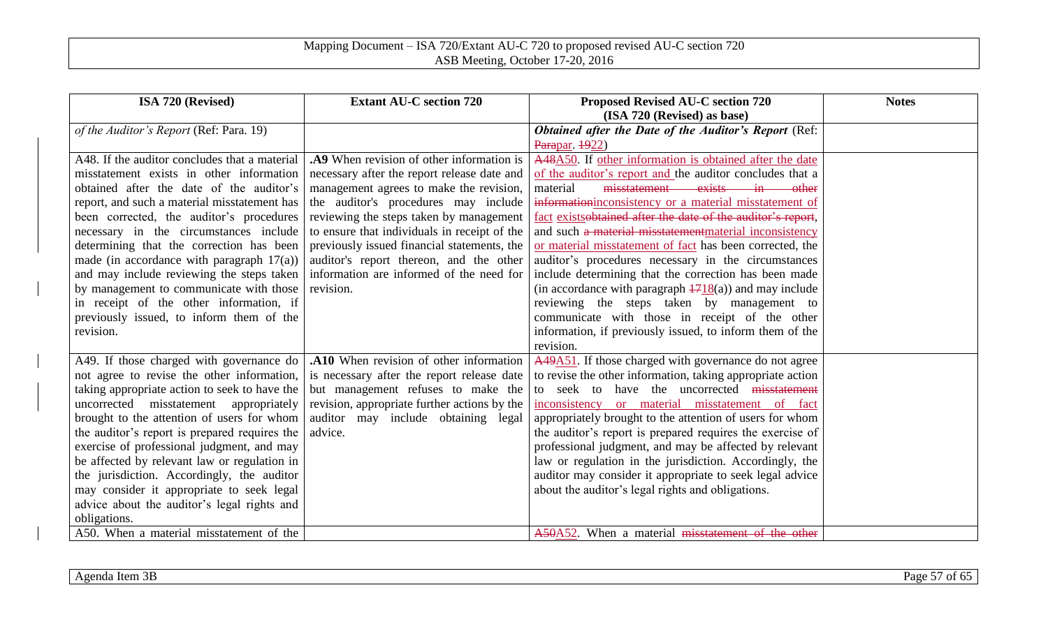| ISA 720 (Revised) | Extant AU-C section 720 | Proposed Revised AU-C section 720 (ISA 720 (Revised) as base) | Notes |
|---|---|---|---|
| *of the Auditor's Report* (Ref: Para. 19) | | ***Obtained after the Date of the Auditor's Report*** (Ref: ~~Para~~par. ~~19~~22) | |
| A48. If the auditor concludes that a material misstatement exists in other information obtained after the date of the auditor's report, and such a material misstatement has been corrected, the auditor's procedures necessary in the circumstances include determining that the correction has been made (in accordance with paragraph 17(a)) and may include reviewing the steps taken by management to communicate with those in receipt of the other information, if previously issued, to inform them of the revision. | **.A9** When revision of other information is necessary after the report release date and management agrees to make the revision, the auditor's procedures may include reviewing the steps taken by management to ensure that individuals in receipt of the previously issued financial statements, the auditor's report thereon, and the other information are informed of the need for revision. | ~~A48~~A50. If other information is obtained after the date of the auditor's report and the auditor concludes that a material ~~misstatement exists in other information~~inconsistency or a material misstatement of fact exists~~obtained after the date of the auditor's report~~, and such ~~a material misstatement~~material inconsistency or material misstatement of fact has been corrected, the auditor's procedures necessary in the circumstances include determining that the correction has been made (in accordance with paragraph ~~17~~18(a)) and may include reviewing the steps taken by management to communicate with those in receipt of the other information, if previously issued, to inform them of the revision. | |
| A49. If those charged with governance do not agree to revise the other information, taking appropriate action to seek to have the uncorrected misstatement appropriately brought to the attention of users for whom the auditor's report is prepared requires the exercise of professional judgment, and may be affected by relevant law or regulation in the jurisdiction. Accordingly, the auditor may consider it appropriate to seek legal advice about the auditor's legal rights and obligations. | **.A10** When revision of other information is necessary after the report release date but management refuses to make the revision, appropriate further actions by the auditor may include obtaining legal advice. | ~~A49~~A51. If those charged with governance do not agree to revise the other information, taking appropriate action to seek to have the uncorrected ~~misstatement~~ inconsistency or material misstatement of fact appropriately brought to the attention of users for whom the auditor's report is prepared requires the exercise of professional judgment, and may be affected by relevant law or regulation in the jurisdiction. Accordingly, the auditor may consider it appropriate to seek legal advice about the auditor's legal rights and obligations. | |
| A50. When a material misstatement of the | | ~~A50~~A52. When a material ~~misstatement of the other~~ | |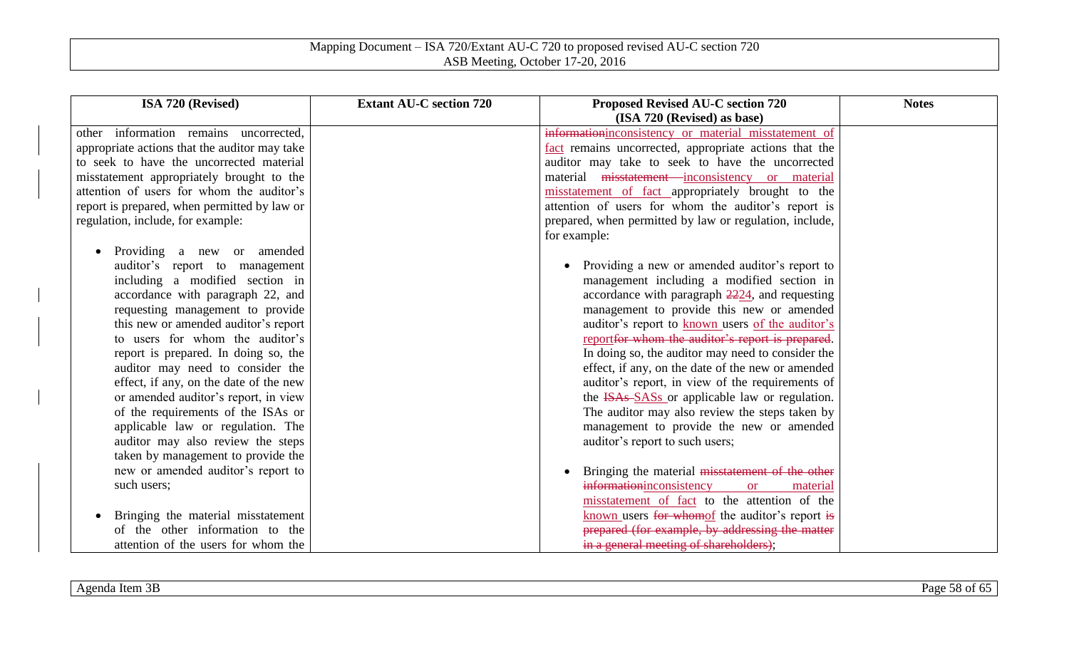| ISA 720 (Revised) | Extant AU-C section 720 | Proposed Revised AU-C section 720 (ISA 720 (Revised) as base) | Notes |
|---|---|---|---|
| other information remains uncorrected, appropriate actions that the auditor may take to seek to have the uncorrected material misstatement appropriately brought to the attention of users for whom the auditor's report is prepared, when permitted by law or regulation, include, for example:<br><br>• Providing a new or amended auditor's report to management including a modified section in accordance with paragraph 22, and requesting management to provide this new or amended auditor's report to users for whom the auditor's report is prepared. In doing so, the auditor may need to consider the effect, if any, on the date of the new or amended auditor's report, in view of the requirements of the ISAs or applicable law or regulation. The auditor may also review the steps taken by management to provide the new or amended auditor's report to such users;<br><br>• Bringing the material misstatement of the other information to the attention of the users for whom the | | ~~information~~inconsistency or material misstatement of fact remains uncorrected, appropriate actions that the auditor may take to seek to have the uncorrected material ~~misstatement~~ inconsistency or material misstatement of fact appropriately brought to the attention of users for whom the auditor's report is prepared, when permitted by law or regulation, include, for example:<br><br>• Providing a new or amended auditor's report to management including a modified section in accordance with paragraph ~~22~~24, and requesting management to provide this new or amended auditor's report to known users of the auditor's report~~for whom the auditor's report is prepared~~. In doing so, the auditor may need to consider the effect, if any, on the date of the new or amended auditor's report, in view of the requirements of the ~~ISAs~~ SASs or applicable law or regulation. The auditor may also review the steps taken by management to provide the new or amended auditor's report to such users;<br><br>• Bringing the material ~~misstatement of the other information~~inconsistency or material misstatement of fact to the attention of the known users ~~for whom~~of the auditor's report ~~is prepared (for example, by addressing the matter in a general meeting of shareholders)~~; | |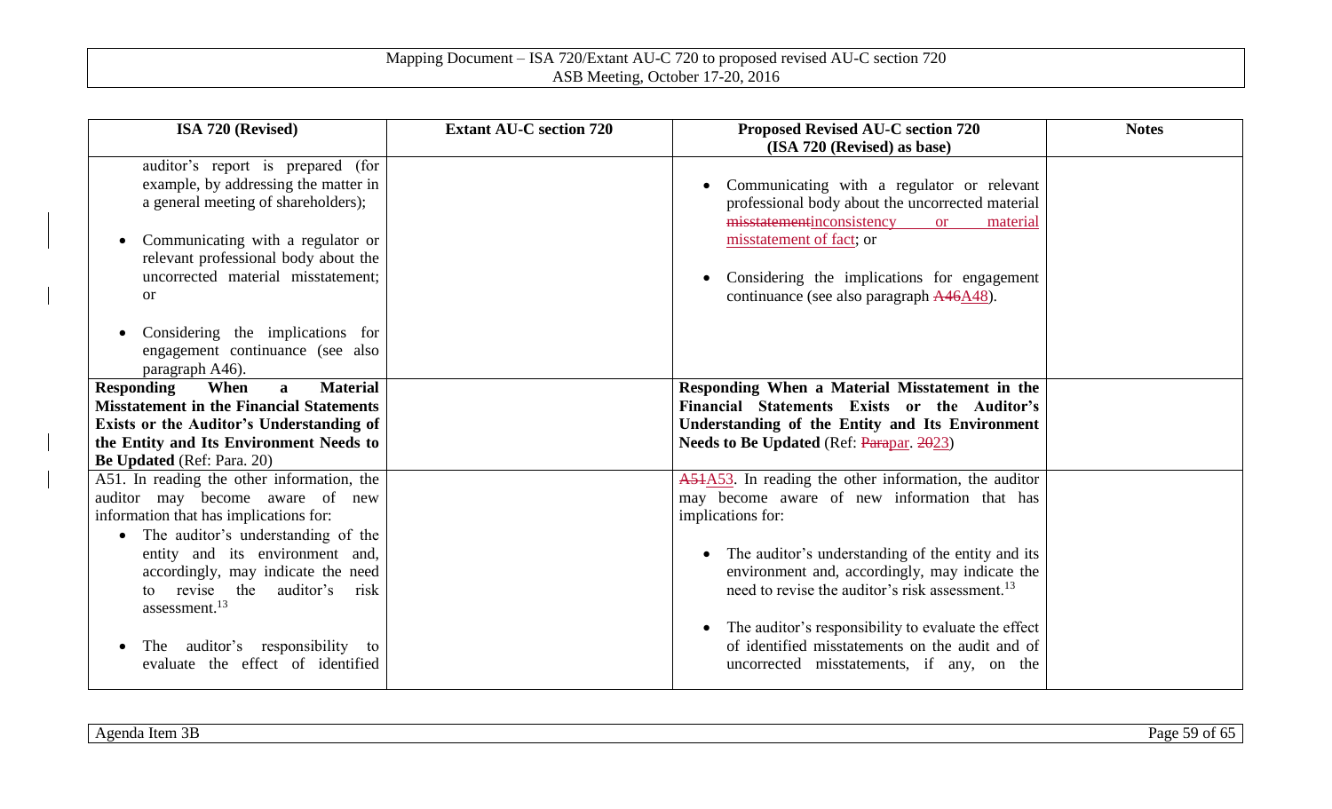| ISA 720 (Revised) | Extant AU-C section 720 | Proposed Revised AU-C section 720 (ISA 720 (Revised) as base) | Notes |
|---|---|---|---|
| auditor's report is prepared (for example, by addressing the matter in a general meeting of shareholders);<br><br>• Communicating with a regulator or relevant professional body about the uncorrected material misstatement; or<br><br>• Considering the implications for engagement continuance (see also paragraph A46). | | • Communicating with a regulator or relevant professional body about the uncorrected material ~~misstatement~~inconsistency or material misstatement of fact; or<br><br>• Considering the implications for engagement continuance (see also paragraph ~~A46~~A48). | |
| **Responding When a Material Misstatement in the Financial Statements Exists or the Auditor's Understanding of the Entity and Its Environment Needs to Be Updated** (Ref: Para. 20) | | **Responding When a Material Misstatement in the Financial Statements Exists or the Auditor's Understanding of the Entity and Its Environment Needs to Be Updated** (Ref: ~~Para~~par. ~~20~~23) | |
| A51. In reading the other information, the auditor may become aware of new information that has implications for:<br><br>• The auditor's understanding of the entity and its environment and, accordingly, may indicate the need to revise the auditor's risk assessment.[13]<br><br>• The auditor's responsibility to evaluate the effect of identified | | ~~A51~~A53. In reading the other information, the auditor may become aware of new information that has implications for:<br><br>• The auditor's understanding of the entity and its environment and, accordingly, may indicate the need to revise the auditor's risk assessment.[13]<br><br>• The auditor's responsibility to evaluate the effect of identified misstatements on the audit and of uncorrected misstatements, if any, on the | |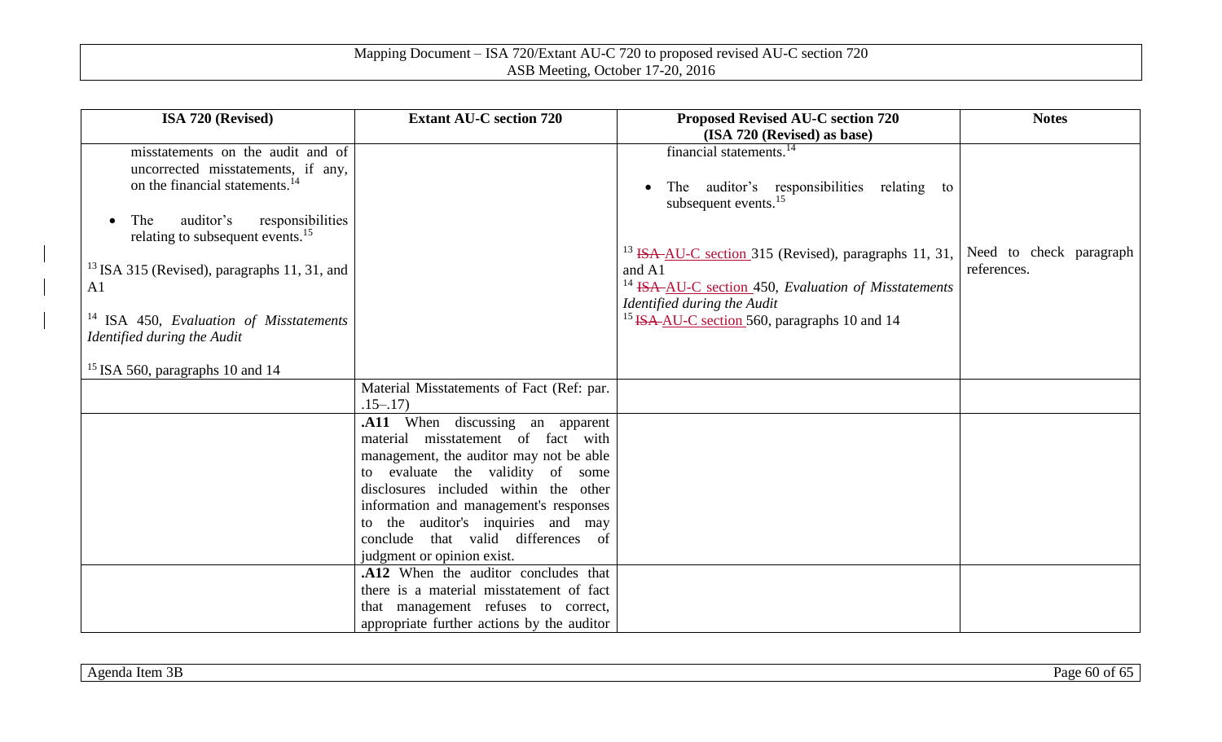| ISA 720 (Revised) | Extant AU-C section 720 | Proposed Revised AU-C section 720 (ISA 720 (Revised) as base) | Notes |
|---|---|---|---|
| misstatements on the audit and of uncorrected misstatements, if any, on the financial statements.[14]<br><br>• The auditor's responsibilities relating to subsequent events.[15]<br><br>[13] ISA 315 (Revised), paragraphs 11, 31, and A1<br><br>[14] ISA 450, *Evaluation of Misstatements Identified during the Audit*<br><br>[15] ISA 560, paragraphs 10 and 14 | | financial statements.[14]<br><br>• The auditor's responsibilities relating to subsequent events.[15]<br><br>[13] ~~ISA~~ AU-C section 315 (Revised), paragraphs 11, 31, and A1<br>[14] ~~ISA~~ AU-C section 450, *Evaluation of Misstatements Identified during the Audit*<br>[15] ~~ISA~~ AU-C section 560, paragraphs 10 and 14 | Need to check paragraph references. |
| | Material Misstatements of Fact (Ref: par. .15–.17) | | |
| | **.A11** When discussing an apparent material misstatement of fact with management, the auditor may not be able to evaluate the validity of some disclosures included within the other information and management's responses to the auditor's inquiries and may conclude that valid differences of judgment or opinion exist. | | |
| | **.A12** When the auditor concludes that there is a material misstatement of fact that management refuses to correct, appropriate further actions by the auditor | | |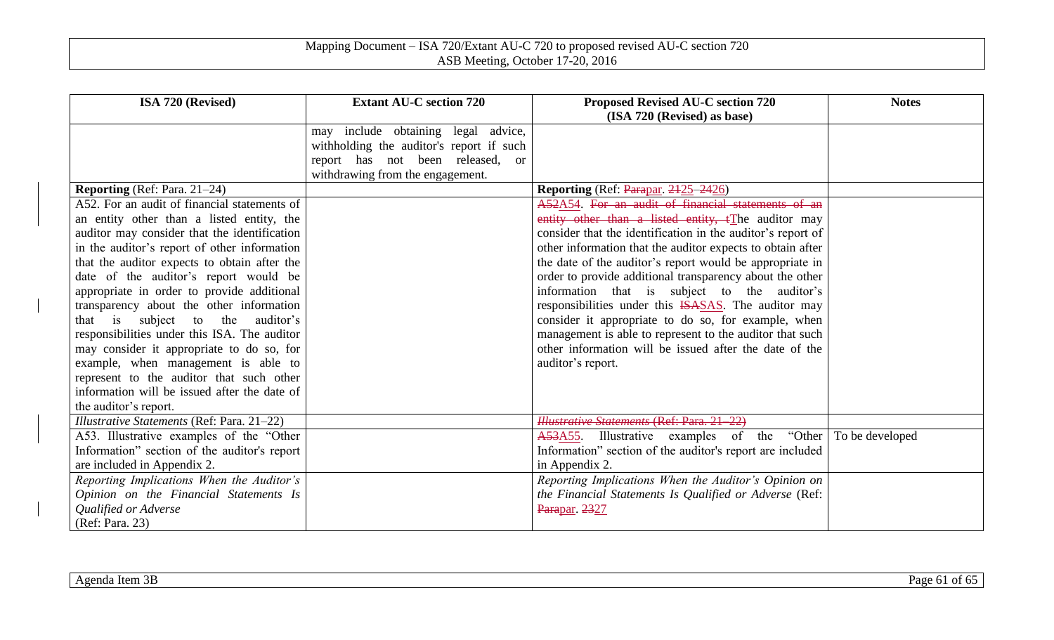| ISA 720 (Revised) | Extant AU-C section 720 | Proposed Revised AU-C section 720 (ISA 720 (Revised) as base) | Notes |
|---|---|---|---|
| | may include obtaining legal advice, withholding the auditor's report if such report has not been released, or withdrawing from the engagement. | | |
| **Reporting** (Ref: Para. 21–24) | | **Reporting** (Ref: ~~Para~~par. ~~21~~25–~~24~~26) | |
| A52. For an audit of financial statements of an entity other than a listed entity, the auditor may consider that the identification in the auditor's report of other information that the auditor expects to obtain after the date of the auditor's report would be appropriate in order to provide additional transparency about the other information that is subject to the auditor's responsibilities under this ISA. The auditor may consider it appropriate to do so, for example, when management is able to represent to the auditor that such other information will be issued after the date of the auditor's report. | | ~~A52~~A54. ~~For an audit of financial statements of an entity other than a listed entity, t~~The auditor may consider that the identification in the auditor's report of other information that the auditor expects to obtain after the date of the auditor's report would be appropriate in order to provide additional transparency about the other information that is subject to the auditor's responsibilities under this ~~ISA~~SAS. The auditor may consider it appropriate to do so, for example, when management is able to represent to the auditor that such other information will be issued after the date of the auditor's report. | |
| *Illustrative Statements* (Ref: Para. 21–22) | | ~~*Illustrative Statements* (Ref: Para. 21–22)~~ | |
| A53. Illustrative examples of the "Other Information" section of the auditor's report are included in Appendix 2. | | ~~A53~~A55. Illustrative examples of the "Other Information" section of the auditor's report are included in Appendix 2. | To be developed |
| *Reporting Implications When the Auditor's Opinion on the Financial Statements Is Qualified or Adverse* (Ref: Para. 23) | | *Reporting Implications When the Auditor's Opinion on the Financial Statements Is Qualified or Adverse* (Ref: ~~Para~~par. ~~23~~27 | |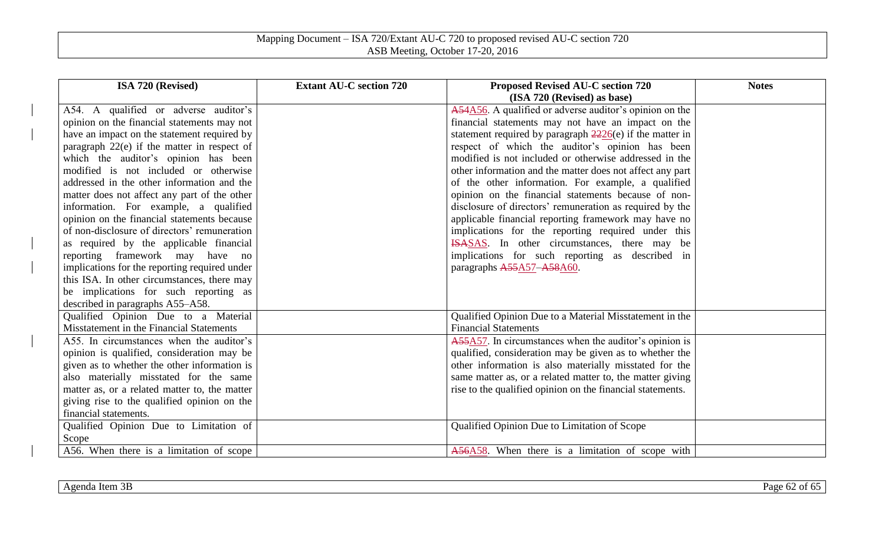| ISA 720 (Revised) | Extant AU-C section 720 | Proposed Revised AU-C section 720 (ISA 720 (Revised) as base) | Notes |
|---|---|---|---|
| A54. A qualified or adverse auditor's opinion on the financial statements may not have an impact on the statement required by paragraph 22(e) if the matter in respect of which the auditor's opinion has been modified is not included or otherwise addressed in the other information and the matter does not affect any part of the other information. For example, a qualified opinion on the financial statements because of non-disclosure of directors' remuneration as required by the applicable financial reporting framework may have no implications for the reporting required under this ISA. In other circumstances, there may be implications for such reporting as described in paragraphs A55–A58. | | ~~A54~~A56. A qualified or adverse auditor's opinion on the financial statements may not have an impact on the statement required by paragraph ~~22~~26(e) if the matter in respect of which the auditor's opinion has been modified is not included or otherwise addressed in the other information and the matter does not affect any part of the other information. For example, a qualified opinion on the financial statements because of non-disclosure of directors' remuneration as required by the applicable financial reporting framework may have no implications for the reporting required under this ~~ISA~~SAS. In other circumstances, there may be implications for such reporting as described in paragraphs ~~A55~~A57–~~A58~~A60. | |
| Qualified Opinion Due to a Material Misstatement in the Financial Statements | | Qualified Opinion Due to a Material Misstatement in the Financial Statements | |
| A55. In circumstances when the auditor's opinion is qualified, consideration may be given as to whether the other information is also materially misstated for the same matter as, or a related matter to, the matter giving rise to the qualified opinion on the financial statements. | | ~~A55~~A57. In circumstances when the auditor's opinion is qualified, consideration may be given as to whether the other information is also materially misstated for the same matter as, or a related matter to, the matter giving rise to the qualified opinion on the financial statements. | |
| Qualified Opinion Due to Limitation of Scope | | Qualified Opinion Due to Limitation of Scope | |
| A56. When there is a limitation of scope | | ~~A56~~A58. When there is a limitation of scope with | |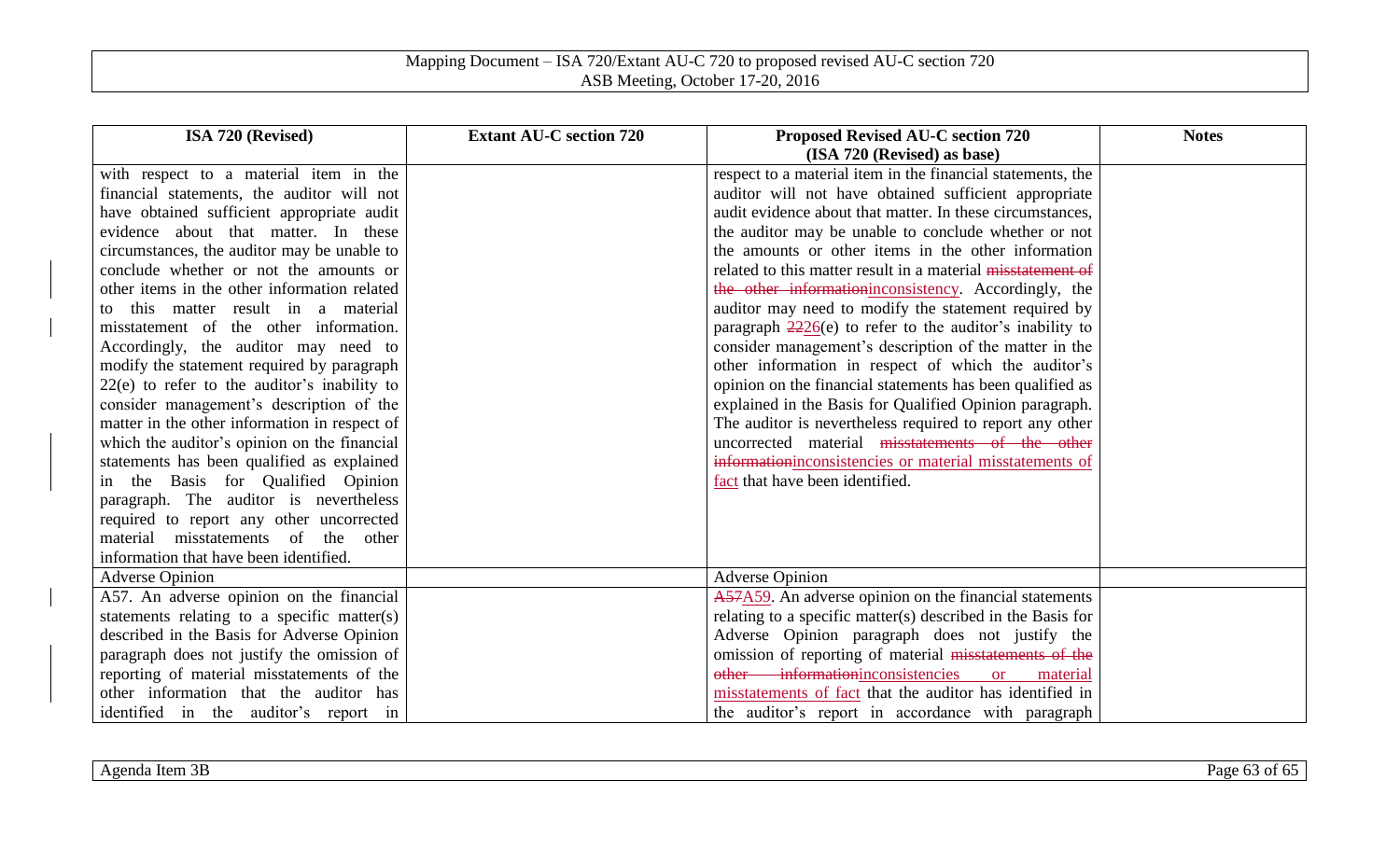| ISA 720 (Revised) | Extant AU-C section 720 | Proposed Revised AU-C section 720 (ISA 720 (Revised) as base) | Notes |
|---|---|---|---|
| with respect to a material item in the financial statements, the auditor will not have obtained sufficient appropriate audit evidence about that matter. In these circumstances, the auditor may be unable to conclude whether or not the amounts or other items in the other information related to this matter result in a material misstatement of the other information. Accordingly, the auditor may need to modify the statement required by paragraph 22(e) to refer to the auditor's inability to consider management's description of the matter in the other information in respect of which the auditor's opinion on the financial statements has been qualified as explained in the Basis for Qualified Opinion paragraph. The auditor is nevertheless required to report any other uncorrected material misstatements of the other information that have been identified. | | respect to a material item in the financial statements, the auditor will not have obtained sufficient appropriate audit evidence about that matter. In these circumstances, the auditor may be unable to conclude whether or not the amounts or other items in the other information related to this matter result in a material ~~misstatement of the other information~~inconsistency. Accordingly, the auditor may need to modify the statement required by paragraph ~~22~~26(e) to refer to the auditor's inability to consider management's description of the matter in the other information in respect of which the auditor's opinion on the financial statements has been qualified as explained in the Basis for Qualified Opinion paragraph. The auditor is nevertheless required to report any other uncorrected material ~~misstatements of the other information~~inconsistencies or material misstatements of fact that have been identified. | |
| Adverse Opinion | | Adverse Opinion | |
| A57. An adverse opinion on the financial statements relating to a specific matter(s) described in the Basis for Adverse Opinion paragraph does not justify the omission of reporting of material misstatements of the other information that the auditor has identified in the auditor's report in | | ~~A57~~A59. An adverse opinion on the financial statements relating to a specific matter(s) described in the Basis for Adverse Opinion paragraph does not justify the omission of reporting of material ~~misstatements of the other information~~inconsistencies or material misstatements of fact that the auditor has identified in the auditor's report in accordance with paragraph | |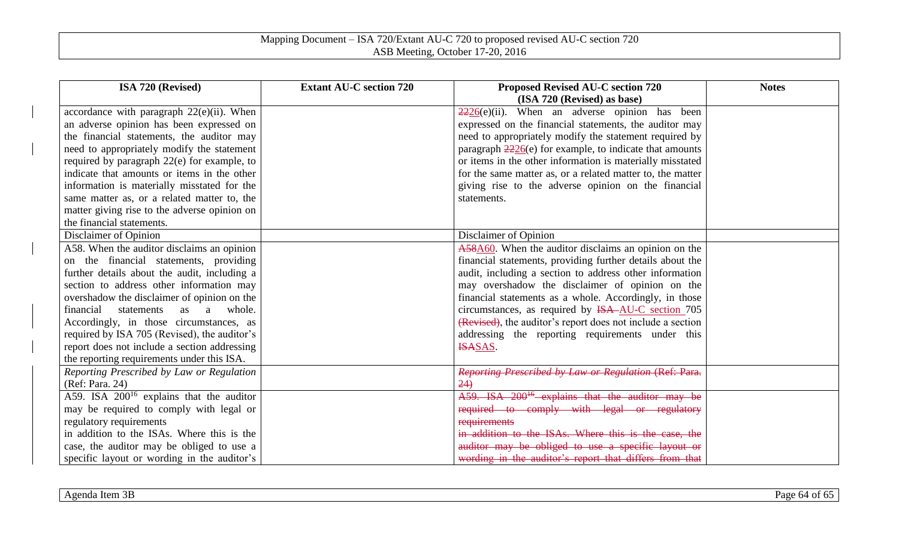| ISA 720 (Revised) | Extant AU-C section 720 | Proposed Revised AU-C section 720 (ISA 720 (Revised) as base) | Notes |
|---|---|---|---|
| accordance with paragraph 22(e)(ii). When an adverse opinion has been expressed on the financial statements, the auditor may need to appropriately modify the statement required by paragraph 22(e) for example, to indicate that amounts or items in the other information is materially misstated for the same matter as, or a related matter to, the matter giving rise to the adverse opinion on the financial statements. | | ~~22~~26(e)(ii). When an adverse opinion has been expressed on the financial statements, the auditor may need to appropriately modify the statement required by paragraph ~~22~~26(e) for example, to indicate that amounts or items in the other information is materially misstated for the same matter as, or a related matter to, the matter giving rise to the adverse opinion on the financial statements. | |
| Disclaimer of Opinion | | Disclaimer of Opinion | |
| A58. When the auditor disclaims an opinion on the financial statements, providing further details about the audit, including a section to address other information may overshadow the disclaimer of opinion on the financial statements as a whole. Accordingly, in those circumstances, as required by ISA 705 (Revised), the auditor's report does not include a section addressing the reporting requirements under this ISA. | | ~~A58~~A60. When the auditor disclaims an opinion on the financial statements, providing further details about the audit, including a section to address other information may overshadow the disclaimer of opinion on the financial statements as a whole. Accordingly, in those circumstances, as required by ~~ISA~~ AU-C section 705 ~~(Revised)~~, the auditor's report does not include a section addressing the reporting requirements under this ~~ISA~~SAS. | |
| *Reporting Prescribed by Law or Regulation* (Ref: Para. 24) | | ~~*Reporting Prescribed by Law or Regulation* (Ref: Para. 24)~~ | |
| A59. ISA 200[16] explains that the auditor may be required to comply with legal or regulatory requirements in addition to the ISAs. Where this is the case, the auditor may be obliged to use a specific layout or wording in the auditor's | | ~~A59. ISA 200[16] explains that the auditor may be required to comply with legal or regulatory requirements in addition to the ISAs. Where this is the case, the auditor may be obliged to use a specific layout or wording in the auditor's report that differs from that~~ | |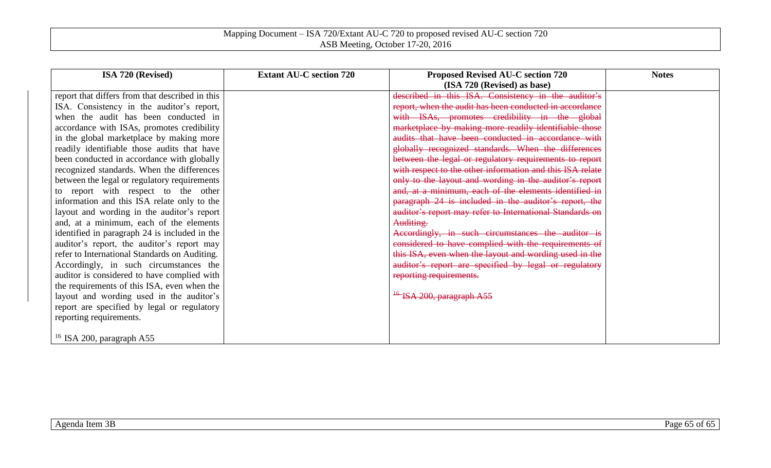| ISA 720 (Revised) | Extant AU-C section 720 | Proposed Revised AU-C section 720 (ISA 720 (Revised) as base) | Notes |
|---|---|---|---|
| report that differs from that described in this ISA. Consistency in the auditor's report, when the audit has been conducted in accordance with ISAs, promotes credibility in the global marketplace by making more readily identifiable those audits that have been conducted in accordance with globally recognized standards. When the differences between the legal or regulatory requirements to report with respect to the other information and this ISA relate only to the layout and wording in the auditor's report and, at a minimum, each of the elements identified in paragraph 24 is included in the auditor's report, the auditor's report may refer to International Standards on Auditing. Accordingly, in such circumstances the auditor is considered to have complied with the requirements of this ISA, even when the layout and wording used in the auditor's report are specified by legal or regulatory reporting requirements.<br><br>[16] ISA 200, paragraph A55 | | ~~described in this ISA. Consistency in the auditor's report, when the audit has been conducted in accordance with ISAs, promotes credibility in the global marketplace by making more readily identifiable those audits that have been conducted in accordance with globally recognized standards. When the differences between the legal or regulatory requirements to report with respect to the other information and this ISA relate only to the layout and wording in the auditor's report and, at a minimum, each of the elements identified in paragraph 24 is included in the auditor's report, the auditor's report may refer to International Standards on Auditing.~~<br>~~Accordingly, in such circumstances the auditor is considered to have complied with the requirements of this ISA, even when the layout and wording used in the auditor's report are specified by legal or regulatory reporting requirements.~~<br><br>~~[16] ISA 200, paragraph A55~~ | |